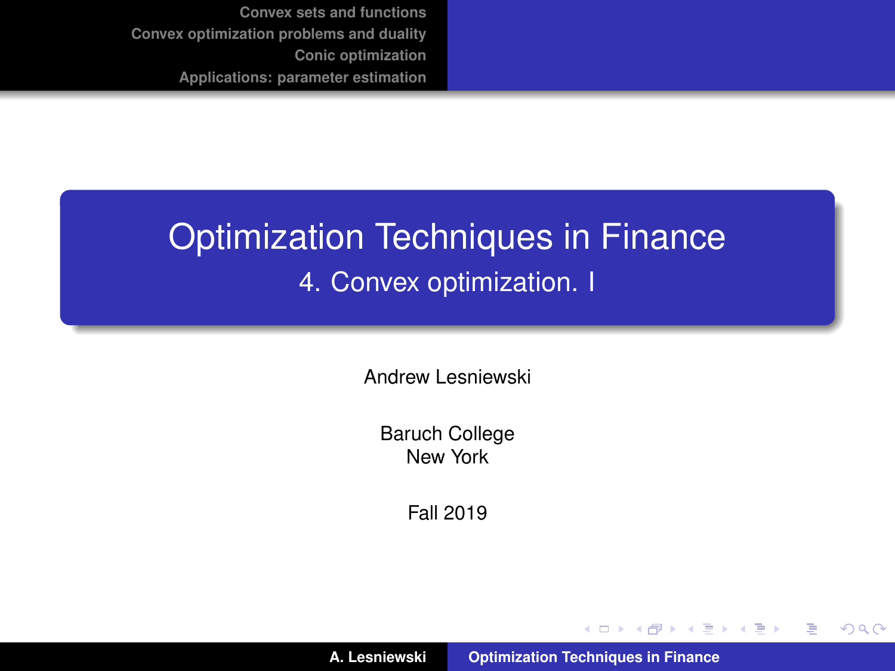# Optimization Techniques in Finance

## 4. Convex optimization. I

Andrew Lesniewski

Baruch College
New York

Fall 2019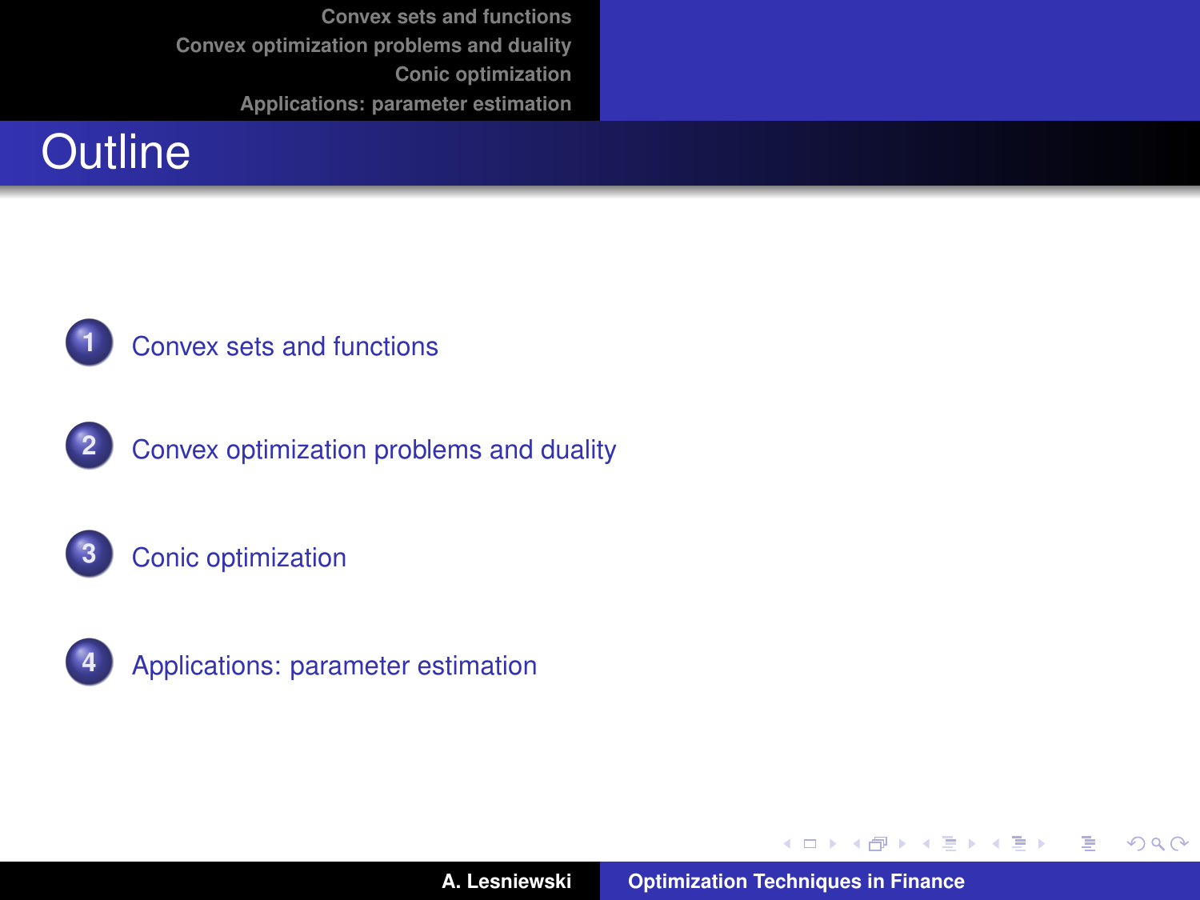# Outline

1. Convex sets and functions
2. Convex optimization problems and duality
3. Conic optimization
4. Applications: parameter estimation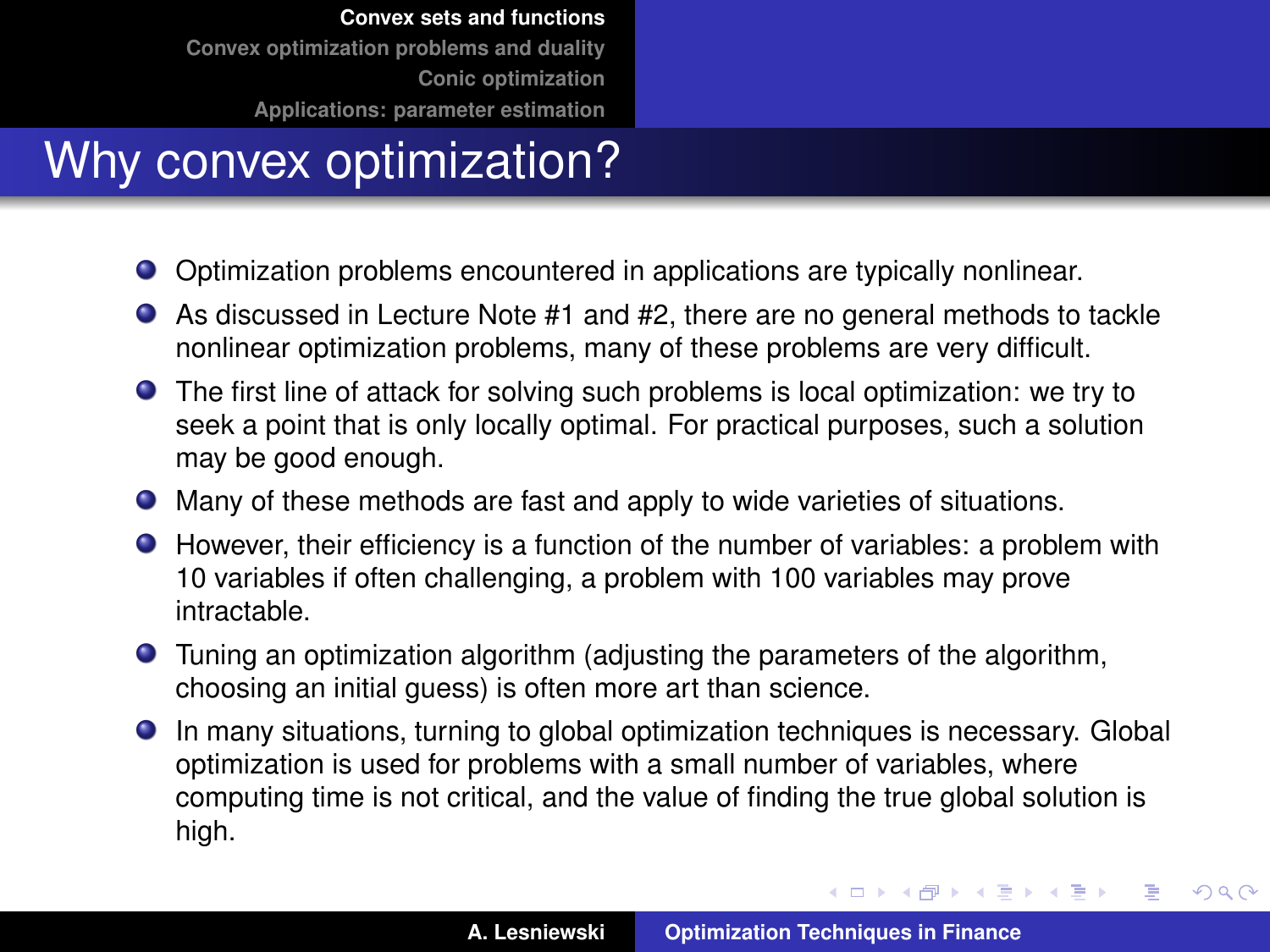# Why convex optimization?

- Optimization problems encountered in applications are typically nonlinear.
- As discussed in Lecture Note #1 and #2, there are no general methods to tackle nonlinear optimization problems, many of these problems are very difficult.
- The first line of attack for solving such problems is local optimization: we try to seek a point that is only locally optimal. For practical purposes, such a solution may be good enough.
- Many of these methods are fast and apply to wide varieties of situations.
- However, their efficiency is a function of the number of variables: a problem with 10 variables if often challenging, a problem with 100 variables may prove intractable.
- Tuning an optimization algorithm (adjusting the parameters of the algorithm, choosing an initial guess) is often more art than science.
- In many situations, turning to global optimization techniques is necessary. Global optimization is used for problems with a small number of variables, where computing time is not critical, and the value of finding the true global solution is high.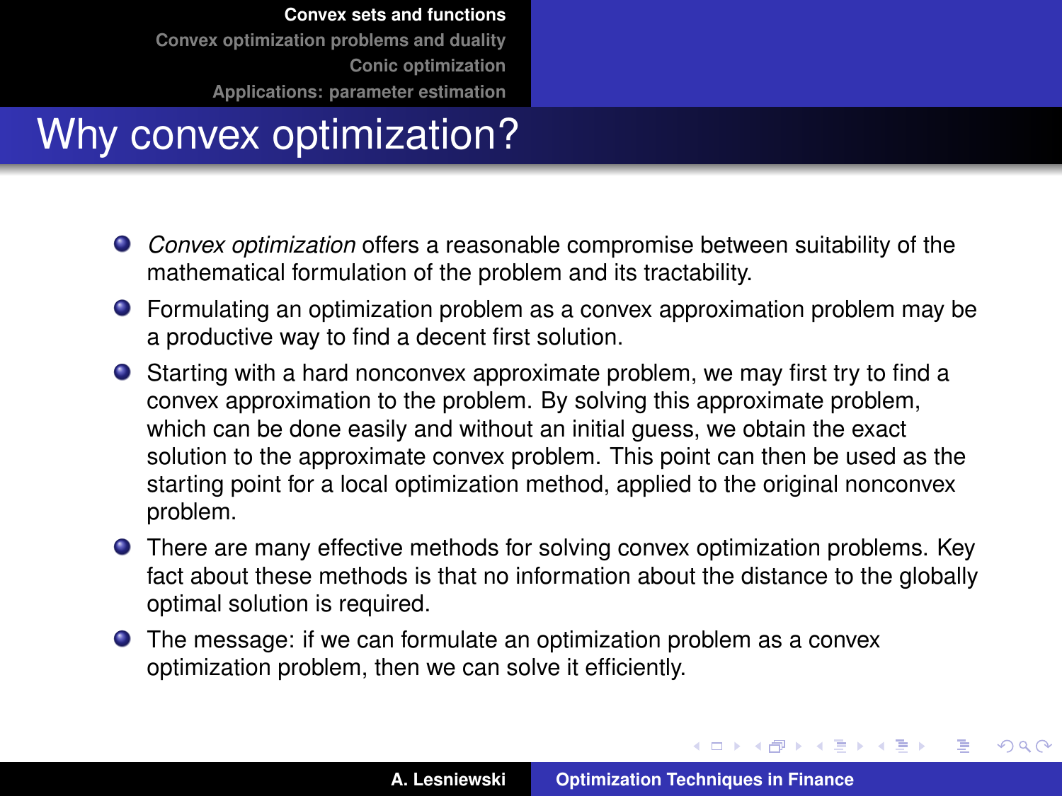# Why convex optimization?

- *Convex optimization* offers a reasonable compromise between suitability of the mathematical formulation of the problem and its tractability.
- Formulating an optimization problem as a convex approximation problem may be a productive way to find a decent first solution.
- Starting with a hard nonconvex approximate problem, we may first try to find a convex approximation to the problem. By solving this approximate problem, which can be done easily and without an initial guess, we obtain the exact solution to the approximate convex problem. This point can then be used as the starting point for a local optimization method, applied to the original nonconvex problem.
- There are many effective methods for solving convex optimization problems. Key fact about these methods is that no information about the distance to the globally optimal solution is required.
- The message: if we can formulate an optimization problem as a convex optimization problem, then we can solve it efficiently.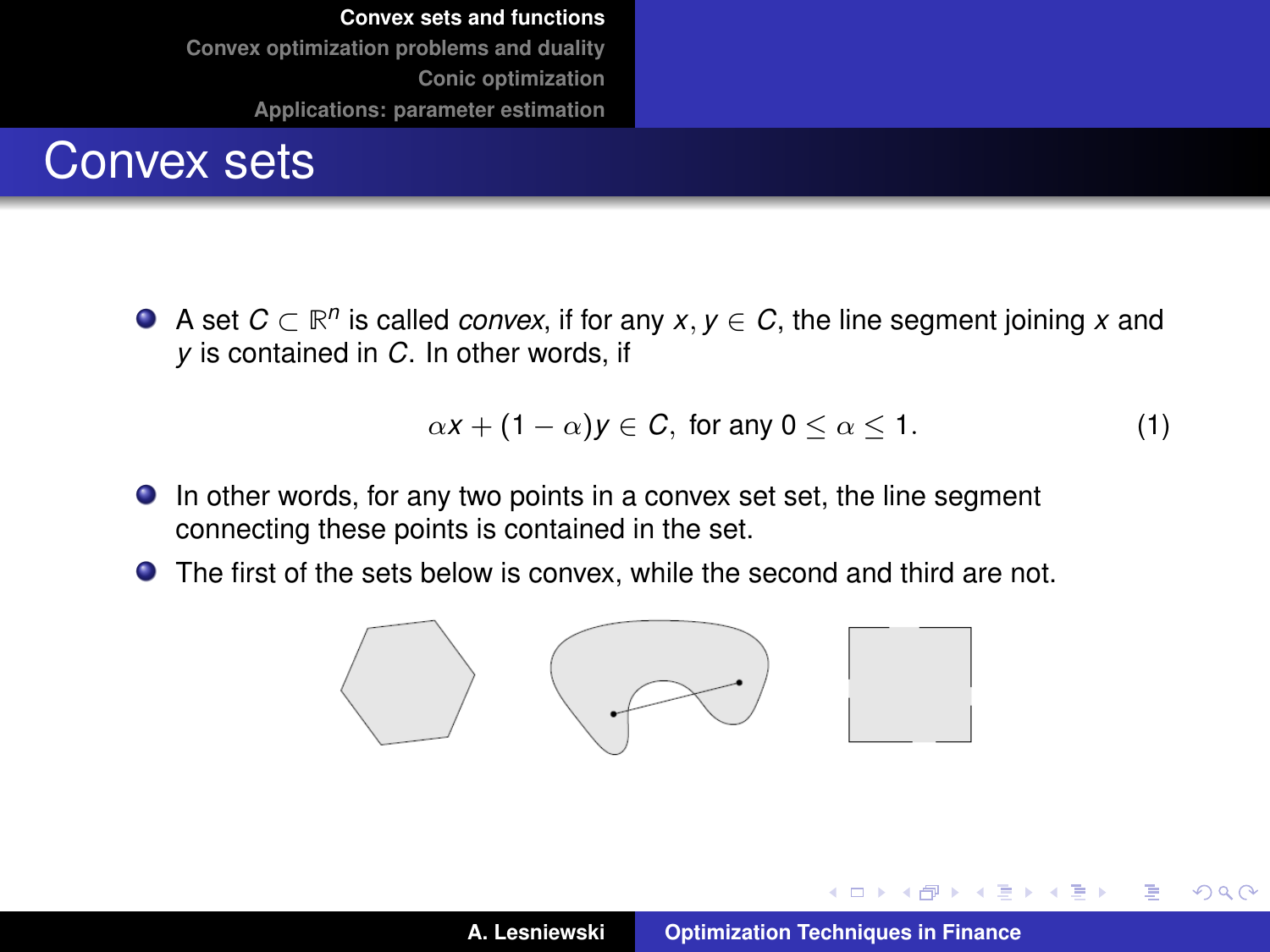# Convex sets

- A set $C \subset \mathbb{R}^n$ is called *convex*, if for any $x, y \in C$, the line segment joining $x$ and $y$ is contained in $C$. In other words, if

$$\alpha x + (1 - \alpha) y \in C, \text{ for any } 0 \leq \alpha \leq 1. \quad (1)$$

- In other words, for any two points in a convex set set, the line segment connecting these points is contained in the set.
- The first of the sets below is convex, while the second and third are not.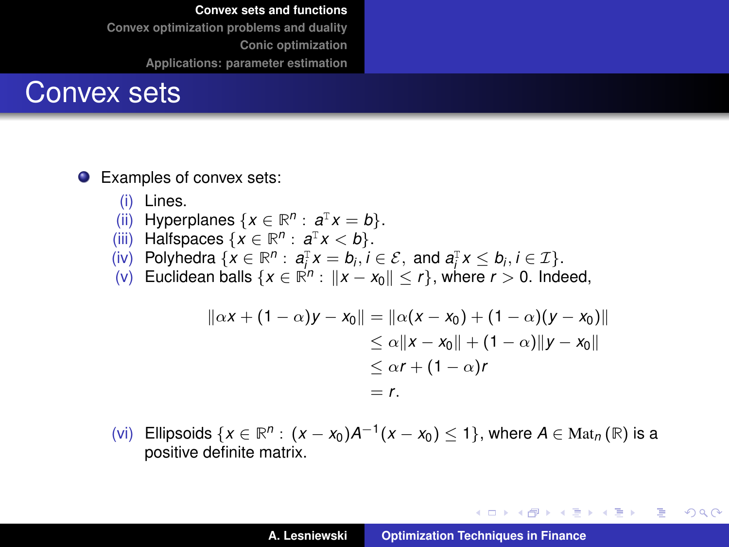# Convex sets

- Examples of convex sets:
  1. (i) Lines.
  2. (ii) Hyperplanes $\{x \in \mathbb{R}^n : a^{\mathrm{T}} x = b\}$.
  3. (iii) Halfspaces $\{x \in \mathbb{R}^n : a^{\mathrm{T}} x < b\}$.
  4. (iv) Polyhedra $\{x \in \mathbb{R}^n : a_i^{\mathrm{T}} x = b_i, i \in \mathcal{E},$ and $a_i^{\mathrm{T}} x \leq b_i, i \in \mathcal{I}\}$.
  5. (v) Euclidean balls $\{x \in \mathbb{R}^n : \|x - x_0\| \leq r\}$, where $r > 0$. Indeed,

$$
\begin{aligned}
\|\alpha x + (1-\alpha) y - x_0\| &= \|\alpha (x - x_0) + (1-\alpha)(y - x_0)\| \\
&\leq \alpha \|x - x_0\| + (1-\alpha)\|y - x_0\| \\
&\leq \alpha r + (1-\alpha) r \\
&= r.
\end{aligned}
$$

  6. (vi) Ellipsoids $\{x \in \mathbb{R}^n : (x - x_0) A^{-1} (x - x_0) \leq 1\}$, where $A \in \mathrm{Mat}_n(\mathbb{R})$ is a positive definite matrix.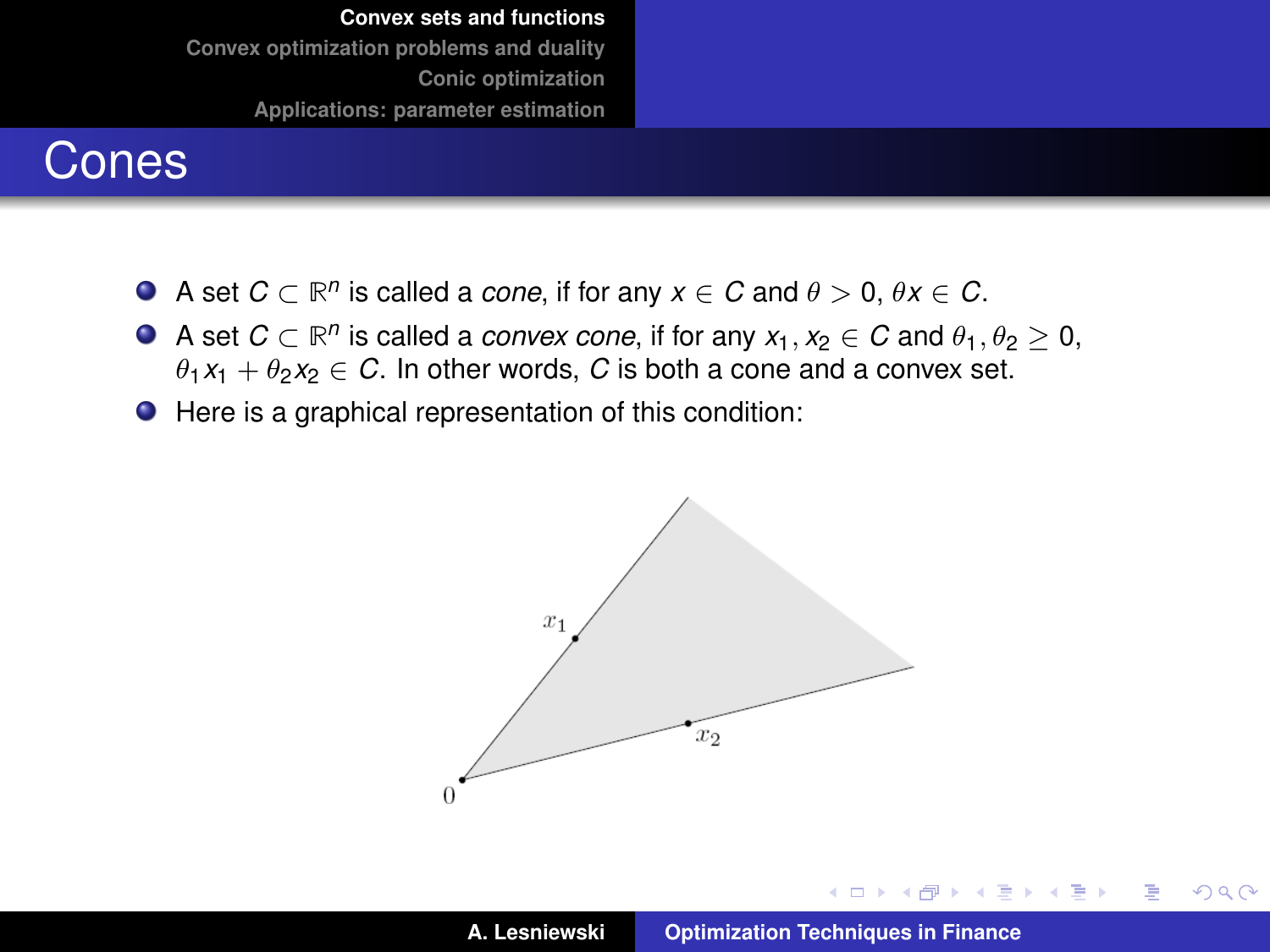# Cones

- A set $C \subset \mathbb{R}^n$ is called a *cone*, if for any $x \in C$ and $\theta > 0$, $\theta x \in C$.
- A set $C \subset \mathbb{R}^n$ is called a *convex cone*, if for any $x_1, x_2 \in C$ and $\theta_1, \theta_2 \geq 0$, $\theta_1 x_1 + \theta_2 x_2 \in C$. In other words, $C$ is both a cone and a convex set.
- Here is a graphical representation of this condition: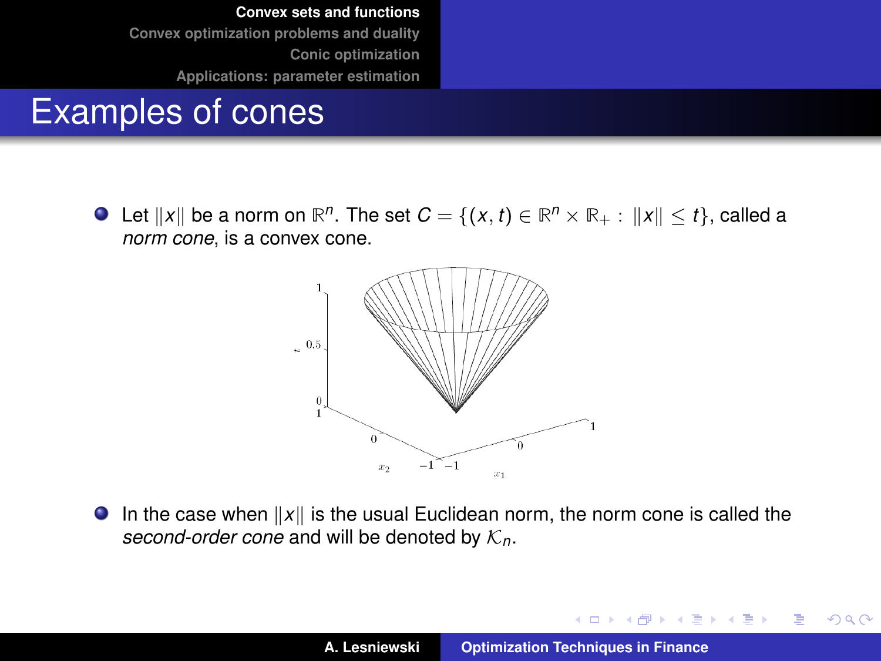# Examples of cones

- Let $\|x\|$ be a norm on $\mathbb{R}^n$. The set $C = \{(x,t) \in \mathbb{R}^n \times \mathbb{R}_+ : \|x\| \leq t\}$, called a *norm cone*, is a convex cone.

- In the case when $\|x\|$ is the usual Euclidean norm, the norm cone is called the *second-order cone* and will be denoted by $\mathcal{K}_n$.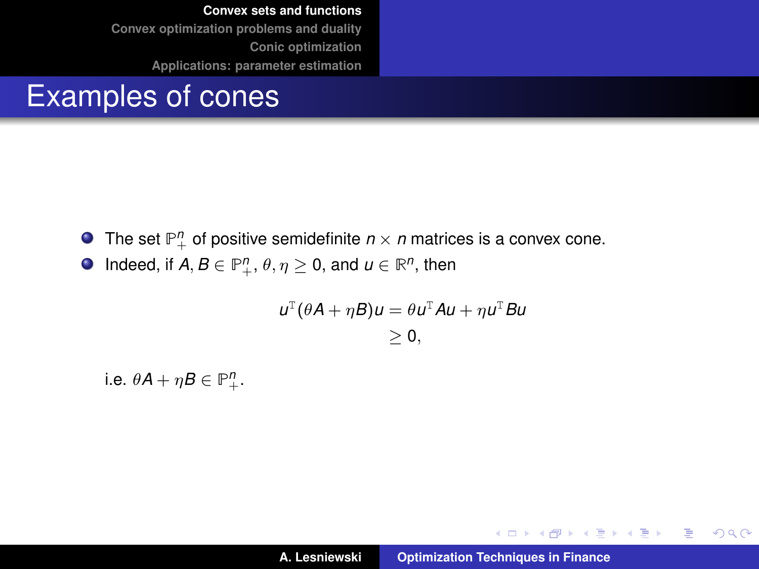# Examples of cones

- The set $\mathbb{P}_+^n$ of positive semidefinite $n \times n$ matrices is a convex cone.
- Indeed, if $A, B \in \mathbb{P}_+^n$, $\theta, \eta \geq 0$, and $u \in \mathbb{R}^n$, then

$$
\begin{aligned}
u^{\mathrm{T}}(\theta A + \eta B)u &= \theta u^{\mathrm{T}} A u + \eta u^{\mathrm{T}} B u \\
&\geq 0,
\end{aligned}
$$

  i.e. $\theta A + \eta B \in \mathbb{P}_+^n$.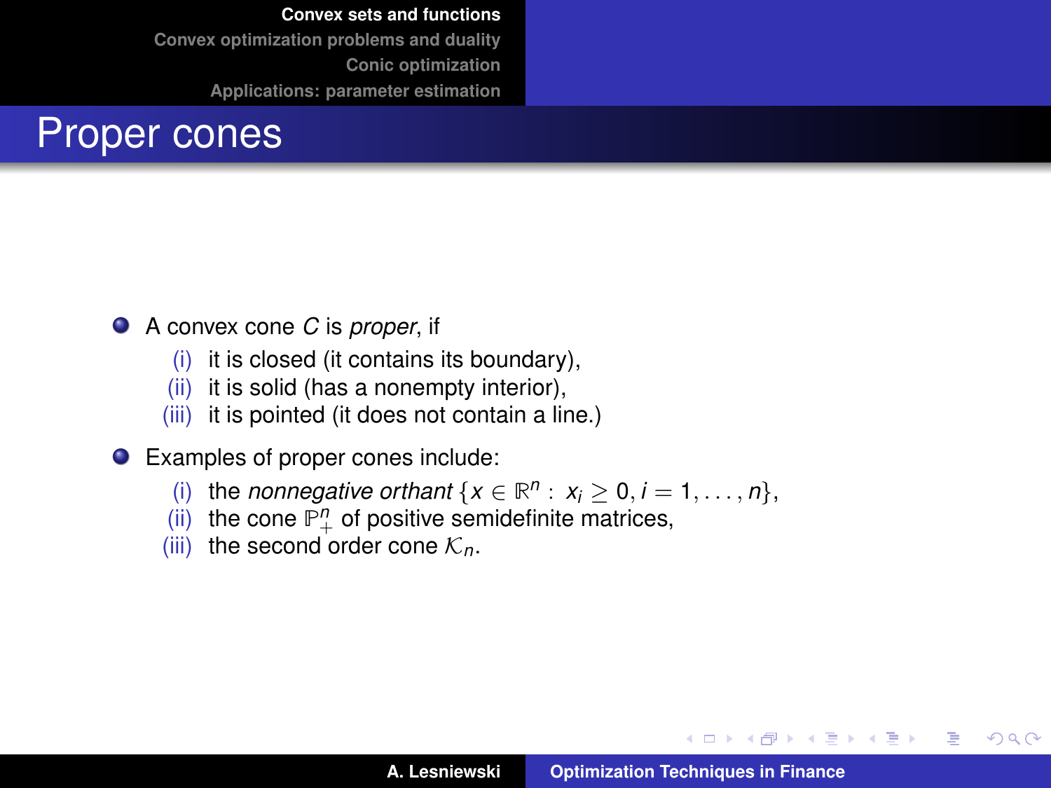# Proper cones

- A convex cone $C$ is *proper*, if
  - (i) it is closed (it contains its boundary),
  - (ii) it is solid (has a nonempty interior),
  - (iii) it is pointed (it does not contain a line.)
- Examples of proper cones include:
  - (i) the *nonnegative orthant* $\{x \in \mathbb{R}^n : x_i \geq 0, i = 1, \ldots, n\}$,
  - (ii) the cone $\mathbb{P}_+^n$ of positive semidefinite matrices,
  - (iii) the second order cone $\mathcal{K}_n$.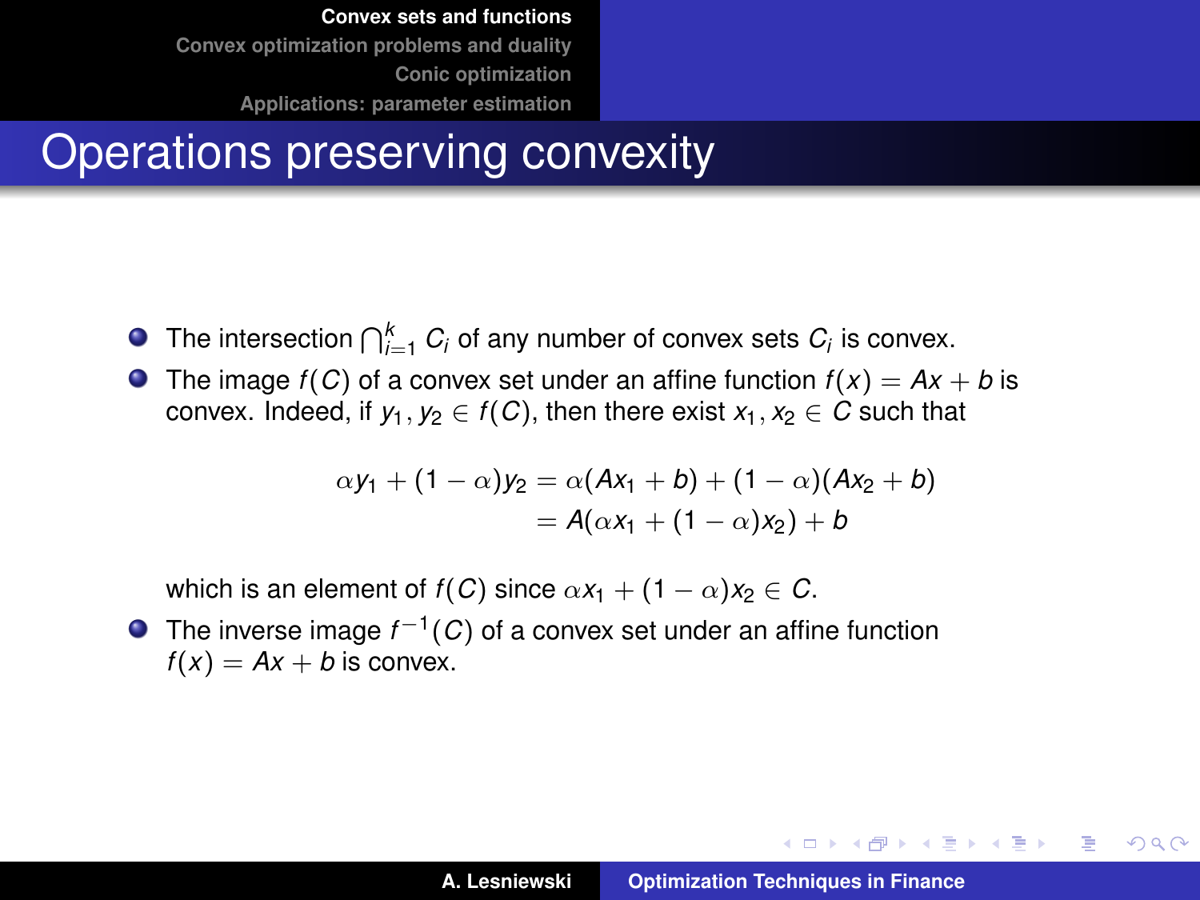# Operations preserving convexity

- The intersection $\bigcap_{i=1}^{k} C_i$ of any number of convex sets $C_i$ is convex.
- The image $f(C)$ of a convex set under an affine function $f(x) = Ax + b$ is convex. Indeed, if $y_1, y_2 \in f(C)$, then there exist $x_1, x_2 \in C$ such that

$$
\begin{aligned}
\alpha y_1 + (1-\alpha) y_2 &= \alpha(Ax_1 + b) + (1-\alpha)(Ax_2 + b) \\
&= A(\alpha x_1 + (1-\alpha)x_2) + b
\end{aligned}
$$

  which is an element of $f(C)$ since $\alpha x_1 + (1-\alpha)x_2 \in C$.
- The inverse image $f^{-1}(C)$ of a convex set under an affine function $f(x) = Ax + b$ is convex.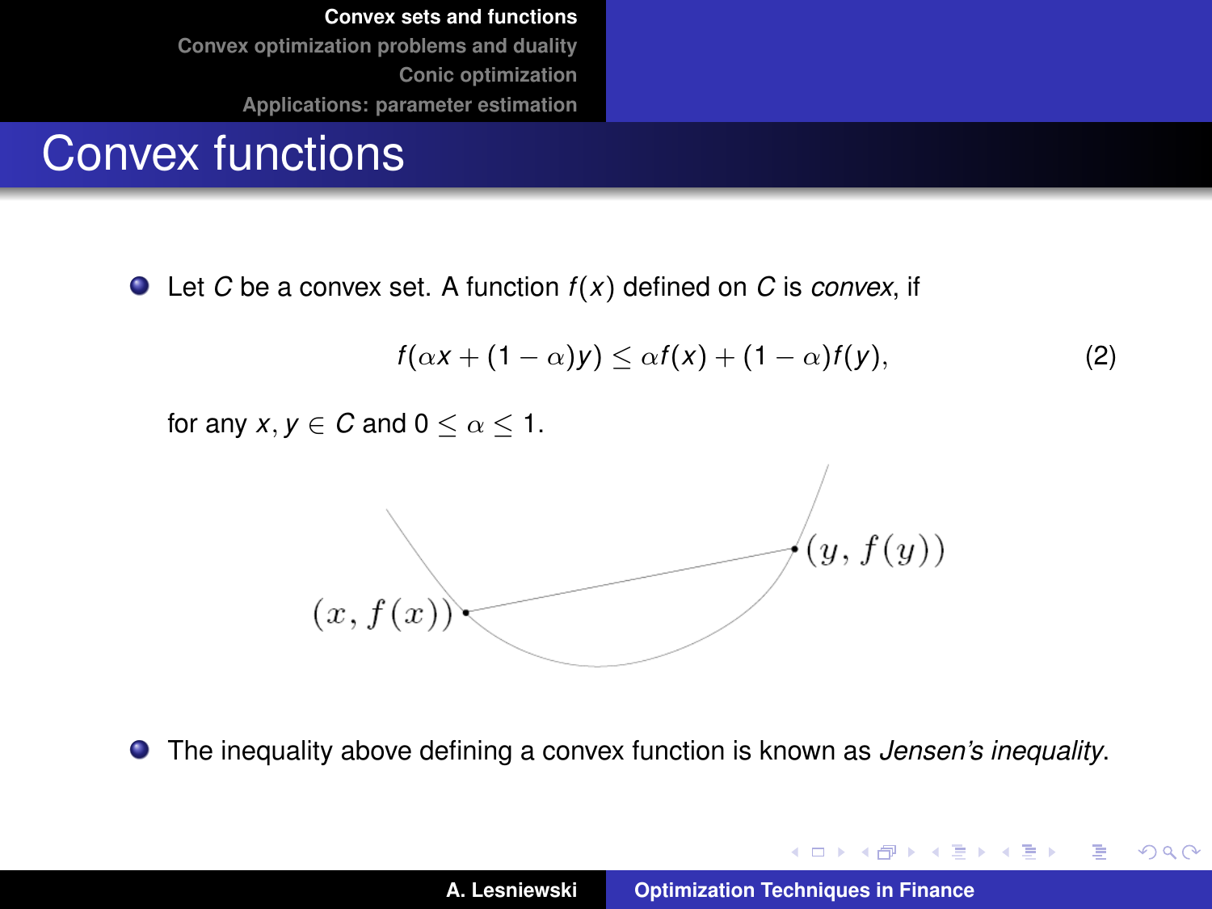# Convex functions

- Let $C$ be a convex set. A function $f(x)$ defined on $C$ is *convex*, if

$$f(\alpha x + (1-\alpha)y) \leq \alpha f(x) + (1-\alpha)f(y), \tag{2}$$

for any $x, y \in C$ and $0 \leq \alpha \leq 1$.

- The inequality above defining a convex function is known as *Jensen's inequality*.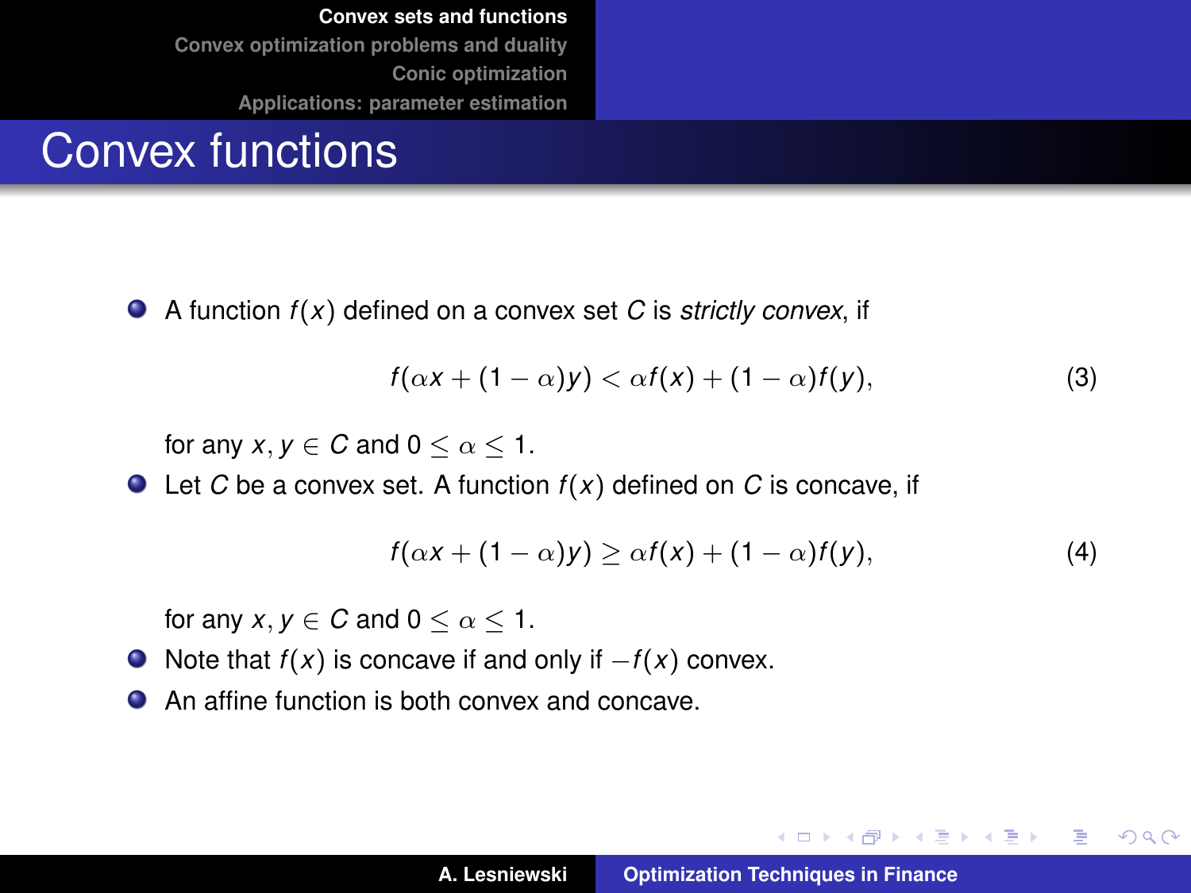# Convex functions

- A function $f(x)$ defined on a convex set $C$ is *strictly convex*, if

$$f(\alpha x + (1 - \alpha)y) < \alpha f(x) + (1 - \alpha)f(y), \tag{3}$$

for any $x, y \in C$ and $0 \leq \alpha \leq 1$.

- Let $C$ be a convex set. A function $f(x)$ defined on $C$ is concave, if

$$f(\alpha x + (1 - \alpha)y) \geq \alpha f(x) + (1 - \alpha)f(y), \tag{4}$$

for any $x, y \in C$ and $0 \leq \alpha \leq 1$.

- Note that $f(x)$ is concave if and only if $-f(x)$ convex.
- An affine function is both convex and concave.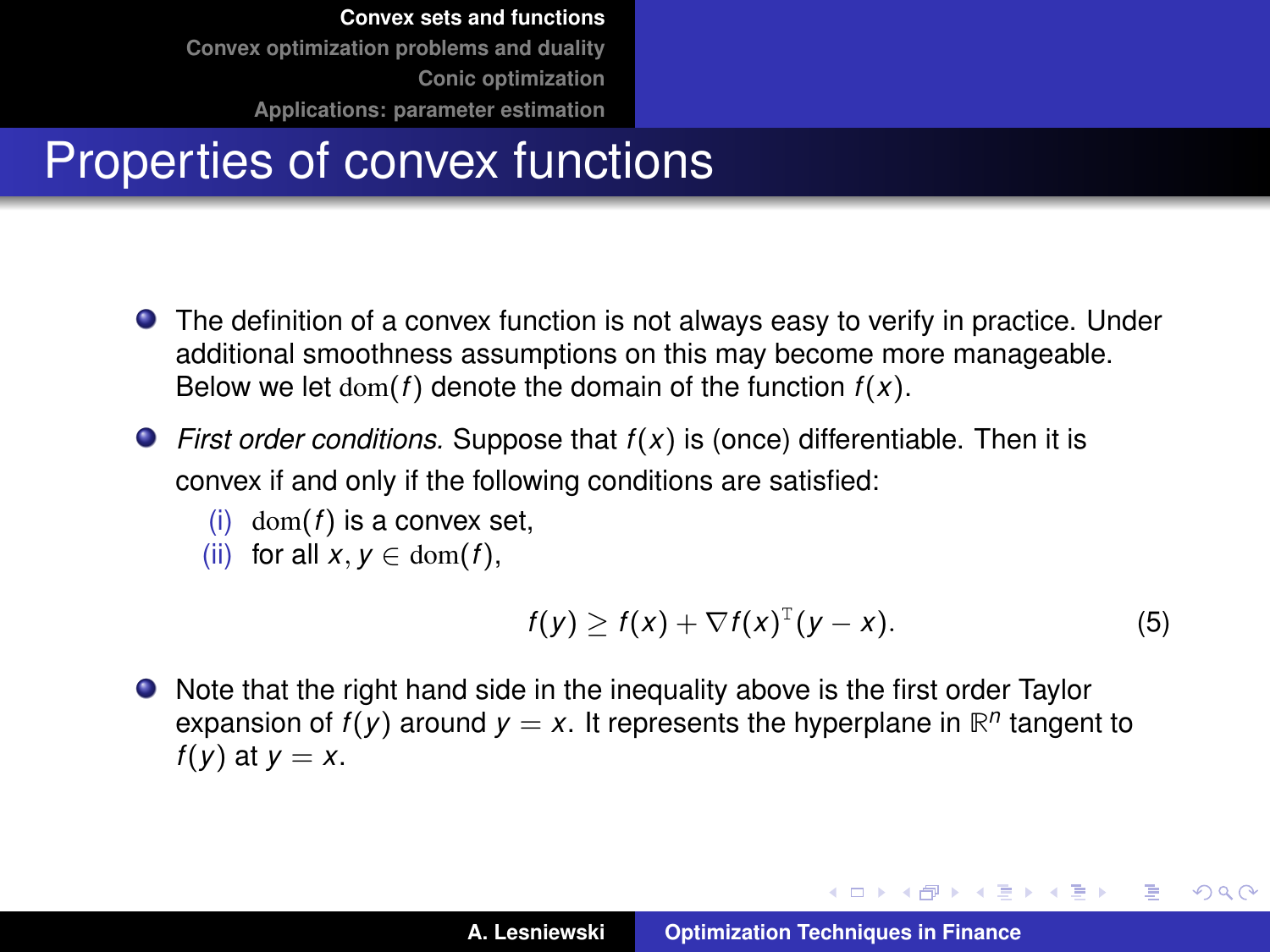# Properties of convex functions

- The definition of a convex function is not always easy to verify in practice. Under additional smoothness assumptions on this may become more manageable. Below we let $\operatorname{dom}(f)$ denote the domain of the function $f(x)$.
- *First order conditions.* Suppose that $f(x)$ is (once) differentiable. Then it is convex if and only if the following conditions are satisfied:
  - (i) $\operatorname{dom}(f)$ is a convex set,
  - (ii) for all $x, y \in \operatorname{dom}(f)$,

$$f(y) \geq f(x) + \nabla f(x)^{\mathrm{T}}(y - x). \tag{5}$$

- Note that the right hand side in the inequality above is the first order Taylor expansion of $f(y)$ around $y = x$. It represents the hyperplane in $\mathbb{R}^n$ tangent to $f(y)$ at $y = x$.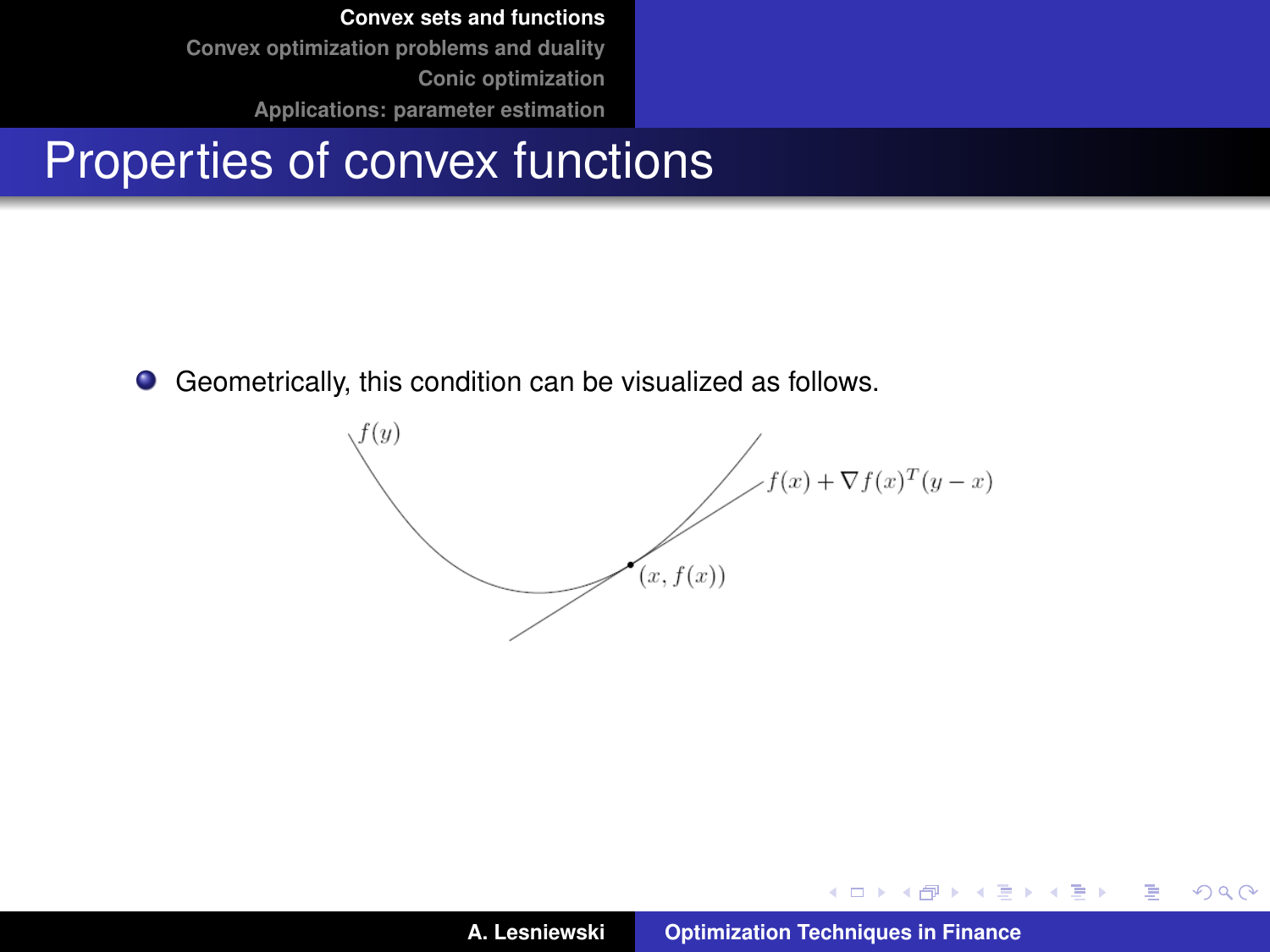# Properties of convex functions

- Geometrically, this condition can be visualized as follows.

$f(y)$

$f(x) + \nabla f(x)^T(y - x)$

$(x, f(x))$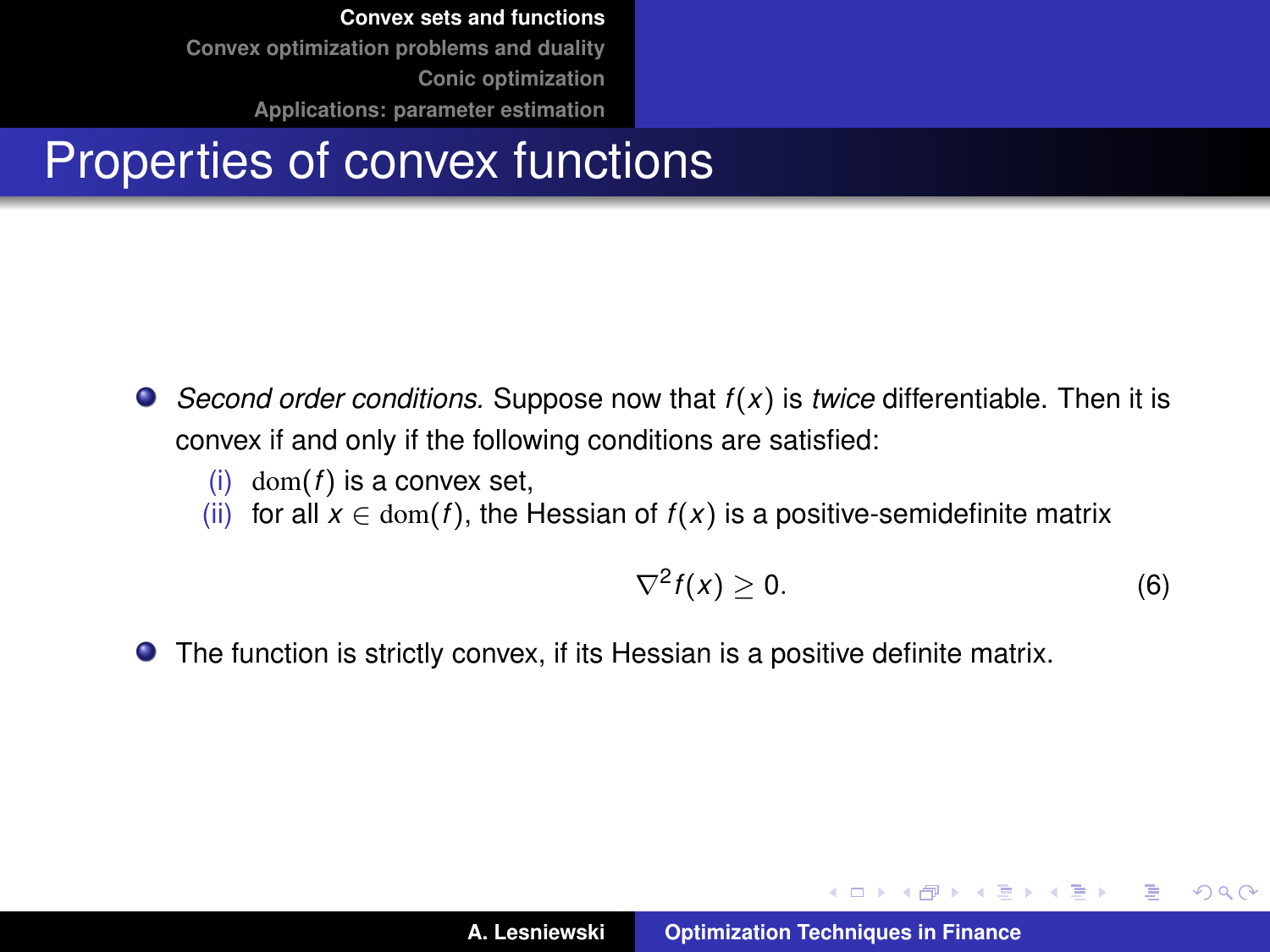# Properties of convex functions

- *Second order conditions.* Suppose now that $f(x)$ is *twice* differentiable. Then it is convex if and only if the following conditions are satisfied:
  - (i) $\mathrm{dom}(f)$ is a convex set,
  - (ii) for all $x \in \mathrm{dom}(f)$, the Hessian of $f(x)$ is a positive-semidefinite matrix

$$\nabla^2 f(x) \geq 0. \tag{6}$$

- The function is strictly convex, if its Hessian is a positive definite matrix.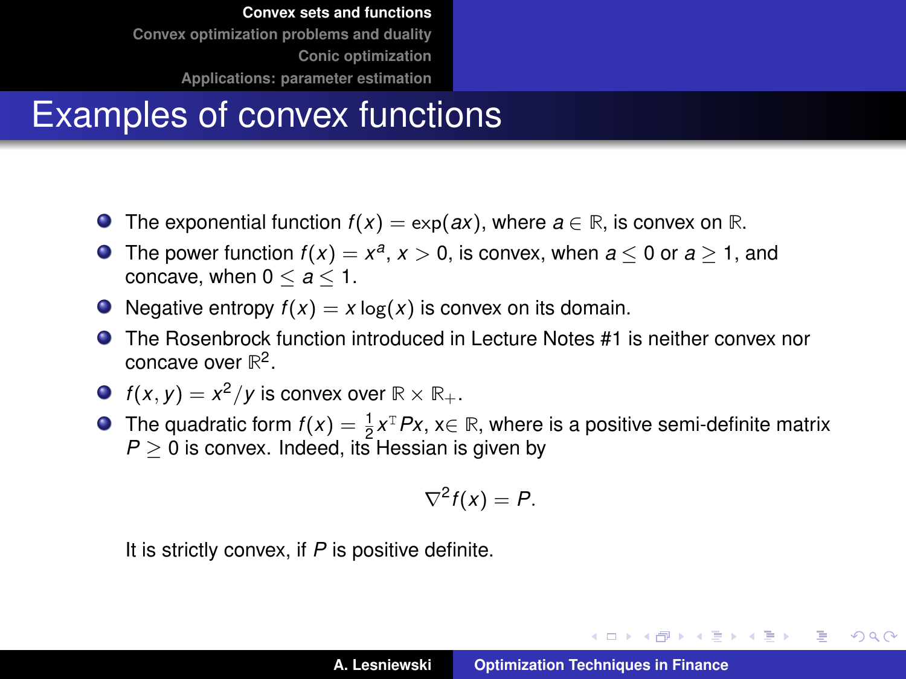# Examples of convex functions

- The exponential function $f(x) = \exp(ax)$, where $a \in \mathbb{R}$, is convex on $\mathbb{R}$.
- The power function $f(x) = x^a$, $x > 0$, is convex, when $a \leq 0$ or $a \geq 1$, and concave, when $0 \leq a \leq 1$.
- Negative entropy $f(x) = x \log(x)$ is convex on its domain.
- The Rosenbrock function introduced in Lecture Notes #1 is neither convex nor concave over $\mathbb{R}^2$.
- $f(x, y) = x^2/y$ is convex over $\mathbb{R} \times \mathbb{R}_+$.
- The quadratic form $f(x) = \frac{1}{2} x^{\mathrm{T}} Px$, x$\in \mathbb{R}$, where is a positive semi-definite matrix $P \geq 0$ is convex. Indeed, its Hessian is given by

$$\nabla^2 f(x) = P.$$

It is strictly convex, if $P$ is positive definite.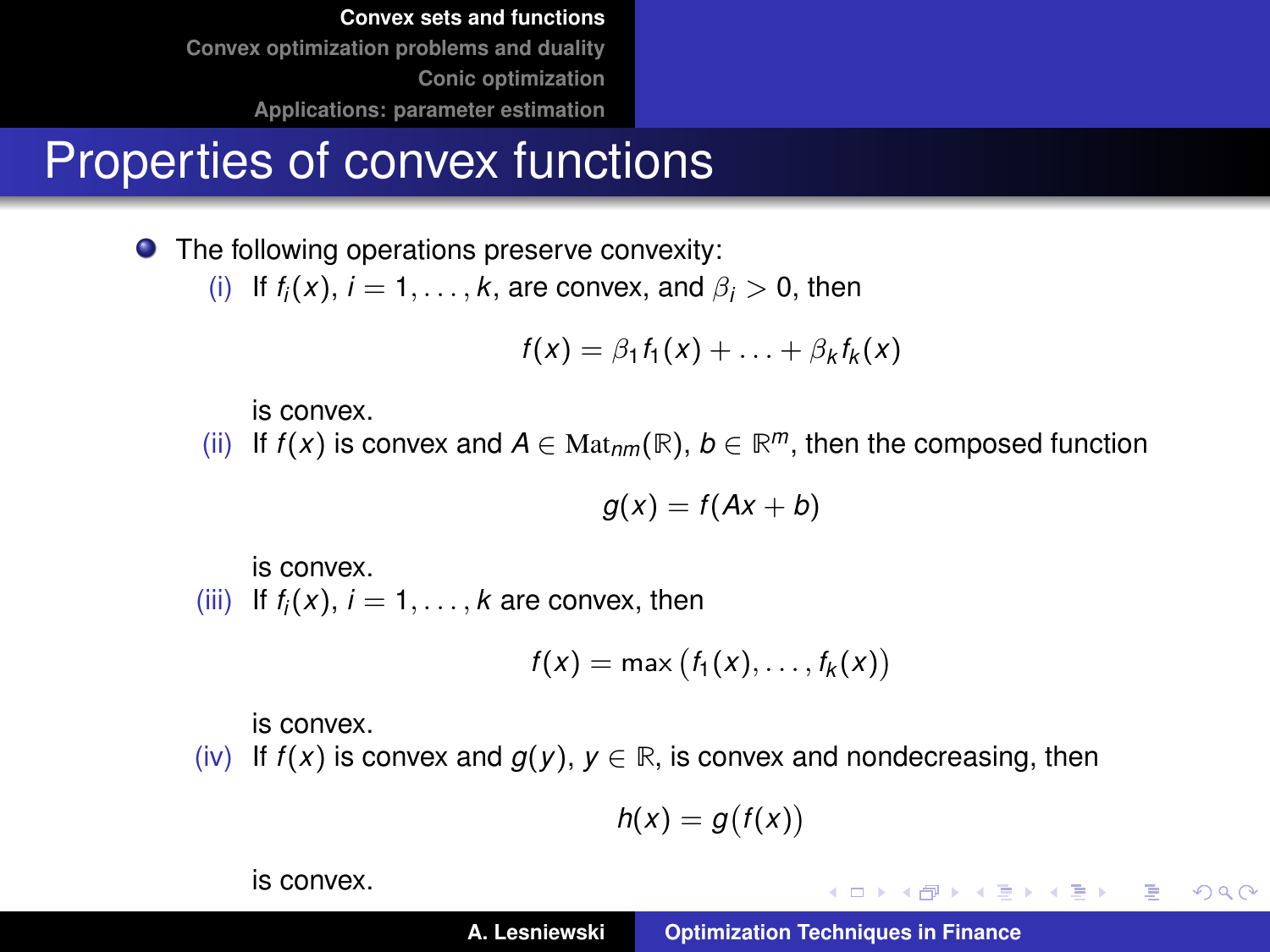# Properties of convex functions

- The following operations preserve convexity:

  (i) If $f_i(x)$, $i = 1, \ldots, k$, are convex, and $\beta_i > 0$, then

  $$f(x) = \beta_1 f_1(x) + \ldots + \beta_k f_k(x)$$

  is convex.

  (ii) If $f(x)$ is convex and $A \in \mathrm{Mat}_{nm}(\mathbb{R})$, $b \in \mathbb{R}^m$, then the composed function

  $$g(x) = f(Ax + b)$$

  is convex.

  (iii) If $f_i(x)$, $i = 1, \ldots, k$ are convex, then

  $$f(x) = \max\left(f_1(x), \ldots, f_k(x)\right)$$

  is convex.

  (iv) If $f(x)$ is convex and $g(y)$, $y \in \mathbb{R}$, is convex and nondecreasing, then

  $$h(x) = g\big(f(x)\big)$$

  is convex.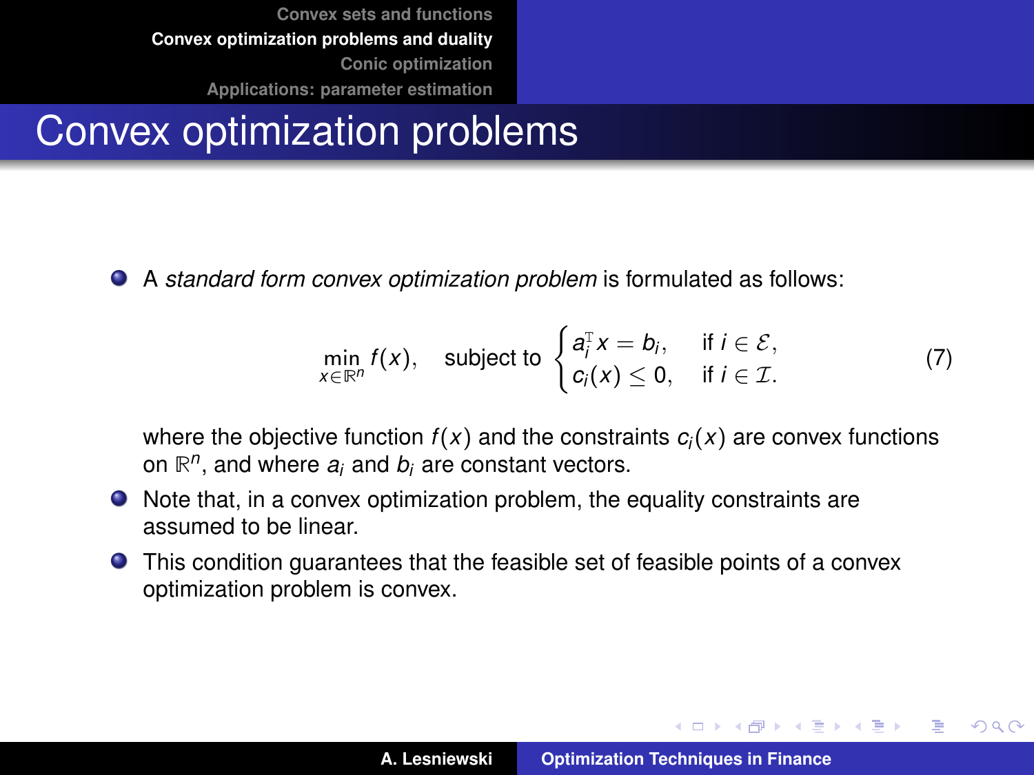# Convex optimization problems

- A *standard form convex optimization problem* is formulated as follows:

$$\min_{x \in \mathbb{R}^n} f(x), \quad \text{subject to} \begin{cases} a_i^{\mathrm{T}} x = b_i, & \text{if } i \in \mathcal{E}, \\ c_i(x) \leq 0, & \text{if } i \in \mathcal{I}. \end{cases} \tag{7}$$

  where the objective function $f(x)$ and the constraints $c_i(x)$ are convex functions on $\mathbb{R}^n$, and where $a_i$ and $b_i$ are constant vectors.

- Note that, in a convex optimization problem, the equality constraints are assumed to be linear.
- This condition guarantees that the feasible set of feasible points of a convex optimization problem is convex.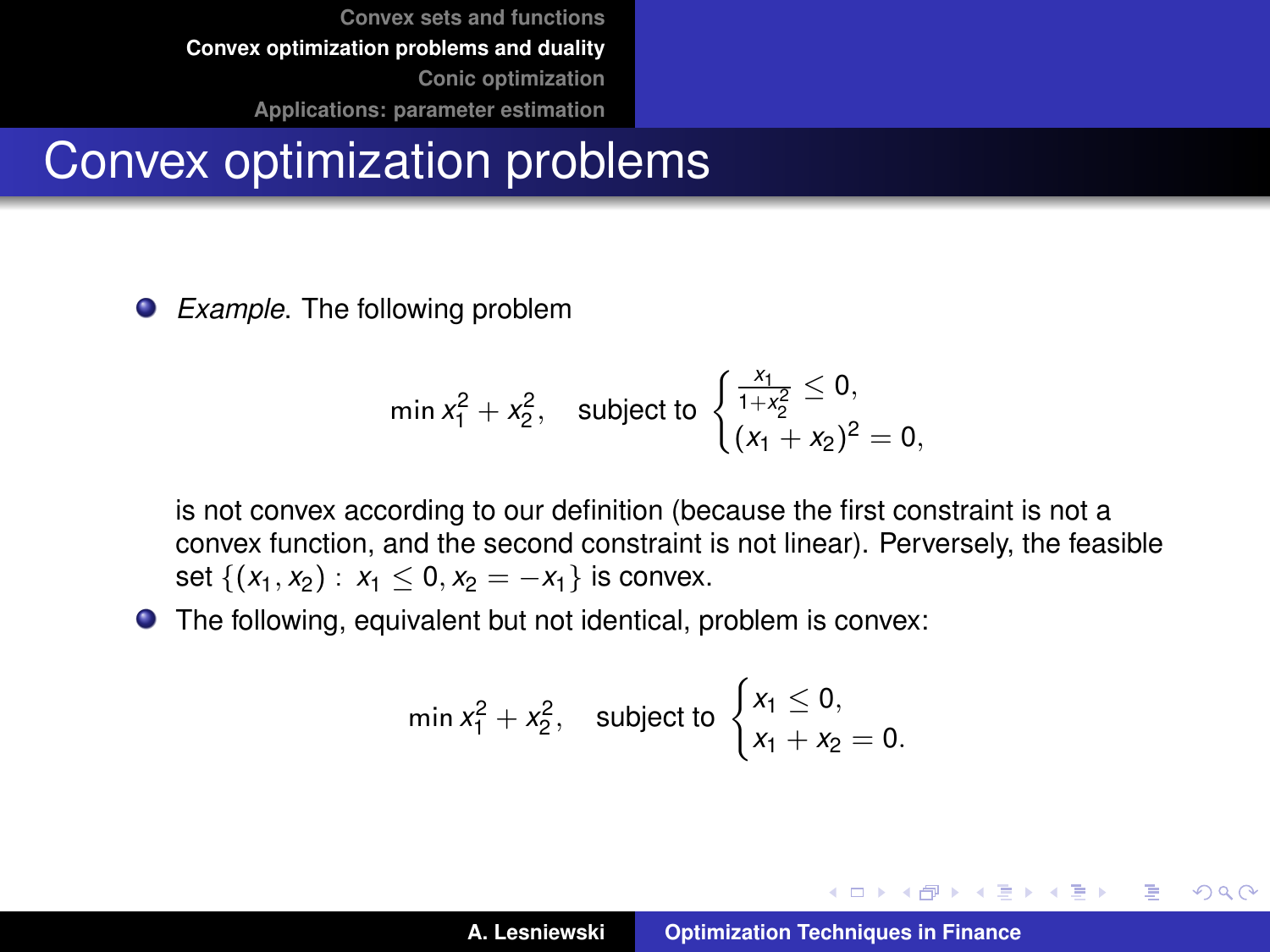# Convex optimization problems

- *Example*. The following problem

$$\min x_1^2 + x_2^2, \quad \text{subject to} \begin{cases} \frac{x_1}{1+x_2^2} \leq 0, \\ (x_1 + x_2)^2 = 0, \end{cases}$$

  is not convex according to our definition (because the first constraint is not a convex function, and the second constraint is not linear). Perversely, the feasible set $\{(x_1, x_2) : x_1 \leq 0, x_2 = -x_1\}$ is convex.

- The following, equivalent but not identical, problem is convex:

$$\min x_1^2 + x_2^2, \quad \text{subject to} \begin{cases} x_1 \leq 0, \\ x_1 + x_2 = 0. \end{cases}$$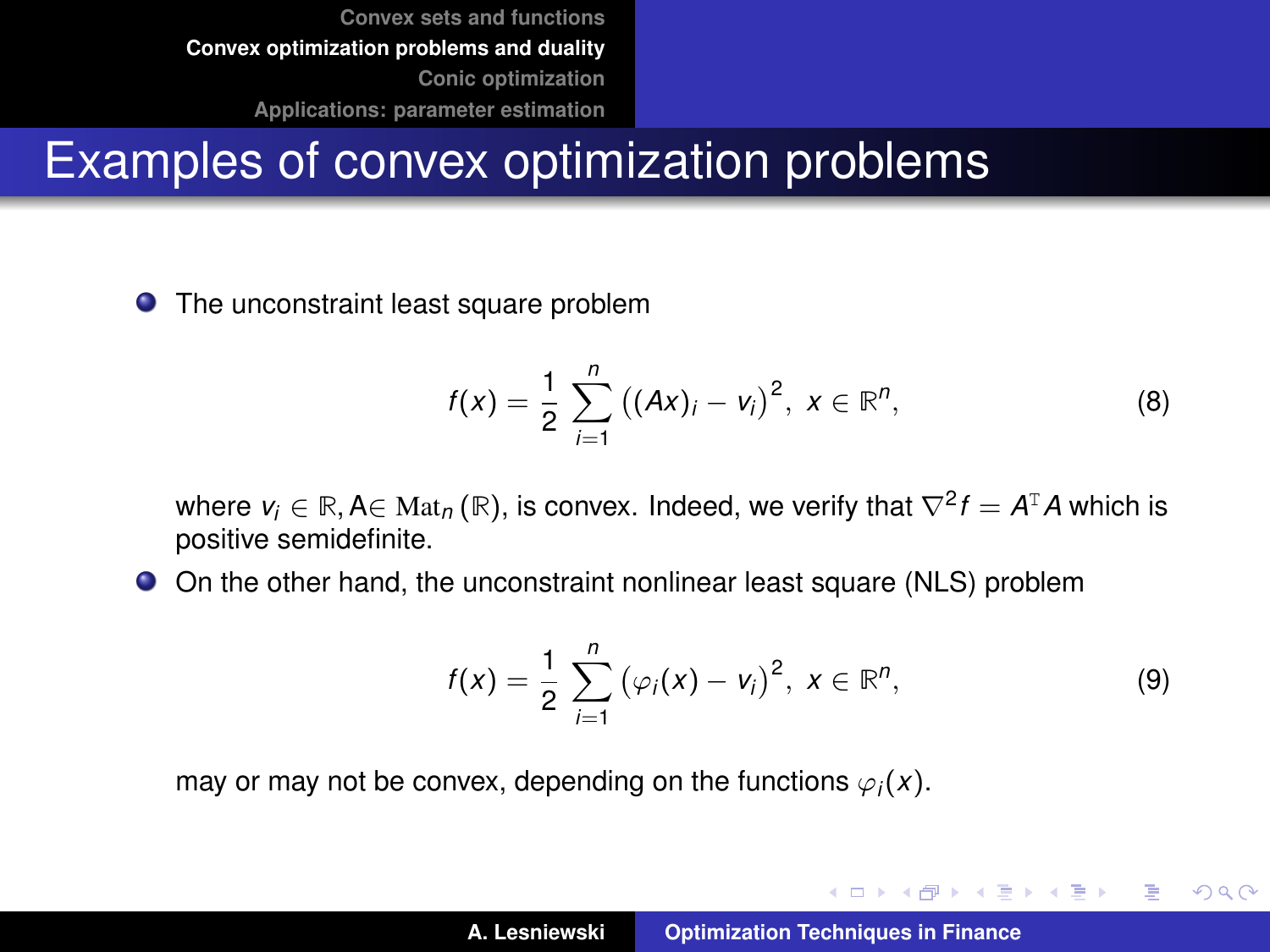# Examples of convex optimization problems

- The unconstraint least square problem

$$f(x) = \frac{1}{2} \sum_{i=1}^{n} \big( (Ax)_i - v_i \big)^2, \; x \in \mathbb{R}^n, \tag{8}$$

  where $v_i \in \mathbb{R}$, A$\in \mathrm{Mat}_n(\mathbb{R})$, is convex. Indeed, we verify that $\nabla^2 f = A^{\mathrm{T}} A$ which is positive semidefinite.

- On the other hand, the unconstraint nonlinear least square (NLS) problem

$$f(x) = \frac{1}{2} \sum_{i=1}^{n} \big( \varphi_i(x) - v_i \big)^2, \; x \in \mathbb{R}^n, \tag{9}$$

  may or may not be convex, depending on the functions $\varphi_i(x)$.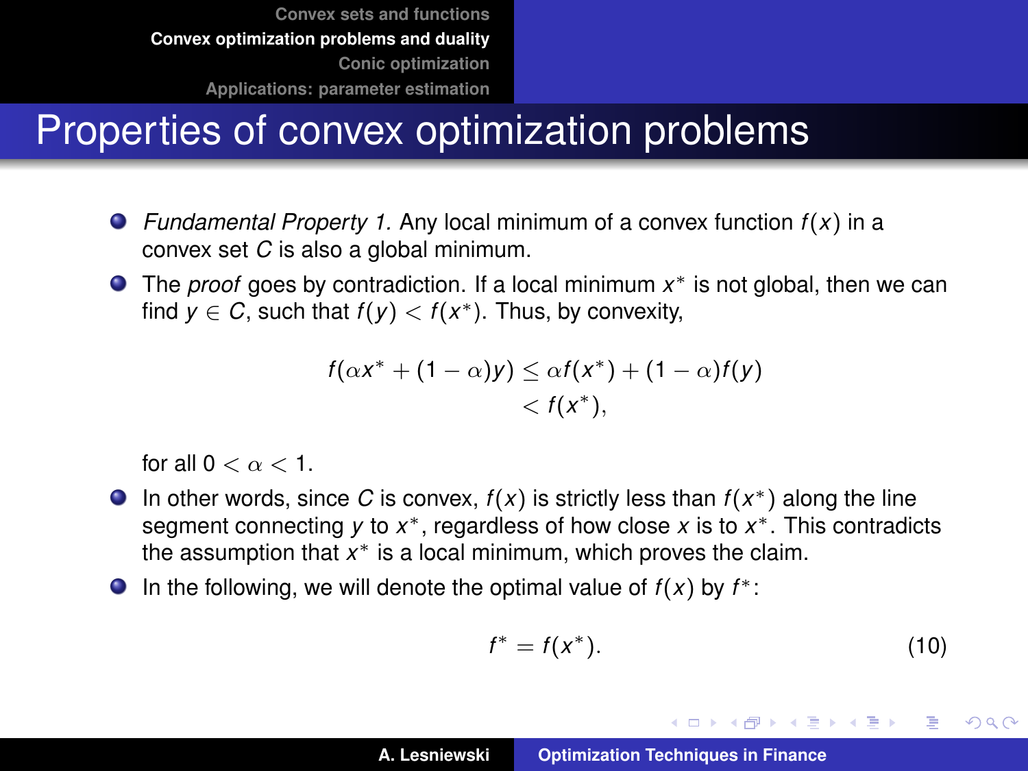# Properties of convex optimization problems

- *Fundamental Property 1.* Any local minimum of a convex function $f(x)$ in a convex set $C$ is also a global minimum.
- The *proof* goes by contradiction. If a local minimum $x^*$ is not global, then we can find $y \in C$, such that $f(y) < f(x^*)$. Thus, by convexity,

$$
\begin{aligned}
f(\alpha x^* + (1-\alpha)y) &\leq \alpha f(x^*) + (1-\alpha)f(y) \\
&< f(x^*),
\end{aligned}
$$

  for all $0 < \alpha < 1$.
- In other words, since $C$ is convex, $f(x)$ is strictly less than $f(x^*)$ along the line segment connecting $y$ to $x^*$, regardless of how close $x$ is to $x^*$. This contradicts the assumption that $x^*$ is a local minimum, which proves the claim.
- In the following, we will denote the optimal value of $f(x)$ by $f^*$:

$$
f^* = f(x^*). \tag{10}
$$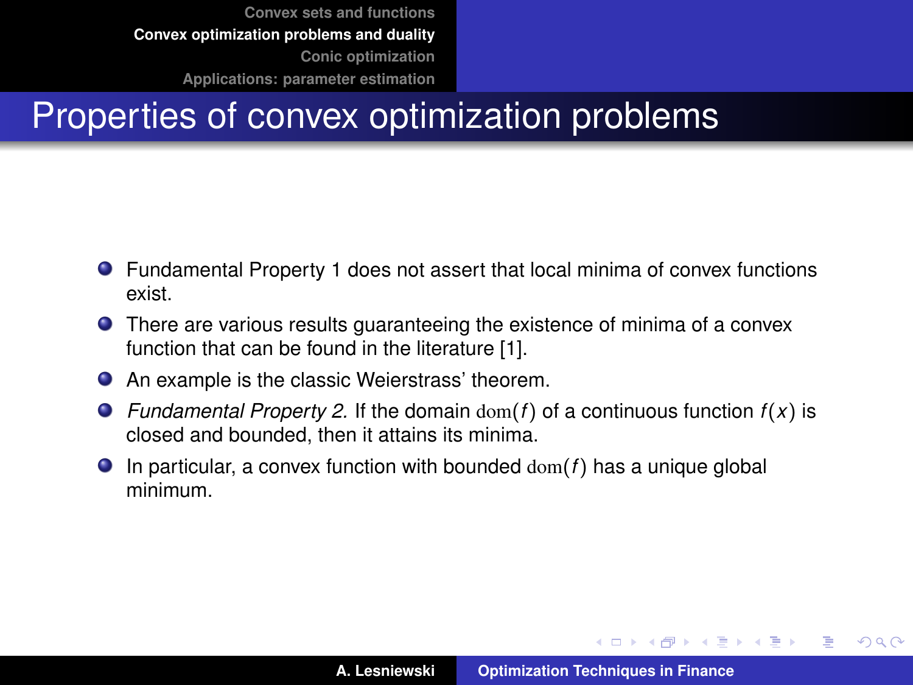# Properties of convex optimization problems

- Fundamental Property 1 does not assert that local minima of convex functions exist.
- There are various results guaranteeing the existence of minima of a convex function that can be found in the literature [1].
- An example is the classic Weierstrass' theorem.
- *Fundamental Property 2.* If the domain $\mathrm{dom}(f)$ of a continuous function $f(x)$ is closed and bounded, then it attains its minima.
- In particular, a convex function with bounded $\mathrm{dom}(f)$ has a unique global minimum.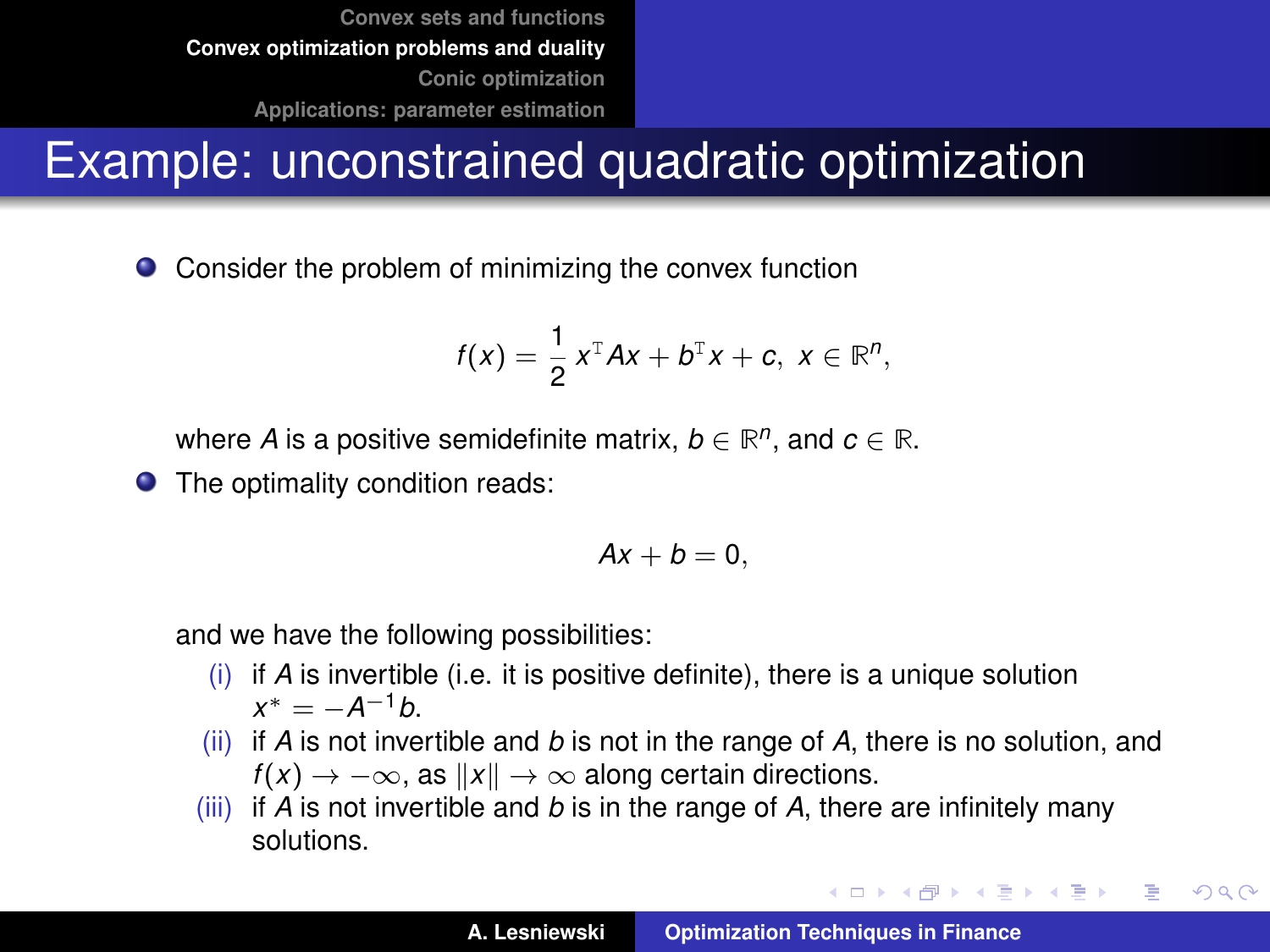# Example: unconstrained quadratic optimization

- Consider the problem of minimizing the convex function

$$f(x) = \frac{1}{2}\, x^{\mathrm{T}} A x + b^{\mathrm{T}} x + c,\ \ x \in \mathbb{R}^n,$$

  where $A$ is a positive semidefinite matrix, $b \in \mathbb{R}^n$, and $c \in \mathbb{R}$.

- The optimality condition reads:

$$Ax + b = 0,$$

  and we have the following possibilities:

  (i) if $A$ is invertible (i.e. it is positive definite), there is a unique solution $x^* = -A^{-1} b$.

  (ii) if $A$ is not invertible and $b$ is not in the range of $A$, there is no solution, and $f(x) \to -\infty$, as $\|x\| \to \infty$ along certain directions.

  (iii) if $A$ is not invertible and $b$ is in the range of $A$, there are infinitely many solutions.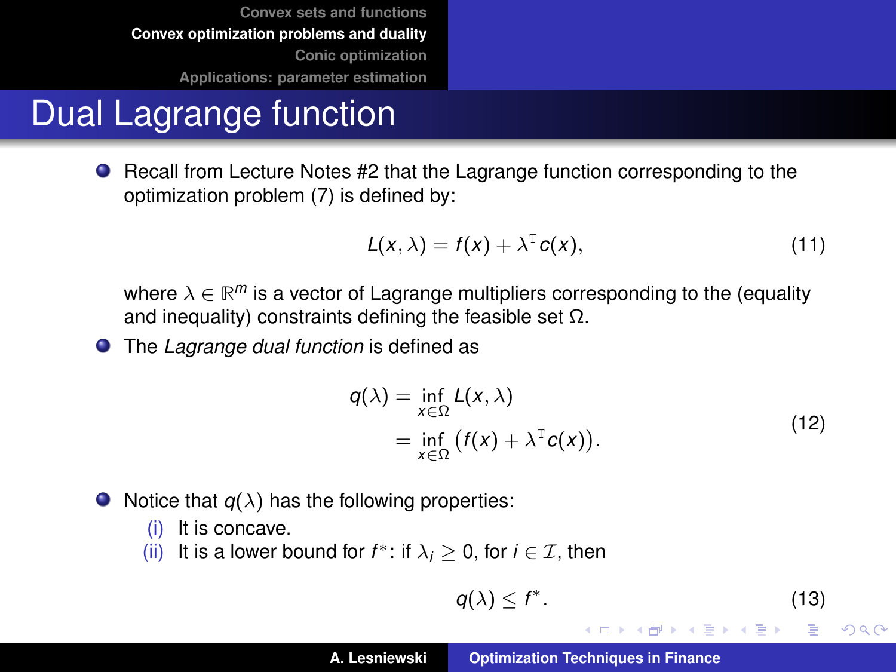# Dual Lagrange function

- Recall from Lecture Notes #2 that the Lagrange function corresponding to the optimization problem (7) is defined by:

$$L(x, \lambda) = f(x) + \lambda^{\mathrm{T}} c(x), \tag{11}$$

where $\lambda \in \mathbb{R}^m$ is a vector of Lagrange multipliers corresponding to the (equality and inequality) constraints defining the feasible set $\Omega$.

- The *Lagrange dual function* is defined as

$$\begin{aligned} q(\lambda) &= \inf_{x \in \Omega} L(x, \lambda) \\ &= \inf_{x \in \Omega} \big( f(x) + \lambda^{\mathrm{T}} c(x) \big). \end{aligned} \tag{12}$$

- Notice that $q(\lambda)$ has the following properties:
  - (i) It is concave.
  - (ii) It is a lower bound for $f^*$: if $\lambda_i \geq 0$, for $i \in \mathcal{I}$, then

$$q(\lambda) \leq f^*. \tag{13}$$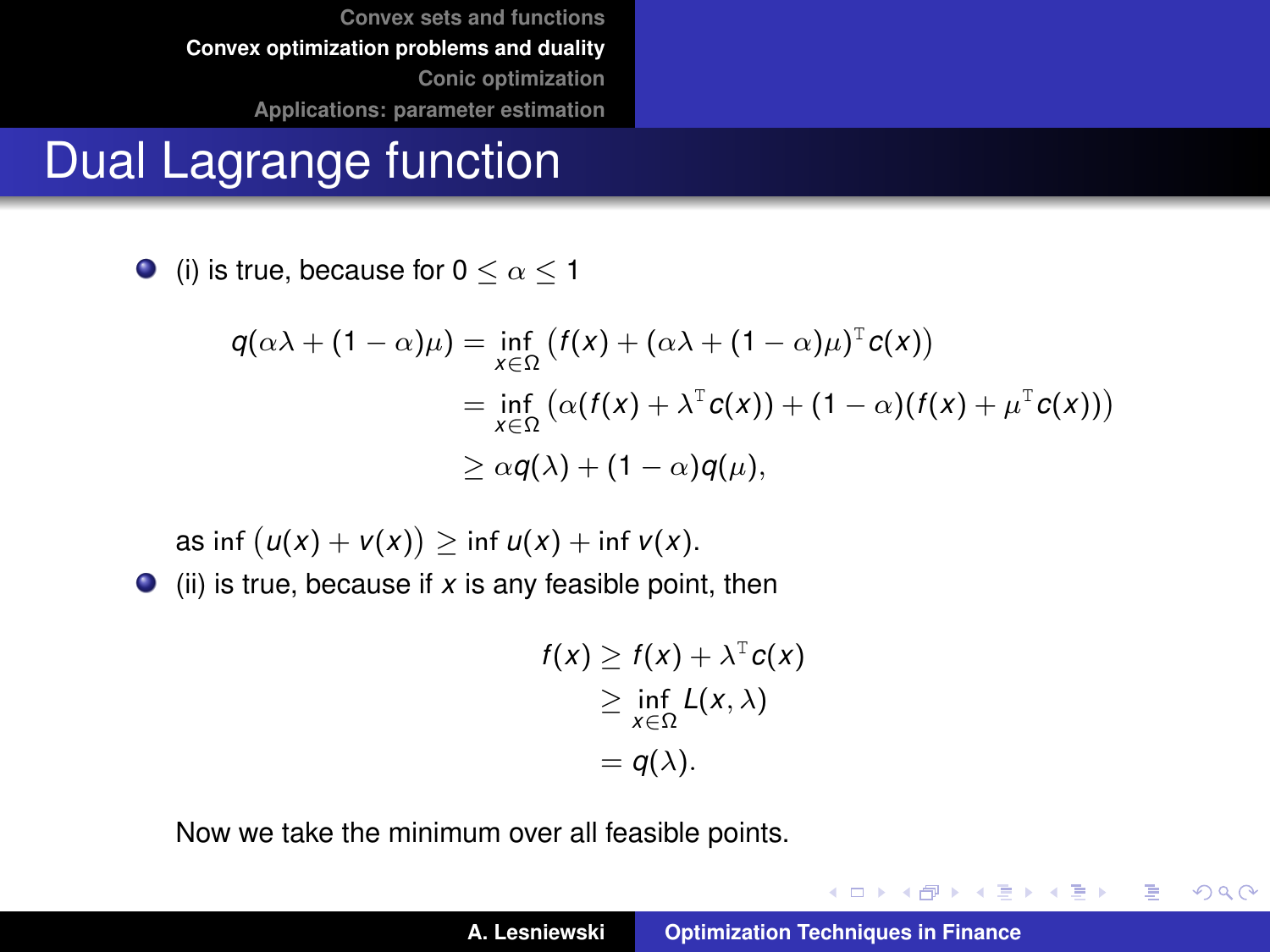# Dual Lagrange function

- (i) is true, because for $0 \leq \alpha \leq 1$

$$
\begin{aligned}
q(\alpha\lambda + (1-\alpha)\mu) &= \inf_{x \in \Omega} \big( f(x) + (\alpha\lambda + (1-\alpha)\mu)^{\mathrm{T}} c(x) \big) \\
&= \inf_{x \in \Omega} \big( \alpha(f(x) + \lambda^{\mathrm{T}} c(x)) + (1-\alpha)(f(x) + \mu^{\mathrm{T}} c(x)) \big) \\
&\geq \alpha q(\lambda) + (1-\alpha) q(\mu),
\end{aligned}
$$

  as $\inf \big( u(x) + v(x) \big) \geq \inf u(x) + \inf v(x)$.

- (ii) is true, because if $x$ is any feasible point, then

$$
\begin{aligned}
f(x) &\geq f(x) + \lambda^{\mathrm{T}} c(x) \\
&\geq \inf_{x \in \Omega} L(x, \lambda) \\
&= q(\lambda).
\end{aligned}
$$

  Now we take the minimum over all feasible points.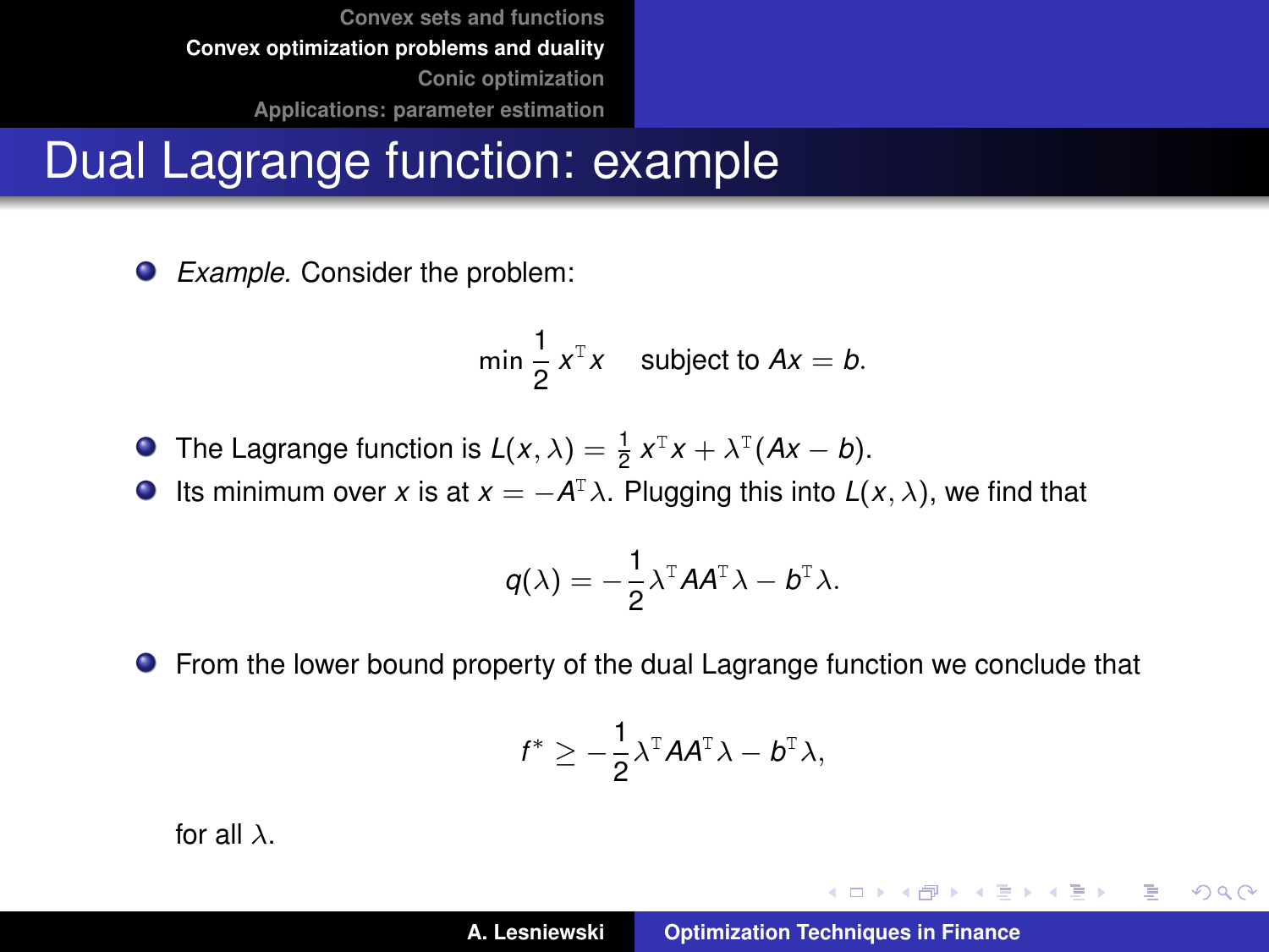# Dual Lagrange function: example

- *Example.* Consider the problem:

$$\min \frac{1}{2} x^{\mathrm{T}} x \quad \text{subject to } Ax = b.$$

- The Lagrange function is $L(x, \lambda) = \frac{1}{2} x^{\mathrm{T}} x + \lambda^{\mathrm{T}}(Ax - b)$.
- Its minimum over $x$ is at $x = -A^{\mathrm{T}}\lambda$. Plugging this into $L(x, \lambda)$, we find that

$$q(\lambda) = -\frac{1}{2}\lambda^{\mathrm{T}} A A^{\mathrm{T}} \lambda - b^{\mathrm{T}}\lambda.$$

- From the lower bound property of the dual Lagrange function we conclude that

$$f^* \geq -\frac{1}{2}\lambda^{\mathrm{T}} A A^{\mathrm{T}} \lambda - b^{\mathrm{T}}\lambda,$$

for all $\lambda$.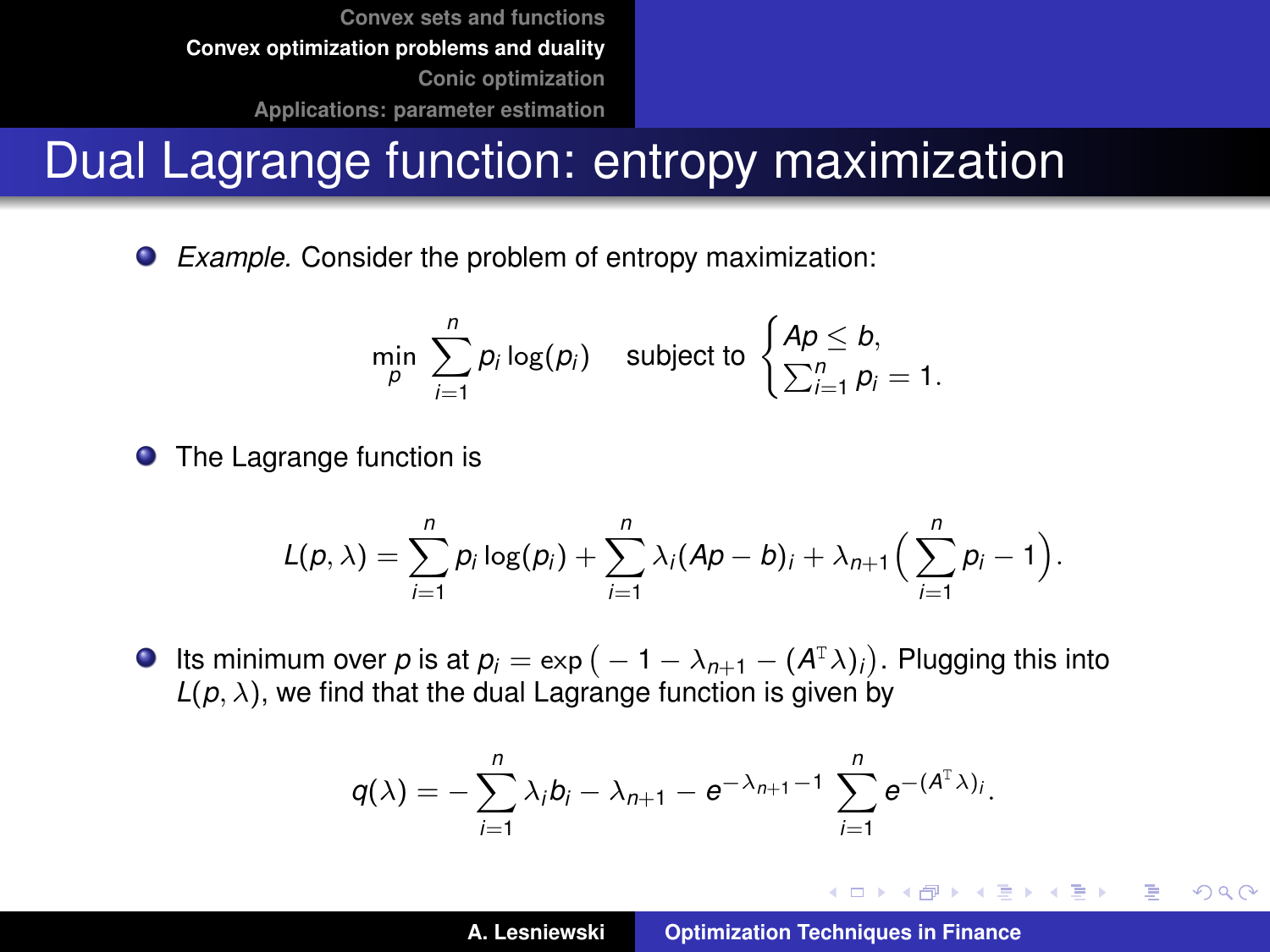# Dual Lagrange function: entropy maximization

- *Example.* Consider the problem of entropy maximization:

$$\min_p \sum_{i=1}^n p_i \log(p_i) \quad \text{subject to} \begin{cases} Ap \leq b, \\ \sum_{i=1}^n p_i = 1. \end{cases}$$

- The Lagrange function is

$$L(p, \lambda) = \sum_{i=1}^n p_i \log(p_i) + \sum_{i=1}^n \lambda_i (Ap - b)_i + \lambda_{n+1} \Big( \sum_{i=1}^n p_i - 1 \Big).$$

- Its minimum over $p$ is at $p_i = \exp\big(-1 - \lambda_{n+1} - (A^{\mathrm{T}} \lambda)_i\big)$. Plugging this into $L(p, \lambda)$, we find that the dual Lagrange function is given by

$$q(\lambda) = -\sum_{i=1}^n \lambda_i b_i - \lambda_{n+1} - e^{-\lambda_{n+1} - 1} \sum_{i=1}^n e^{-(A^{\mathrm{T}} \lambda)_i}.$$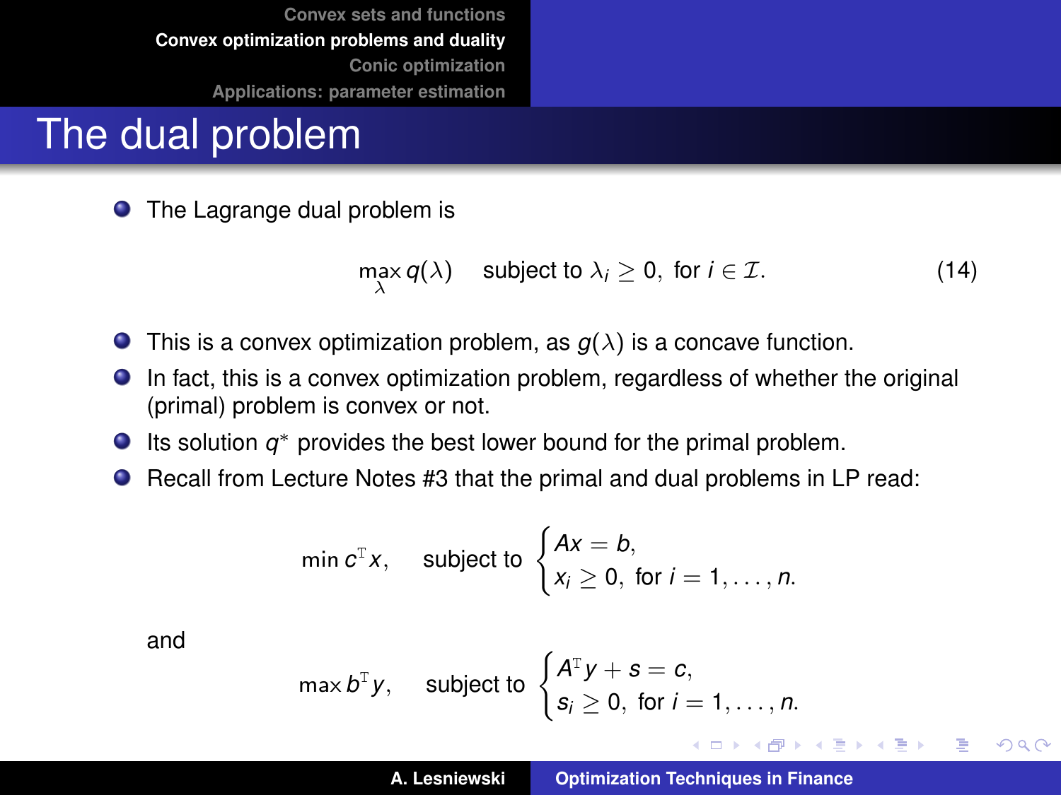# The dual problem

- The Lagrange dual problem is

$$\max_{\lambda} q(\lambda) \quad \text{subject to } \lambda_i \geq 0, \text{ for } i \in \mathcal{I}. \tag{14}$$

- This is a convex optimization problem, as $g(\lambda)$ is a concave function.
- In fact, this is a convex optimization problem, regardless of whether the original (primal) problem is convex or not.
- Its solution $q^*$ provides the best lower bound for the primal problem.
- Recall from Lecture Notes #3 that the primal and dual problems in LP read:

$$\min c^{\mathrm{T}} x, \quad \text{subject to } \begin{cases} Ax = b, \\ x_i \geq 0, \text{ for } i = 1, \ldots, n. \end{cases}$$

and

$$\max b^{\mathrm{T}} y, \quad \text{subject to } \begin{cases} A^{\mathrm{T}} y + s = c, \\ s_i \geq 0, \text{ for } i = 1, \ldots, n. \end{cases}$$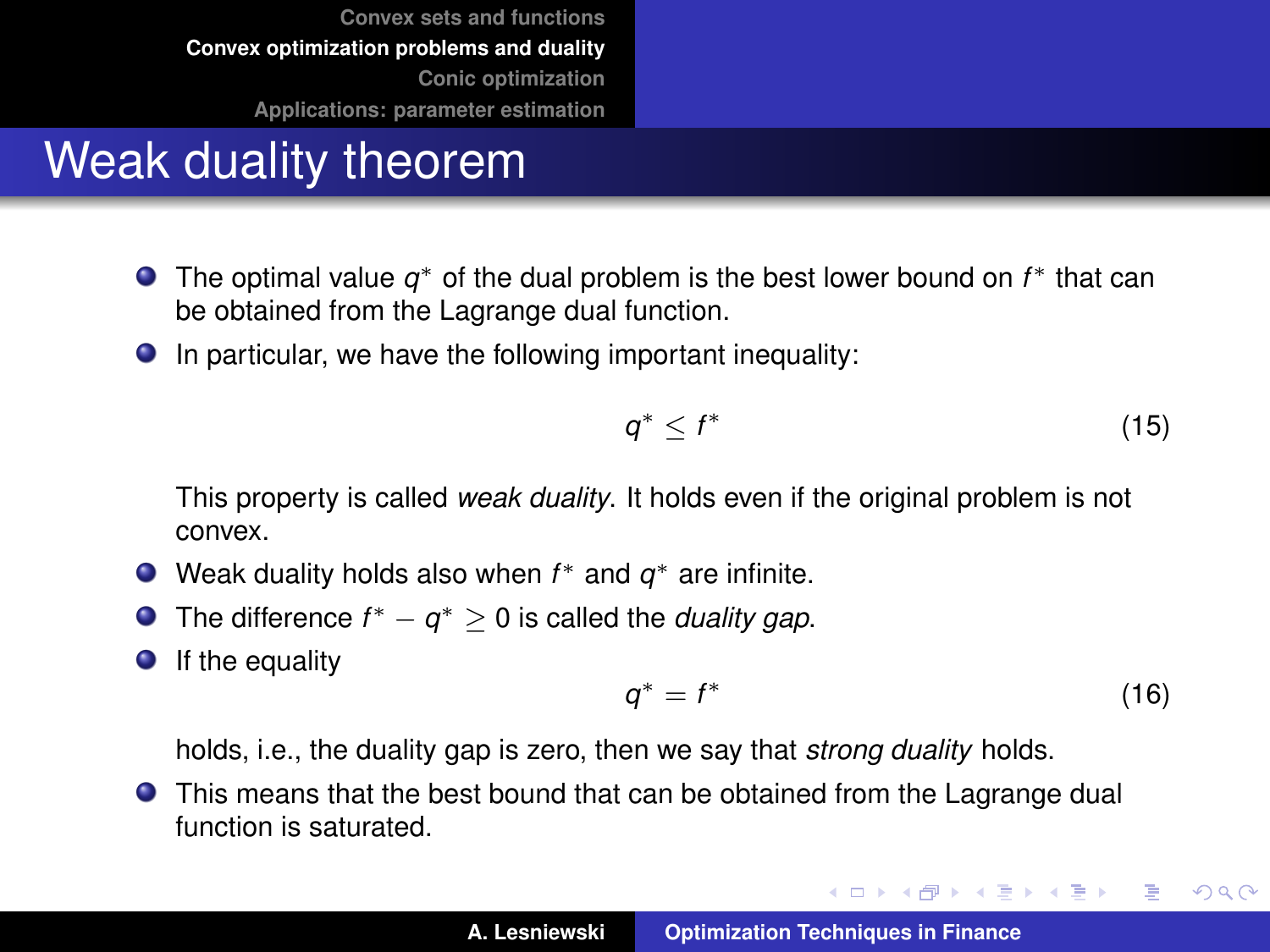# Weak duality theorem

- The optimal value $q^*$ of the dual problem is the best lower bound on $f^*$ that can be obtained from the Lagrange dual function.
- In particular, we have the following important inequality:

$$q^* \leq f^* \tag{15}$$

  This property is called *weak duality*. It holds even if the original problem is not convex.
- Weak duality holds also when $f^*$ and $q^*$ are infinite.
- The difference $f^* - q^* \geq 0$ is called the *duality gap*.
- If the equality

$$q^* = f^* \tag{16}$$

  holds, i.e., the duality gap is zero, then we say that *strong duality* holds.
- This means that the best bound that can be obtained from the Lagrange dual function is saturated.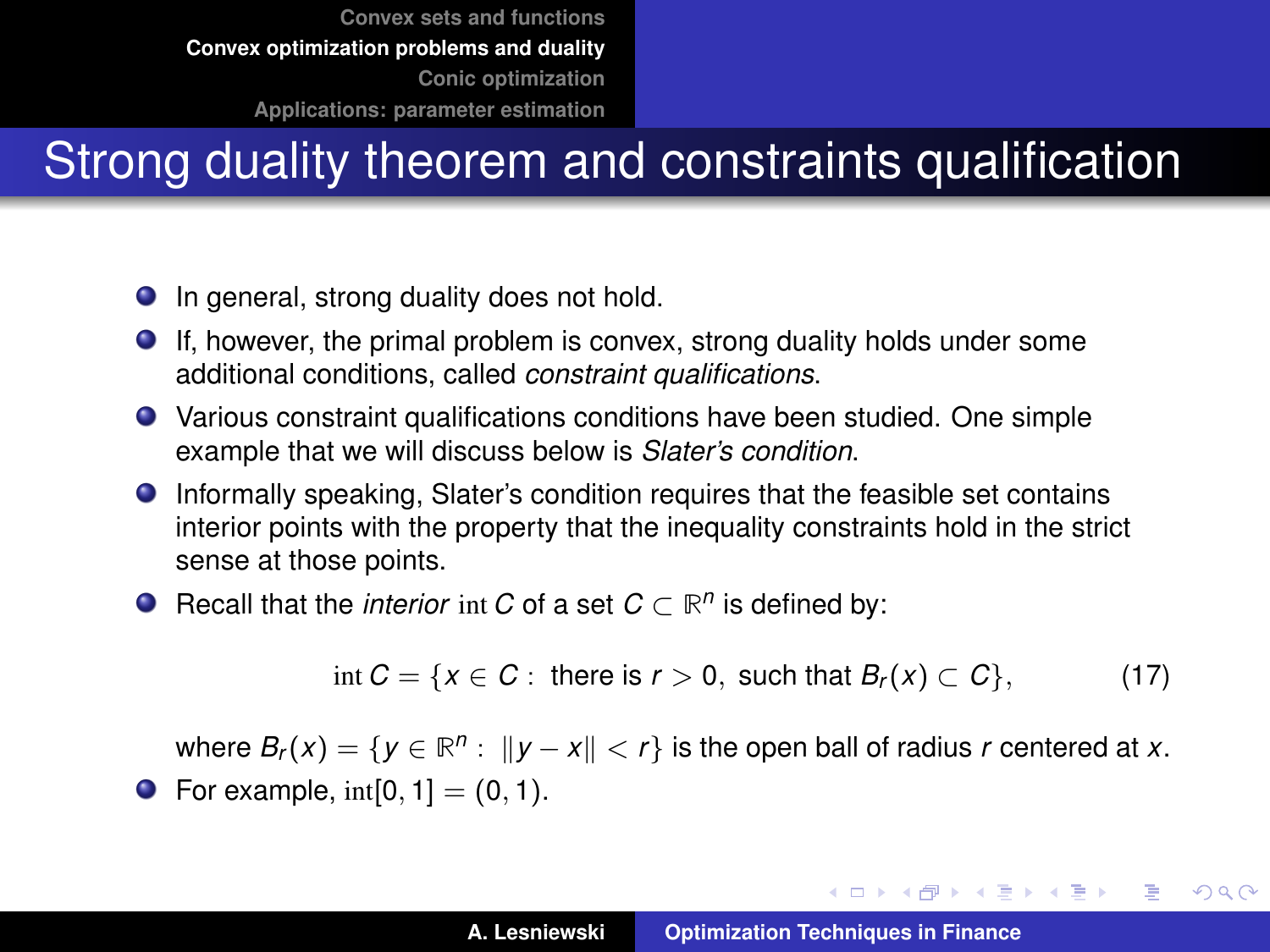# Strong duality theorem and constraints qualification

- In general, strong duality does not hold.
- If, however, the primal problem is convex, strong duality holds under some additional conditions, called *constraint qualifications*.
- Various constraint qualifications conditions have been studied. One simple example that we will discuss below is *Slater's condition*.
- Informally speaking, Slater's condition requires that the feasible set contains interior points with the property that the inequality constraints hold in the strict sense at those points.
- Recall that the *interior* $\operatorname{int} C$ of a set $C \subset \mathbb{R}^n$ is defined by:

$$\operatorname{int} C = \{x \in C : \text{ there is } r > 0, \text{ such that } B_r(x) \subset C\}, \tag{17}$$

  where $B_r(x) = \{y \in \mathbb{R}^n : \|y - x\| < r\}$ is the open ball of radius $r$ centered at $x$.
- For example, $\operatorname{int}[0, 1] = (0, 1)$.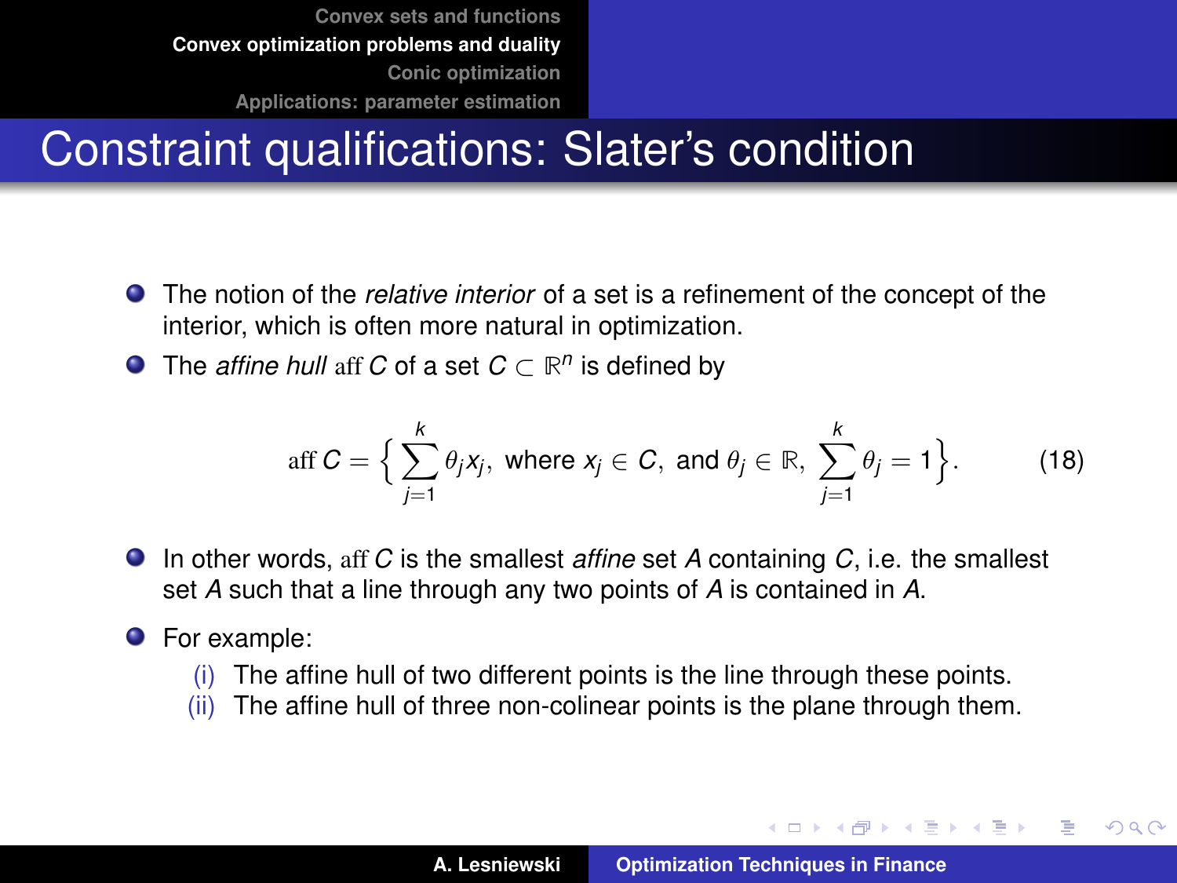# Constraint qualifications: Slater's condition

- The notion of the *relative interior* of a set is a refinement of the concept of the interior, which is often more natural in optimization.
- The *affine hull* $\operatorname{aff} C$ of a set $C \subset \mathbb{R}^n$ is defined by

$$\operatorname{aff} C = \Big\{ \sum_{j=1}^{k} \theta_j x_j, \text{ where } x_j \in C, \text{ and } \theta_j \in \mathbb{R}, \sum_{j=1}^{k} \theta_j = 1 \Big\}. \tag{18}$$

- In other words, $\operatorname{aff} C$ is the smallest *affine* set $A$ containing $C$, i.e. the smallest set $A$ such that a line through any two points of $A$ is contained in $A$.
- For example:
  - (i) The affine hull of two different points is the line through these points.
  - (ii) The affine hull of three non-colinear points is the plane through them.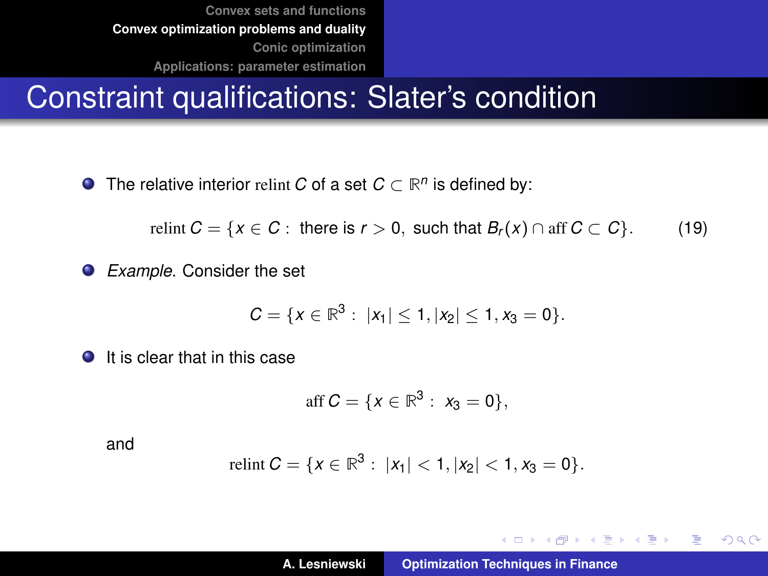# Constraint qualifications: Slater's condition

- The relative interior $\operatorname{relint} C$ of a set $C \subset \mathbb{R}^n$ is defined by:

$$\operatorname{relint} C = \{x \in C : \text{ there is } r > 0, \text{ such that } B_r(x) \cap \operatorname{aff} C \subset C\}. \tag{19}$$

- *Example*. Consider the set

$$C = \{x \in \mathbb{R}^3 : \ |x_1| \leq 1, |x_2| \leq 1, x_3 = 0\}.$$

- It is clear that in this case

$$\operatorname{aff} C = \{x \in \mathbb{R}^3 : \ x_3 = 0\},$$

and

$$\operatorname{relint} C = \{x \in \mathbb{R}^3 : \ |x_1| < 1, |x_2| < 1, x_3 = 0\}.$$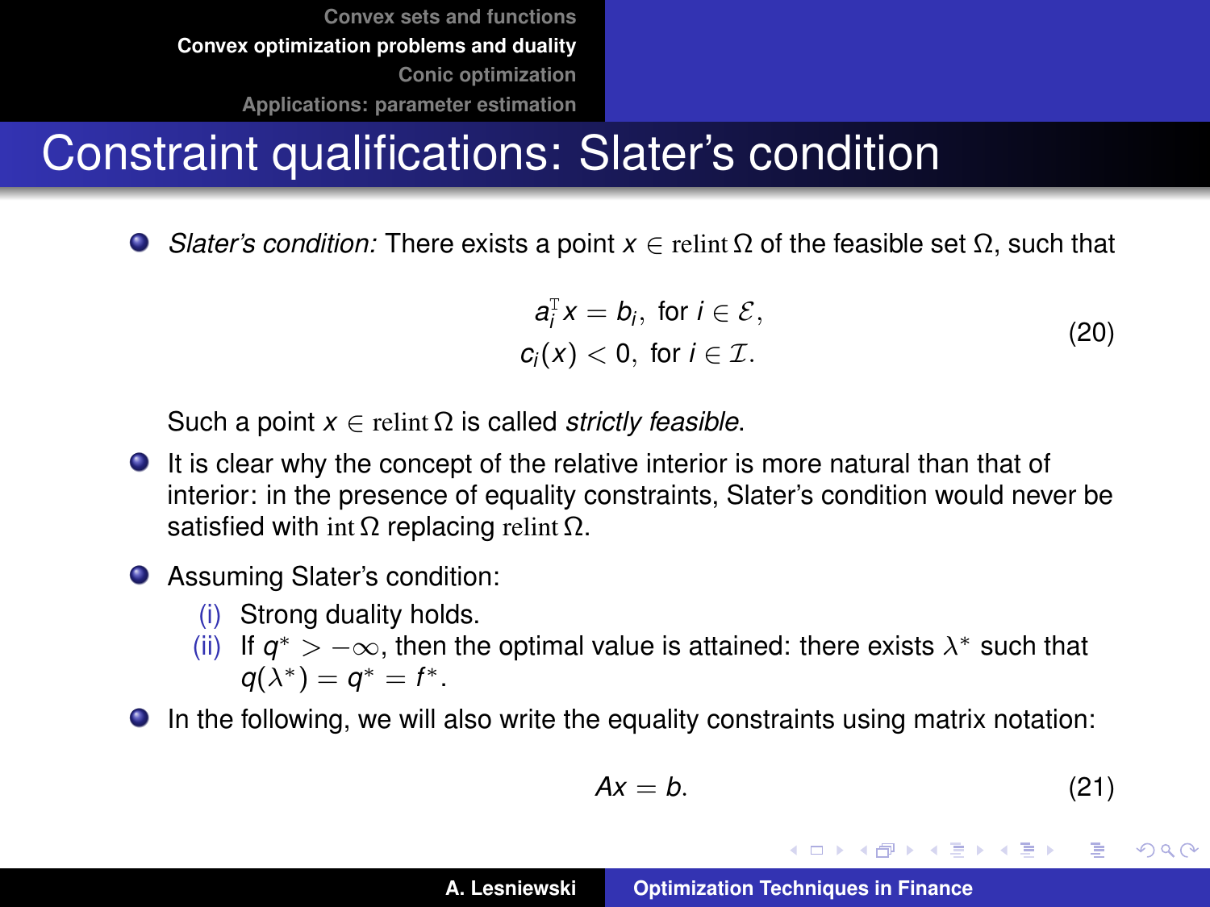# Constraint qualifications: Slater's condition

- *Slater's condition:* There exists a point $x \in \operatorname{relint} \Omega$ of the feasible set $\Omega$, such that

$$
\begin{aligned}
a_i^{\mathrm{T}} x &= b_i, \text{ for } i \in \mathcal{E}, \\
c_i(x) &< 0, \text{ for } i \in \mathcal{I}.
\end{aligned}
\tag{20}
$$

  Such a point $x \in \operatorname{relint} \Omega$ is called *strictly feasible*.

- It is clear why the concept of the relative interior is more natural than that of interior: in the presence of equality constraints, Slater's condition would never be satisfied with $\operatorname{int} \Omega$ replacing $\operatorname{relint} \Omega$.

- Assuming Slater's condition:
  - (i) Strong duality holds.
  - (ii) If $q^* > -\infty$, then the optimal value is attained: there exists $\lambda^*$ such that $q(\lambda^*) = q^* = f^*$.

- In the following, we will also write the equality constraints using matrix notation:

$$
Ax = b. \tag{21}
$$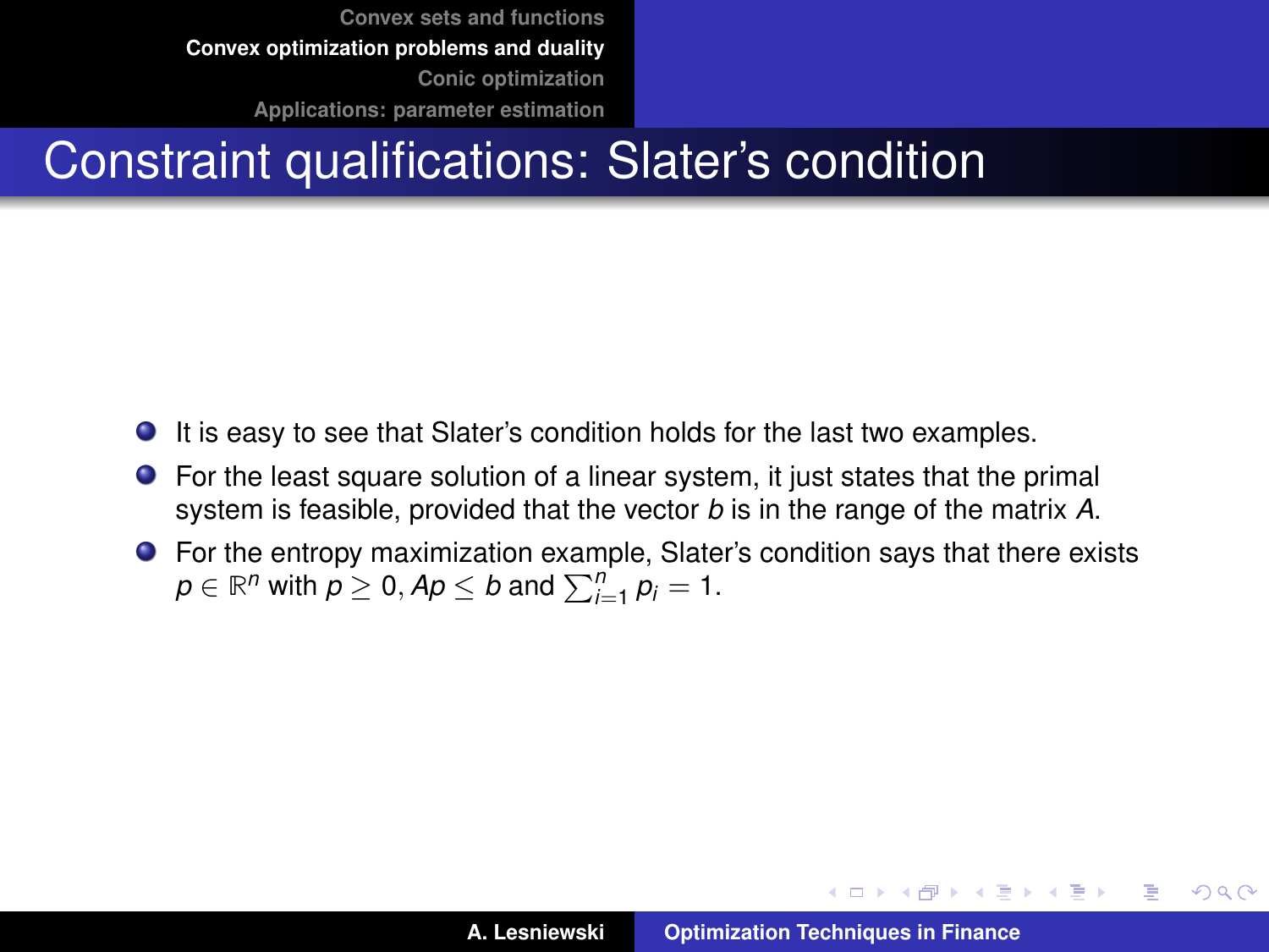# Constraint qualifications: Slater's condition

- It is easy to see that Slater's condition holds for the last two examples.
- For the least square solution of a linear system, it just states that the primal system is feasible, provided that the vector $b$ is in the range of the matrix $A$.
- For the entropy maximization example, Slater's condition says that there exists $p \in \mathbb{R}^n$ with $p \geq 0$, $Ap \leq b$ and $\sum_{i=1}^{n} p_i = 1$.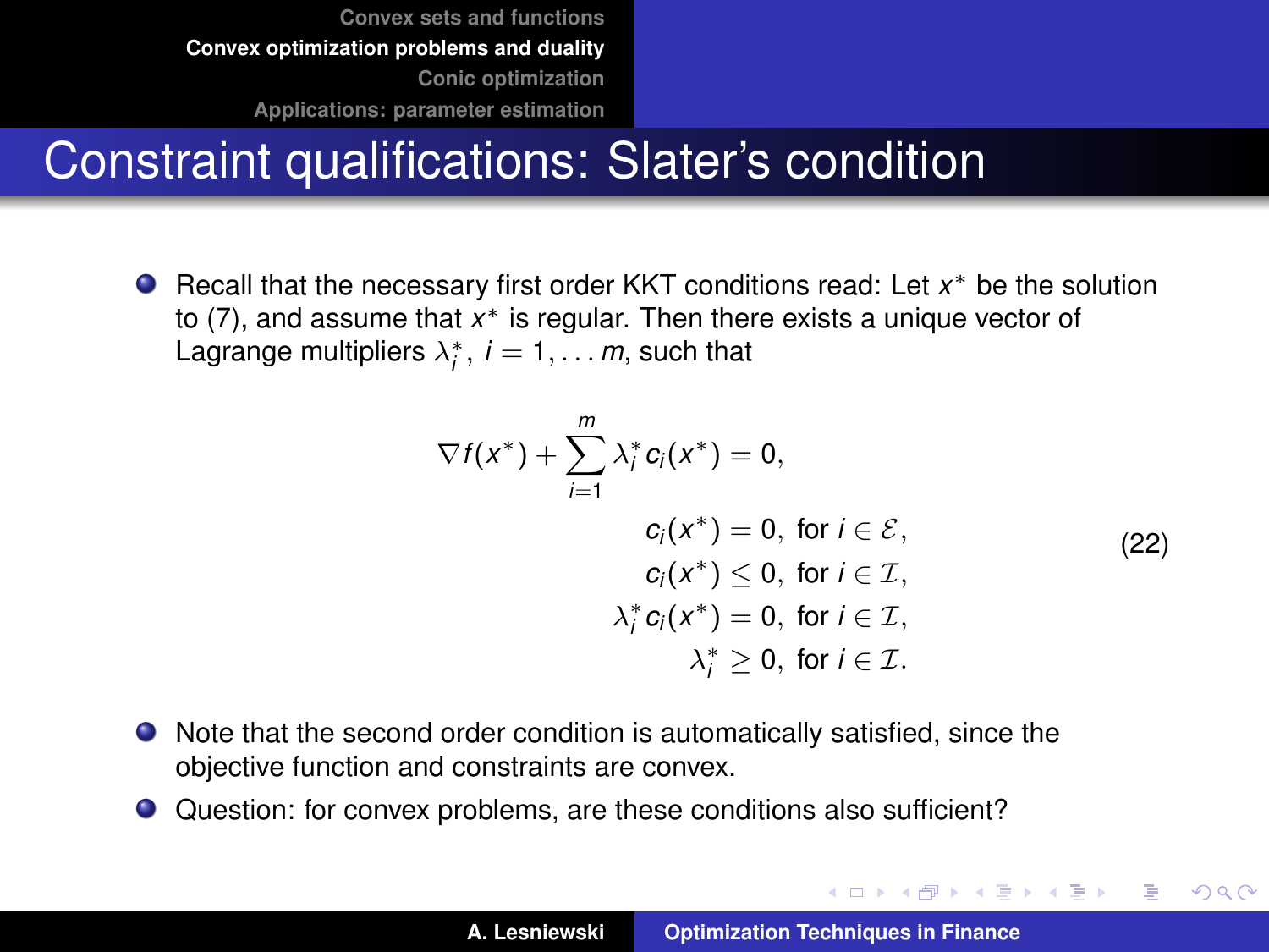# Constraint qualifications: Slater's condition

- Recall that the necessary first order KKT conditions read: Let $x^*$ be the solution to (7), and assume that $x^*$ is regular. Then there exists a unique vector of Lagrange multipliers $\lambda_i^*$, $i = 1, \ldots m$, such that

$$
\begin{aligned}
\nabla f(x^*) + \sum_{i=1}^{m} \lambda_i^* c_i(x^*) &= 0, \\
c_i(x^*) &= 0, \text{ for } i \in \mathcal{E}, \\
c_i(x^*) &\leq 0, \text{ for } i \in \mathcal{I}, \\
\lambda_i^* c_i(x^*) &= 0, \text{ for } i \in \mathcal{I}, \\
\lambda_i^* &\geq 0, \text{ for } i \in \mathcal{I}.
\end{aligned}
\tag{22}
$$

- Note that the second order condition is automatically satisfied, since the objective function and constraints are convex.
- Question: for convex problems, are these conditions also sufficient?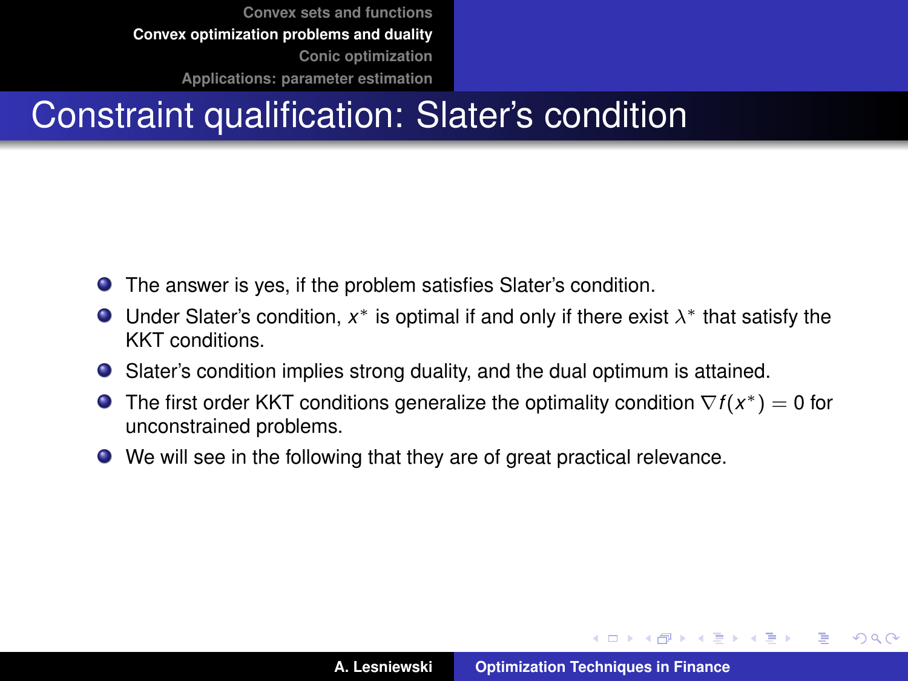# Constraint qualification: Slater's condition

- The answer is yes, if the problem satisfies Slater's condition.
- Under Slater's condition, $x^*$ is optimal if and only if there exist $\lambda^*$ that satisfy the KKT conditions.
- Slater's condition implies strong duality, and the dual optimum is attained.
- The first order KKT conditions generalize the optimality condition $\nabla f(x^*) = 0$ for unconstrained problems.
- We will see in the following that they are of great practical relevance.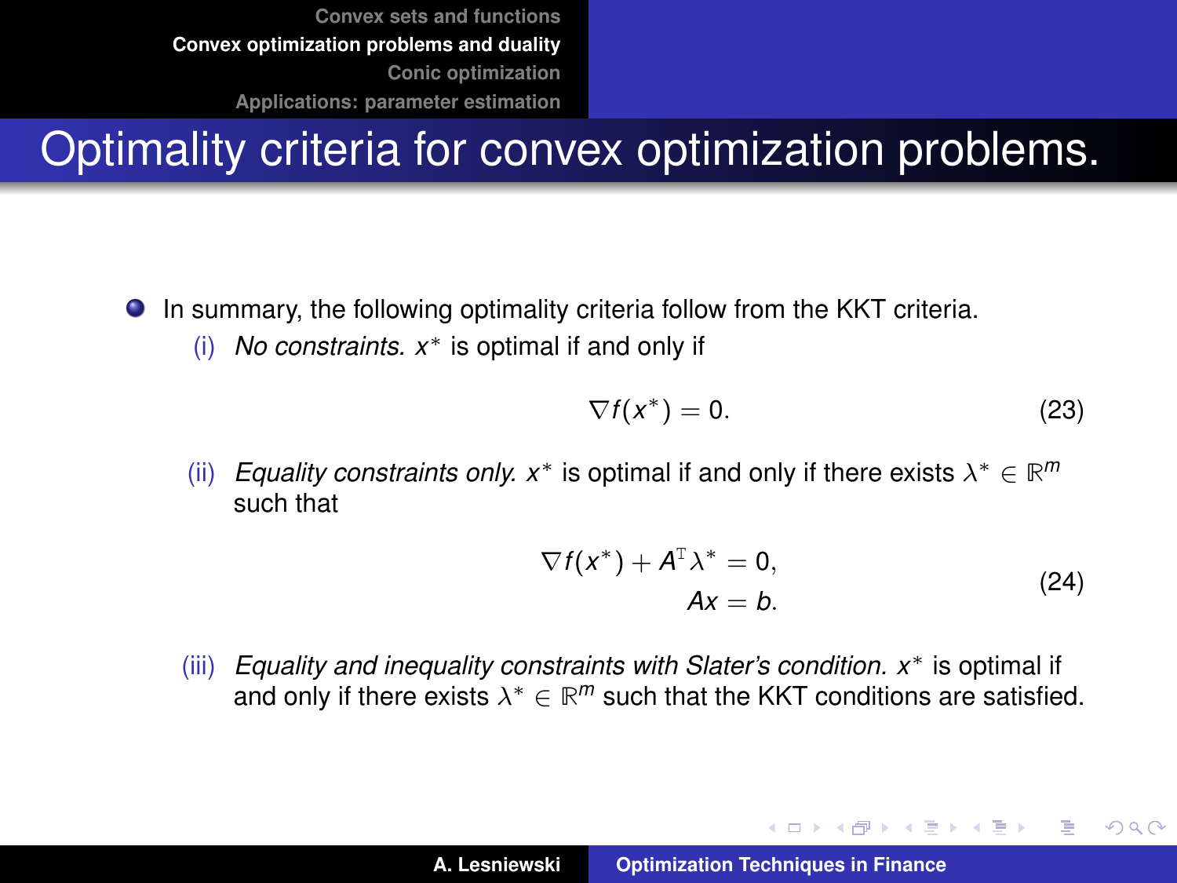# Optimality criteria for convex optimization problems.

- In summary, the following optimality criteria follow from the KKT criteria.

  (i) *No constraints.* $x^*$ is optimal if and only if

  $$\nabla f(x^*) = 0. \tag{23}$$

  (ii) *Equality constraints only.* $x^*$ is optimal if and only if there exists $\lambda^* \in \mathbb{R}^m$ such that

  $$\begin{aligned} \nabla f(x^*) + A^{\mathrm{T}} \lambda^* &= 0, \\ Ax &= b. \end{aligned} \tag{24}$$

  (iii) *Equality and inequality constraints with Slater's condition.* $x^*$ is optimal if and only if there exists $\lambda^* \in \mathbb{R}^m$ such that the KKT conditions are satisfied.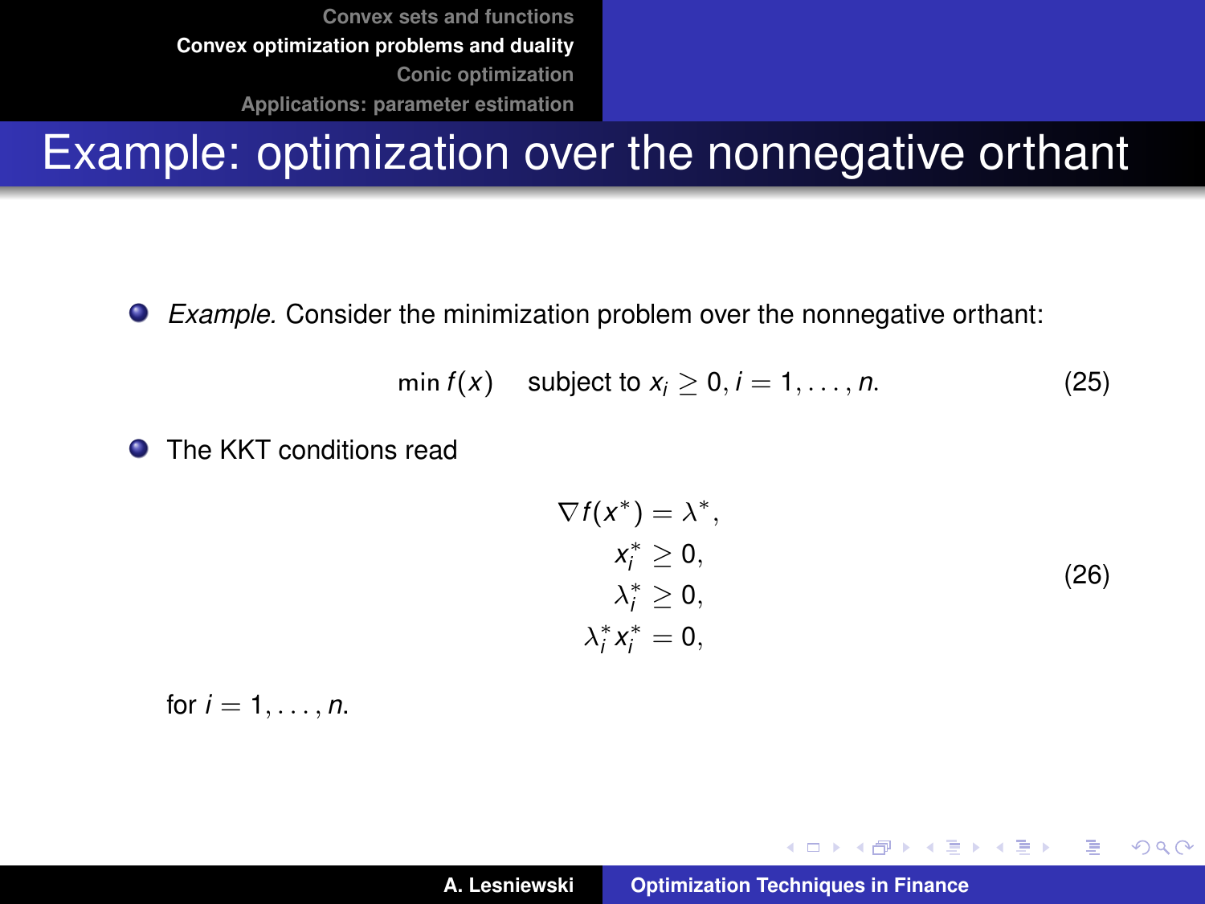# Example: optimization over the nonnegative orthant

- *Example.* Consider the minimization problem over the nonnegative orthant:

$$\min f(x) \quad \text{subject to } x_i \geq 0, i = 1, \ldots, n. \tag{25}$$

- The KKT conditions read

$$\begin{aligned} \nabla f(x^*) &= \lambda^*, \\ x_i^* &\geq 0, \\ \lambda_i^* &\geq 0, \\ \lambda_i^* x_i^* &= 0, \end{aligned} \tag{26}$$

for $i = 1, \ldots, n$.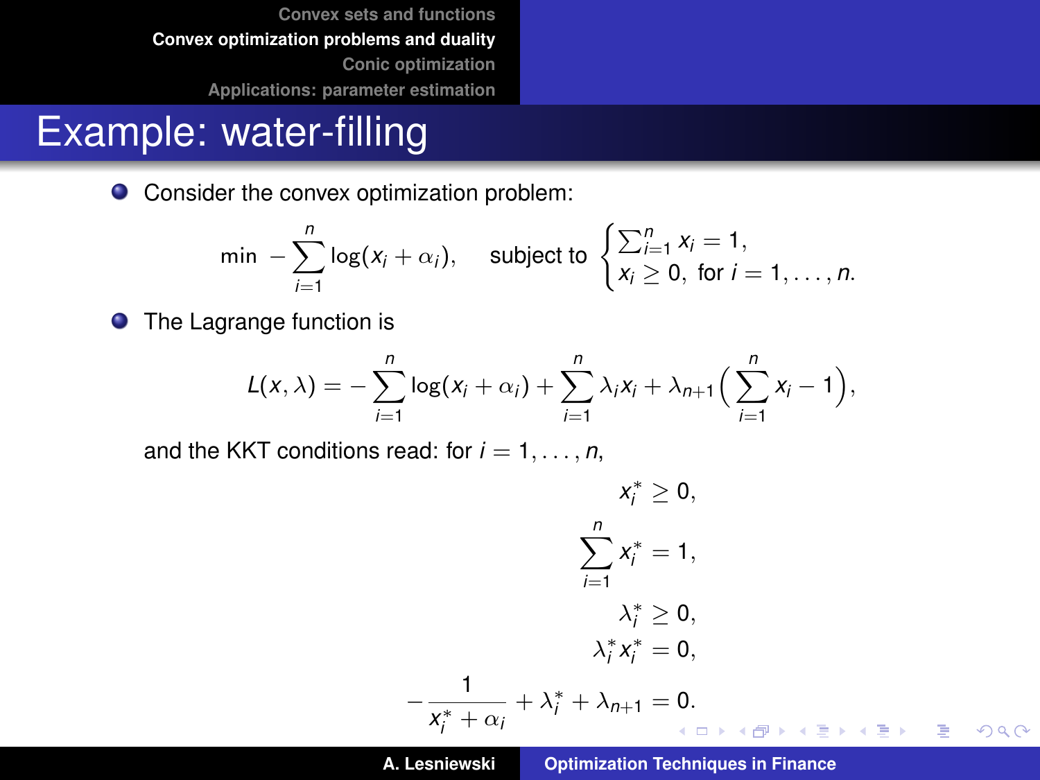# Example: water-filling

- Consider the convex optimization problem:

$$\min \; -\sum_{i=1}^{n} \log(x_i + \alpha_i), \quad \text{subject to } \begin{cases} \sum_{i=1}^{n} x_i = 1, \\ x_i \geq 0, \text{ for } i = 1, \ldots, n. \end{cases}$$

- The Lagrange function is

$$L(x, \lambda) = -\sum_{i=1}^{n} \log(x_i + \alpha_i) + \sum_{i=1}^{n} \lambda_i x_i + \lambda_{n+1}\Big(\sum_{i=1}^{n} x_i - 1\Big),$$

and the KKT conditions read: for $i = 1, \ldots, n$,

$$\begin{aligned} x_i^* &\geq 0, \\ \sum_{i=1}^{n} x_i^* &= 1, \\ \lambda_i^* &\geq 0, \\ \lambda_i^* x_i^* &= 0, \\ -\frac{1}{x_i^* + \alpha_i} + \lambda_i^* + \lambda_{n+1} &= 0. \end{aligned}$$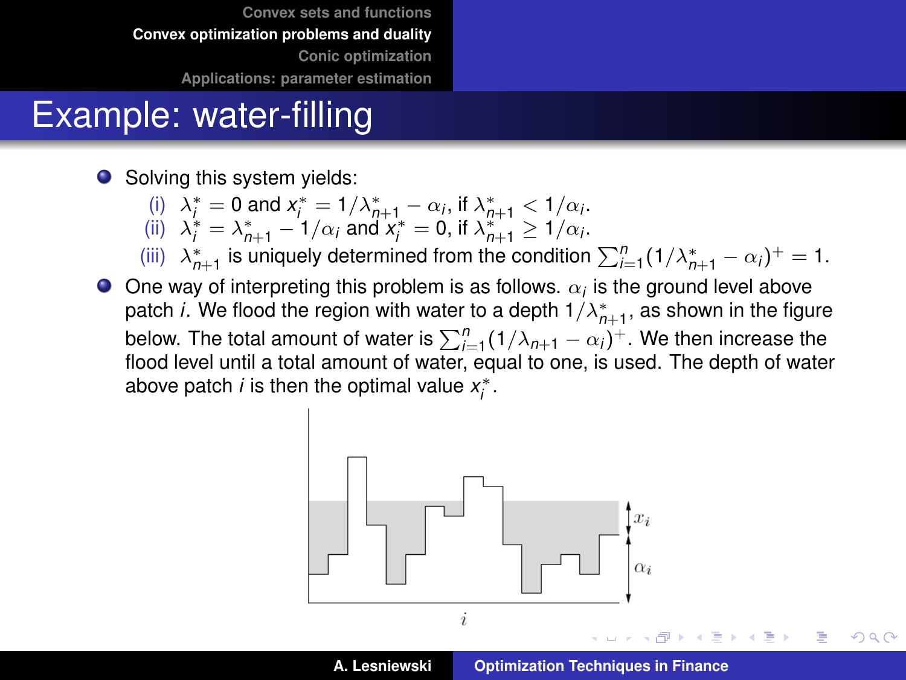# Example: water-filling

- Solving this system yields:
  - (i) $\lambda_i^* = 0$ and $x_i^* = 1/\lambda_{n+1}^* - \alpha_i$, if $\lambda_{n+1}^* < 1/\alpha_i$.
  - (ii) $\lambda_i^* = \lambda_{n+1}^* - 1/\alpha_i$ and $x_i^* = 0$, if $\lambda_{n+1}^* \geq 1/\alpha_i$.
  - (iii) $\lambda_{n+1}^*$ is uniquely determined from the condition $\sum_{i=1}^n (1/\lambda_{n+1}^* - \alpha_i)^+ = 1$.
- One way of interpreting this problem is as follows. $\alpha_i$ is the ground level above patch $i$. We flood the region with water to a depth $1/\lambda_{n+1}^*$, as shown in the figure below. The total amount of water is $\sum_{i=1}^n (1/\lambda_{n+1} - \alpha_i)^+$. We then increase the flood level until a total amount of water, equal to one, is used. The depth of water above patch $i$ is then the optimal value $x_i^*$.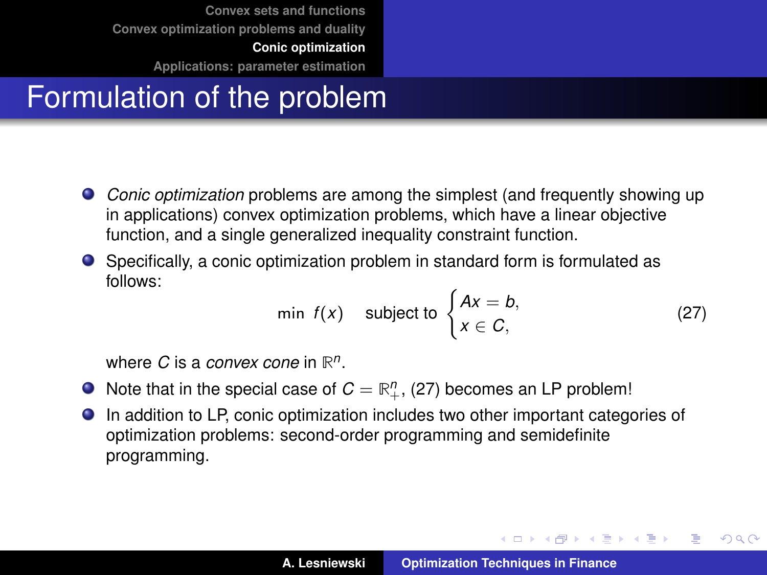# Formulation of the problem

- *Conic optimization* problems are among the simplest (and frequently showing up in applications) convex optimization problems, which have a linear objective function, and a single generalized inequality constraint function.
- Specifically, a conic optimization problem in standard form is formulated as follows:

$$\min \; f(x) \quad \text{subject to} \begin{cases} Ax = b, \\ x \in C, \end{cases} \tag{27}$$

  where $C$ is a *convex cone* in $\mathbb{R}^n$.
- Note that in the special case of $C = \mathbb{R}^n_+$, (27) becomes an LP problem!
- In addition to LP, conic optimization includes two other important categories of optimization problems: second-order programming and semidefinite programming.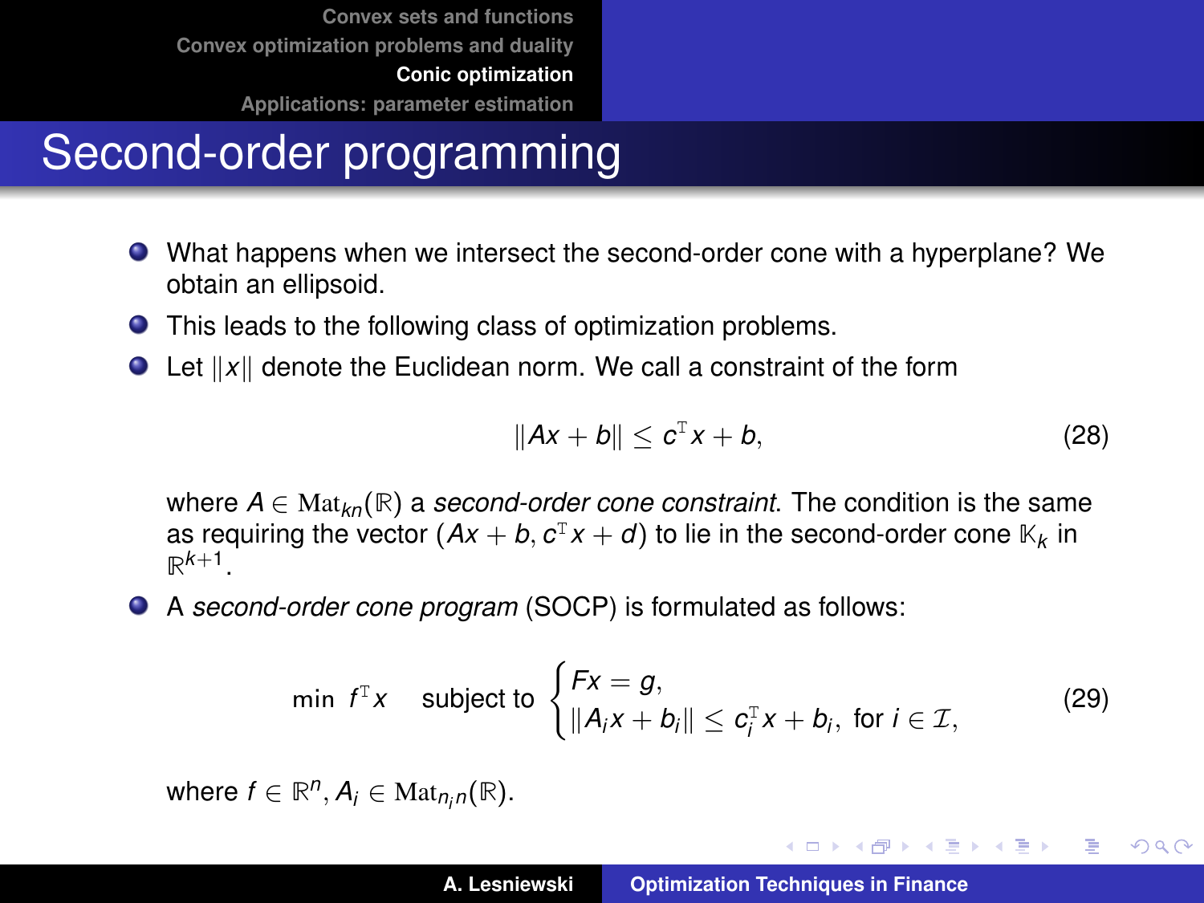# Second-order programming

- What happens when we intersect the second-order cone with a hyperplane? We obtain an ellipsoid.
- This leads to the following class of optimization problems.
- Let $\|x\|$ denote the Euclidean norm. We call a constraint of the form

$$\|Ax + b\| \leq c^{\mathrm{T}} x + b, \tag{28}$$

where $A \in \mathrm{Mat}_{kn}(\mathbb{R})$ a *second-order cone constraint*. The condition is the same as requiring the vector $(Ax + b, c^{\mathrm{T}} x + d)$ to lie in the second-order cone $\mathbb{K}_k$ in $\mathbb{R}^{k+1}$.

- A *second-order cone program* (SOCP) is formulated as follows:

$$\min \; f^{\mathrm{T}} x \quad \text{subject to} \begin{cases} Fx = g, \\ \|A_i x + b_i\| \leq c_i^{\mathrm{T}} x + b_i, \; \text{for } i \in \mathcal{I}, \end{cases} \tag{29}$$

where $f \in \mathbb{R}^n$, $A_i \in \mathrm{Mat}_{n_i n}(\mathbb{R})$.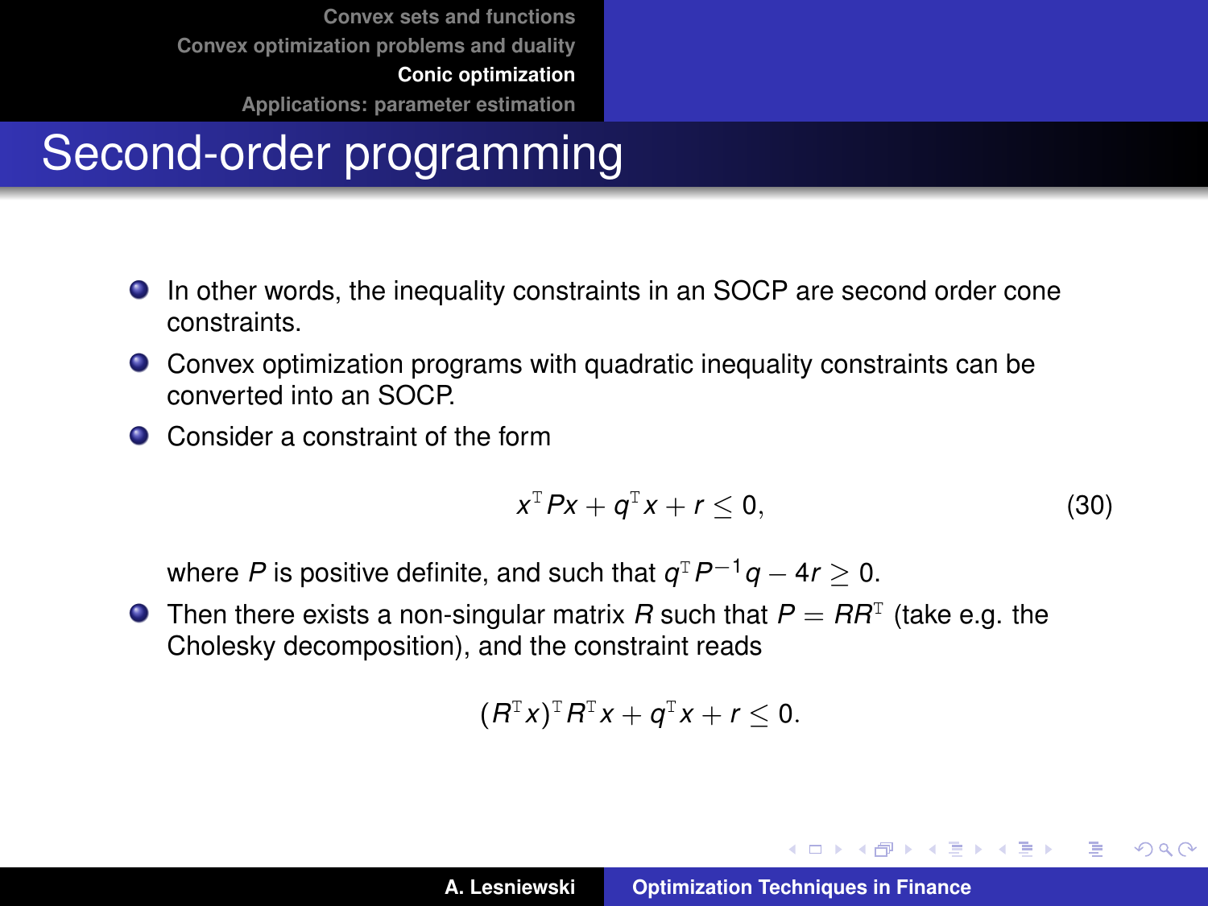# Second-order programming

- In other words, the inequality constraints in an SOCP are second order cone constraints.
- Convex optimization programs with quadratic inequality constraints can be converted into an SOCP.
- Consider a constraint of the form

$$x^{\mathrm{T}} P x + q^{\mathrm{T}} x + r \leq 0, \tag{30}$$

  where $P$ is positive definite, and such that $q^{\mathrm{T}} P^{-1} q - 4r \geq 0$.
- Then there exists a non-singular matrix $R$ such that $P = RR^{\mathrm{T}}$ (take e.g. the Cholesky decomposition), and the constraint reads

$$(R^{\mathrm{T}} x)^{\mathrm{T}} R^{\mathrm{T}} x + q^{\mathrm{T}} x + r \leq 0.$$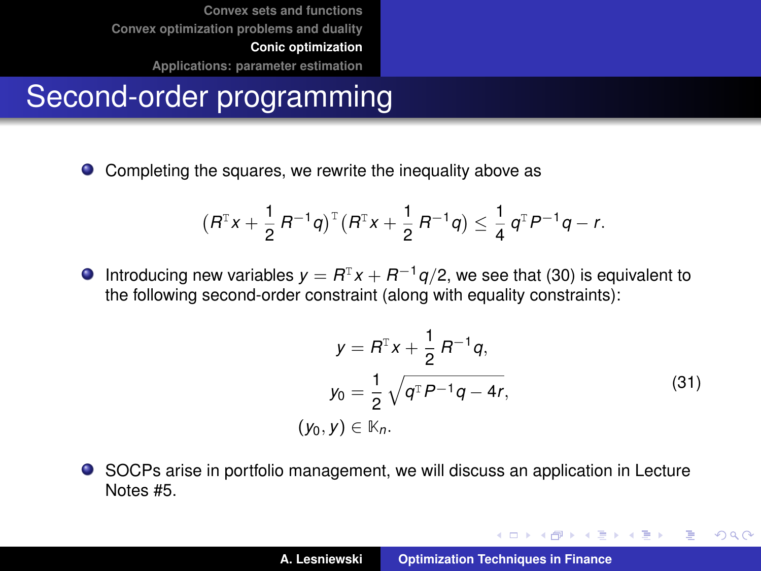# Second-order programming

- Completing the squares, we rewrite the inequality above as

$$\left(R^{\mathrm{T}} x + \frac{1}{2} R^{-1} q\right)^{\mathrm{T}} \left(R^{\mathrm{T}} x + \frac{1}{2} R^{-1} q\right) \leq \frac{1}{4} q^{\mathrm{T}} P^{-1} q - r.$$

- Introducing new variables $y = R^{\mathrm{T}} x + R^{-1} q/2$, we see that (30) is equivalent to the following second-order constraint (along with equality constraints):

$$\begin{aligned} y &= R^{\mathrm{T}} x + \frac{1}{2} R^{-1} q, \\ y_0 &= \frac{1}{2} \sqrt{q^{\mathrm{T}} P^{-1} q - 4r}, \\ (y_0, y) &\in \mathbb{K}_n. \end{aligned} \tag{31}$$

- SOCPs arise in portfolio management, we will discuss an application in Lecture Notes #5.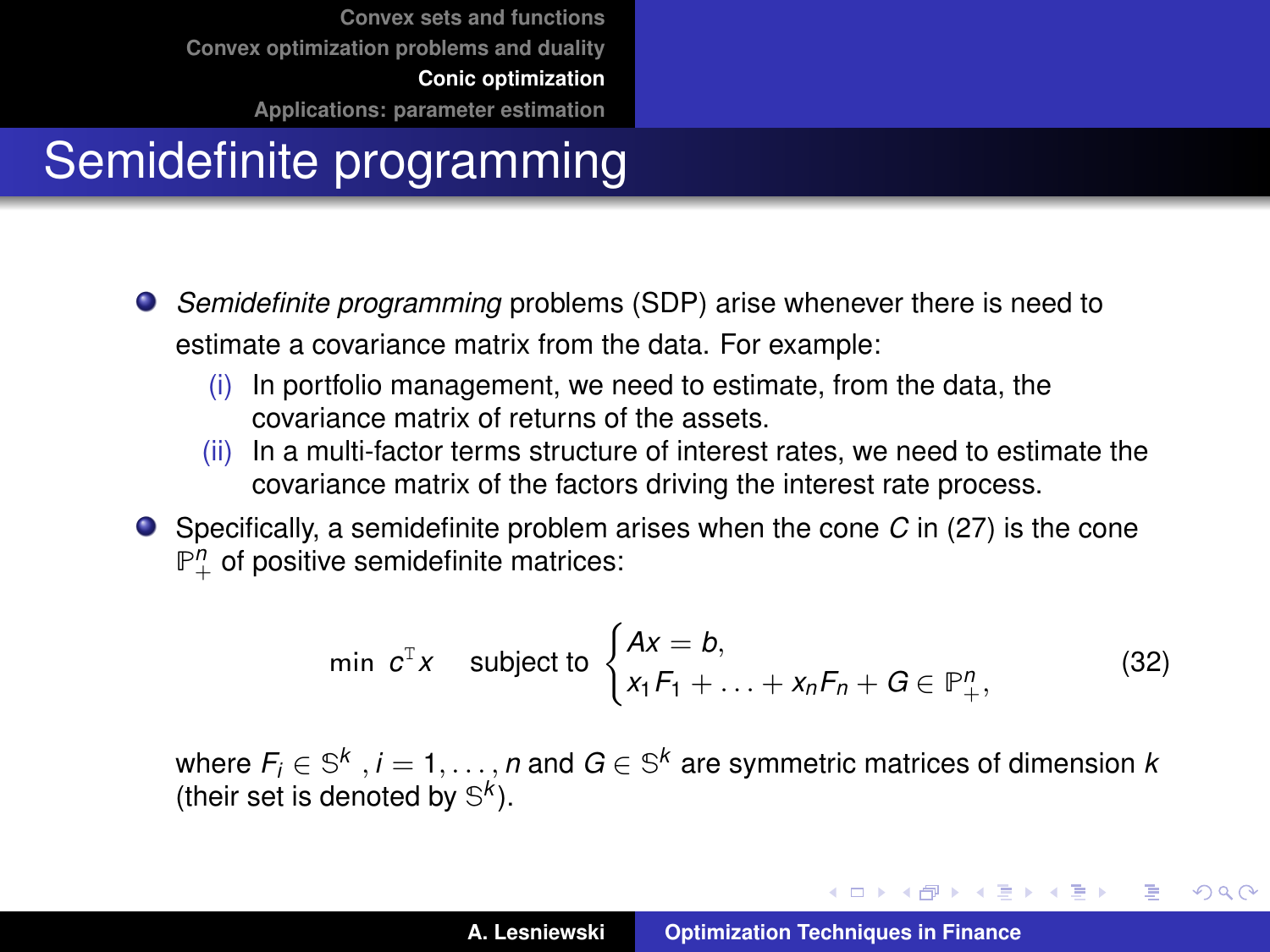# Semidefinite programming

- *Semidefinite programming* problems (SDP) arise whenever there is need to estimate a covariance matrix from the data. For example:
  - (i) In portfolio management, we need to estimate, from the data, the covariance matrix of returns of the assets.
  - (ii) In a multi-factor terms structure of interest rates, we need to estimate the covariance matrix of the factors driving the interest rate process.
- Specifically, a semidefinite problem arises when the cone $C$ in (27) is the cone $\mathbb{P}^n_+$ of positive semidefinite matrices:

$$\min \; c^{\mathrm{T}} x \quad \text{subject to} \begin{cases} Ax = b, \\ x_1 F_1 + \ldots + x_n F_n + G \in \mathbb{P}^n_+, \end{cases} \tag{32}$$

where $F_i \in \mathbb{S}^k$ , $i = 1, \ldots, n$ and $G \in \mathbb{S}^k$ are symmetric matrices of dimension $k$ (their set is denoted by $\mathbb{S}^k$).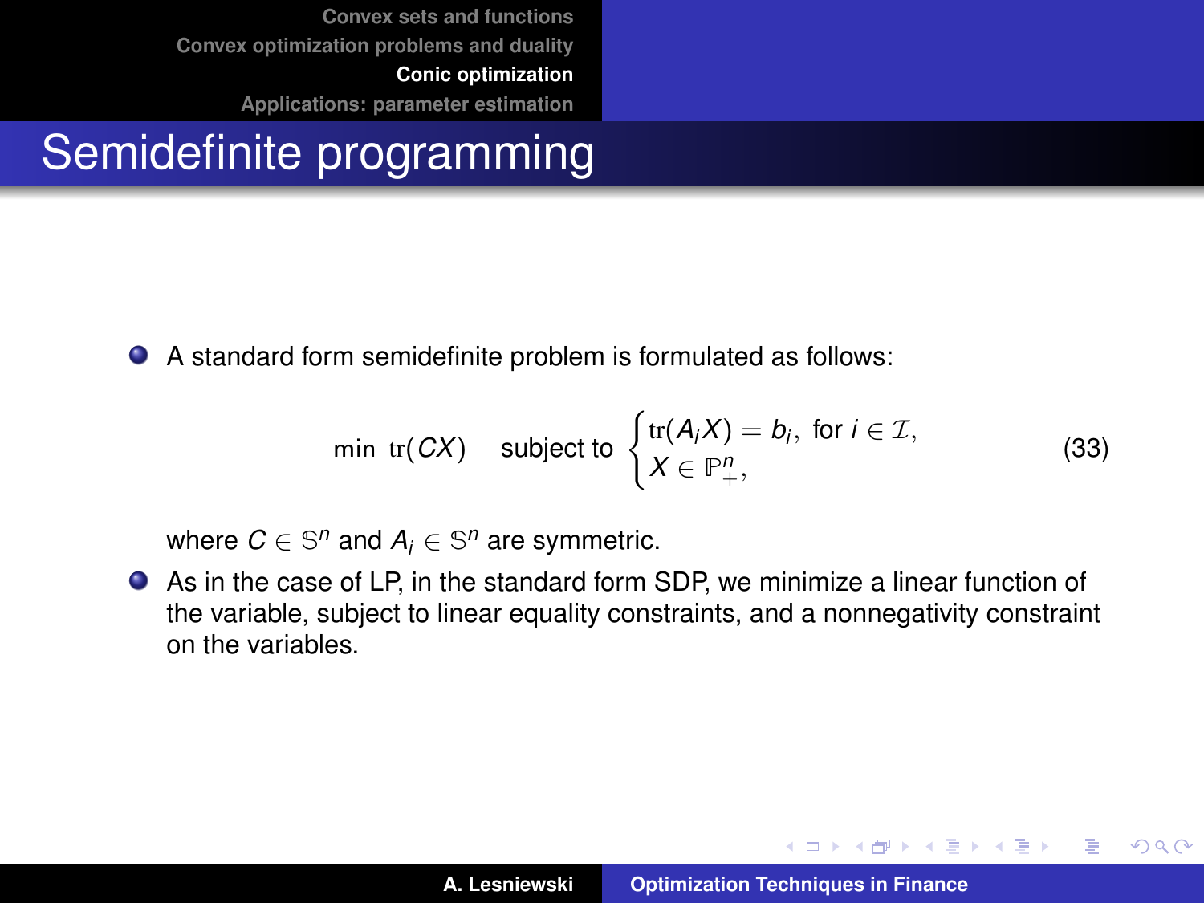# Semidefinite programming

- A standard form semidefinite problem is formulated as follows:

$$\min \ \mathrm{tr}(CX) \quad \text{subject to} \begin{cases} \mathrm{tr}(A_i X) = b_i, \ \text{for } i \in \mathcal{I}, \\ X \in \mathbb{P}^n_+, \end{cases} \tag{33}$$

  where $C \in \mathbb{S}^n$ and $A_i \in \mathbb{S}^n$ are symmetric.

- As in the case of LP, in the standard form SDP, we minimize a linear function of the variable, subject to linear equality constraints, and a nonnegativity constraint on the variables.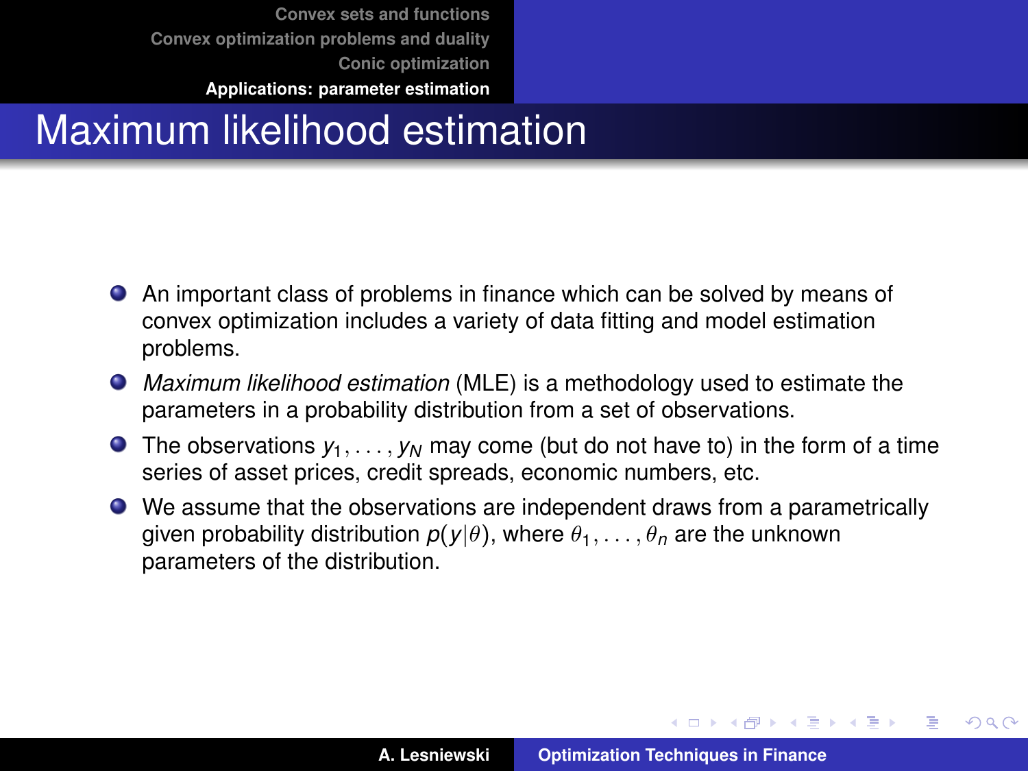# Maximum likelihood estimation

- An important class of problems in finance which can be solved by means of convex optimization includes a variety of data fitting and model estimation problems.
- *Maximum likelihood estimation* (MLE) is a methodology used to estimate the parameters in a probability distribution from a set of observations.
- The observations $y_1, \ldots, y_N$ may come (but do not have to) in the form of a time series of asset prices, credit spreads, economic numbers, etc.
- We assume that the observations are independent draws from a parametrically given probability distribution $p(y|\theta)$, where $\theta_1, \ldots, \theta_n$ are the unknown parameters of the distribution.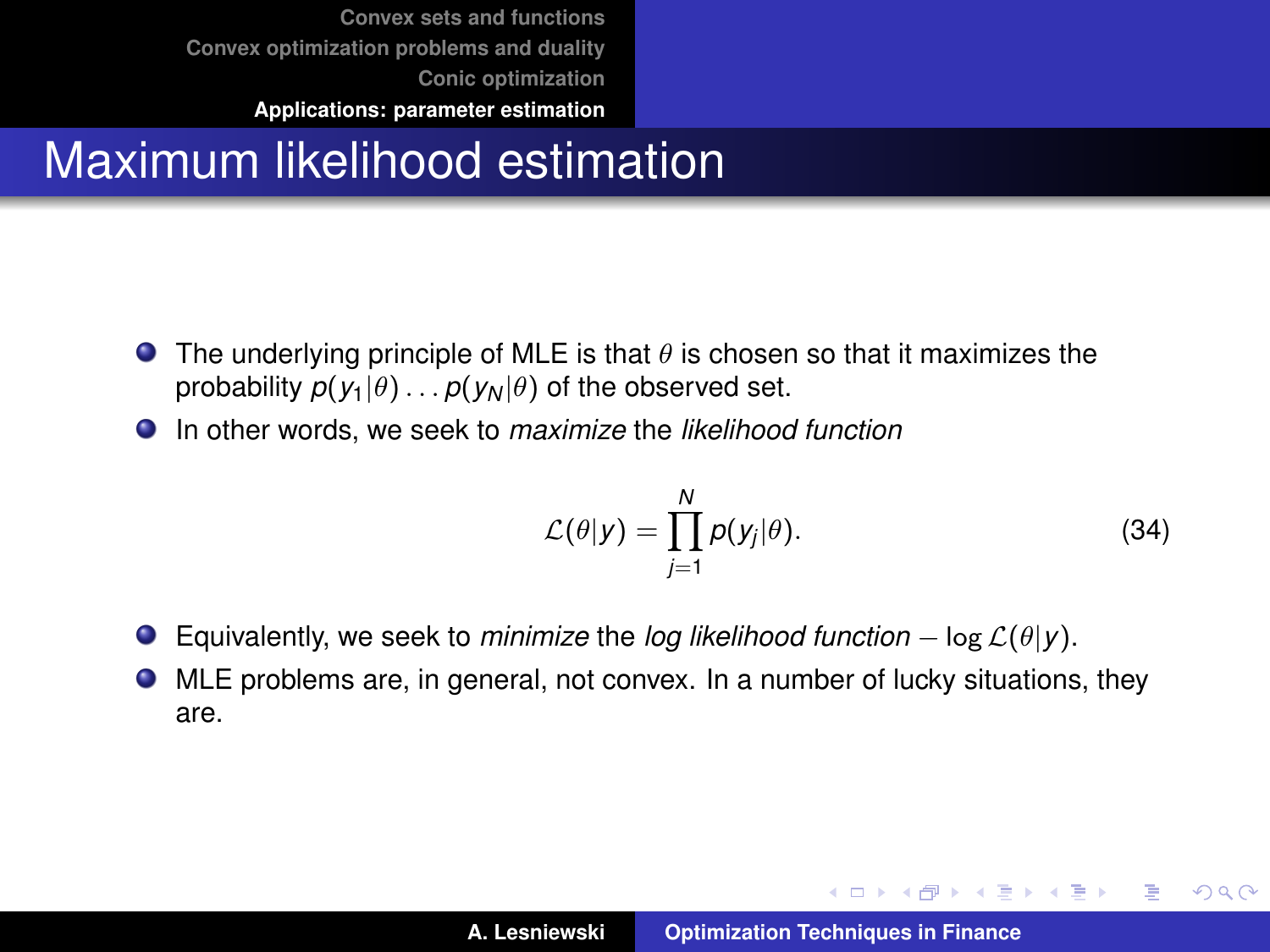# Maximum likelihood estimation

- The underlying principle of MLE is that $\theta$ is chosen so that it maximizes the probability $p(y_1|\theta)\ldots p(y_N|\theta)$ of the observed set.
- In other words, we seek to *maximize* the *likelihood function*

$$\mathcal{L}(\theta|y) = \prod_{j=1}^{N} p(y_j|\theta). \tag{34}$$

- Equivalently, we seek to *minimize* the *log likelihood function* $-\log \mathcal{L}(\theta|y)$.
- MLE problems are, in general, not convex. In a number of lucky situations, they are.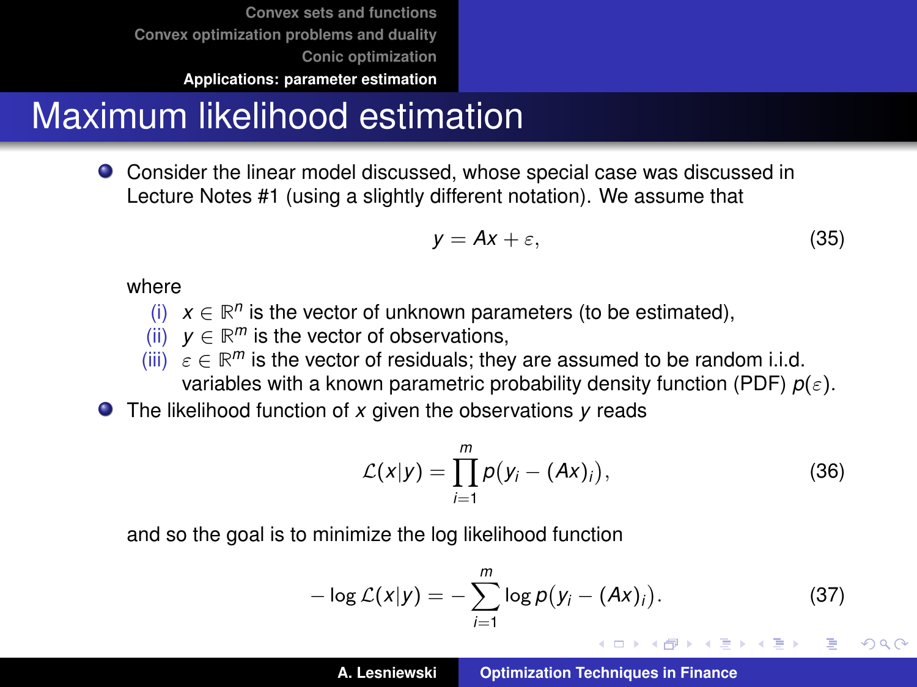# Maximum likelihood estimation

- Consider the linear model discussed, whose special case was discussed in Lecture Notes #1 (using a slightly different notation). We assume that

$$y = Ax + \varepsilon, \tag{35}$$

  where

  (i) $x \in \mathbb{R}^n$ is the vector of unknown parameters (to be estimated),

  (ii) $y \in \mathbb{R}^m$ is the vector of observations,

  (iii) $\varepsilon \in \mathbb{R}^m$ is the vector of residuals; they are assumed to be random i.i.d. variables with a known parametric probability density function (PDF) $p(\varepsilon)$.

- The likelihood function of $x$ given the observations $y$ reads

$$\mathcal{L}(x|y) = \prod_{i=1}^{m} p(y_i - (Ax)_i), \tag{36}$$

  and so the goal is to minimize the log likelihood function

$$-\log \mathcal{L}(x|y) = -\sum_{i=1}^{m} \log p(y_i - (Ax)_i). \tag{37}$$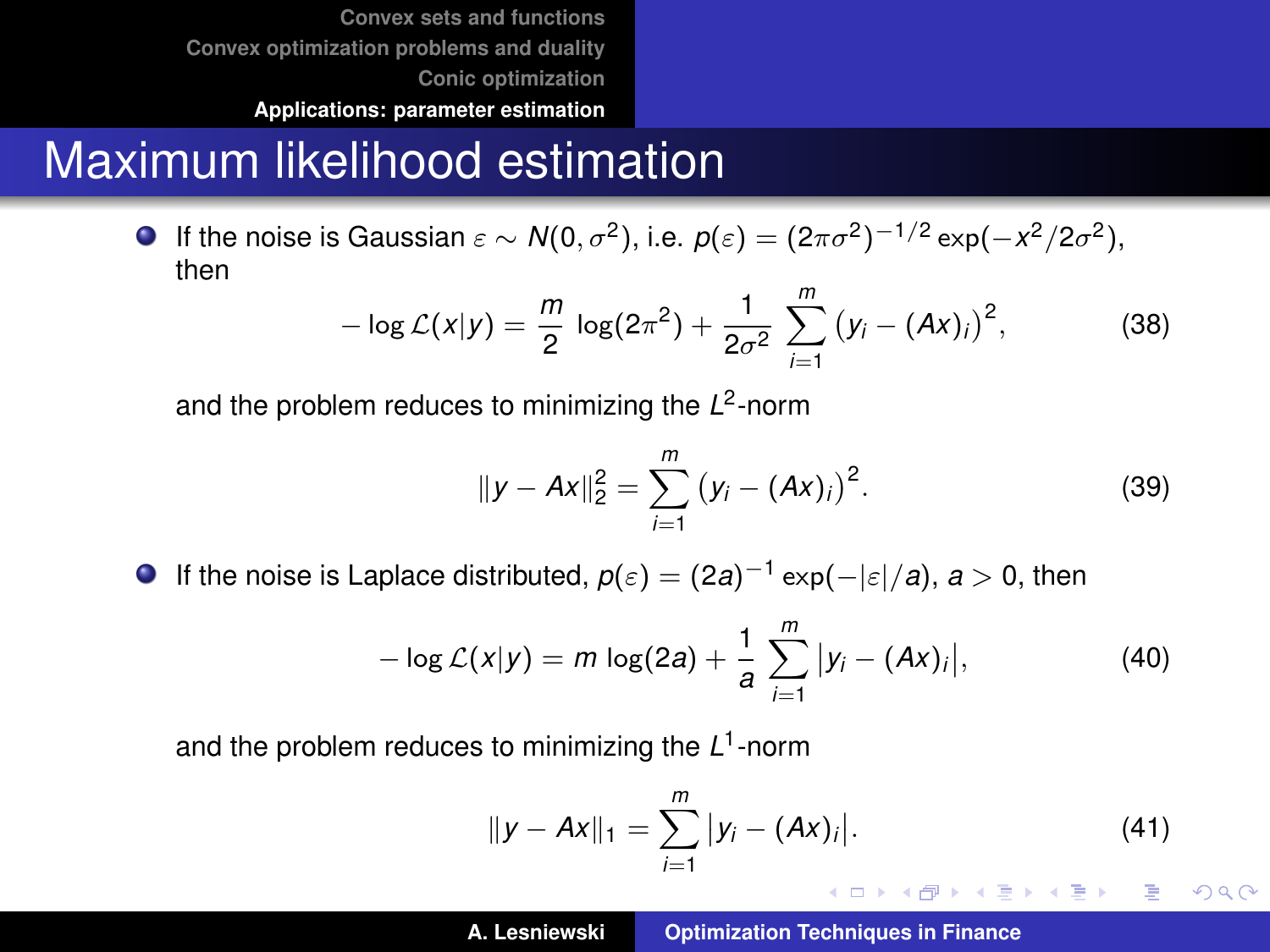# Maximum likelihood estimation

- If the noise is Gaussian $\varepsilon \sim N(0, \sigma^2)$, i.e. $p(\varepsilon) = (2\pi\sigma^2)^{-1/2} \exp(-x^2/2\sigma^2)$, then

$$-\log \mathcal{L}(x|y) = \frac{m}{2} \log(2\pi^2) + \frac{1}{2\sigma^2} \sum_{i=1}^{m} \left(y_i - (Ax)_i\right)^2, \tag{38}$$

  and the problem reduces to minimizing the $L^2$-norm

$$\|y - Ax\|_2^2 = \sum_{i=1}^{m} \left(y_i - (Ax)_i\right)^2. \tag{39}$$

- If the noise is Laplace distributed, $p(\varepsilon) = (2a)^{-1} \exp(-|\varepsilon|/a)$, $a > 0$, then

$$-\log \mathcal{L}(x|y) = m \log(2a) + \frac{1}{a} \sum_{i=1}^{m} \left|y_i - (Ax)_i\right|, \tag{40}$$

  and the problem reduces to minimizing the $L^1$-norm

$$\|y - Ax\|_1 = \sum_{i=1}^{m} \left|y_i - (Ax)_i\right|. \tag{41}$$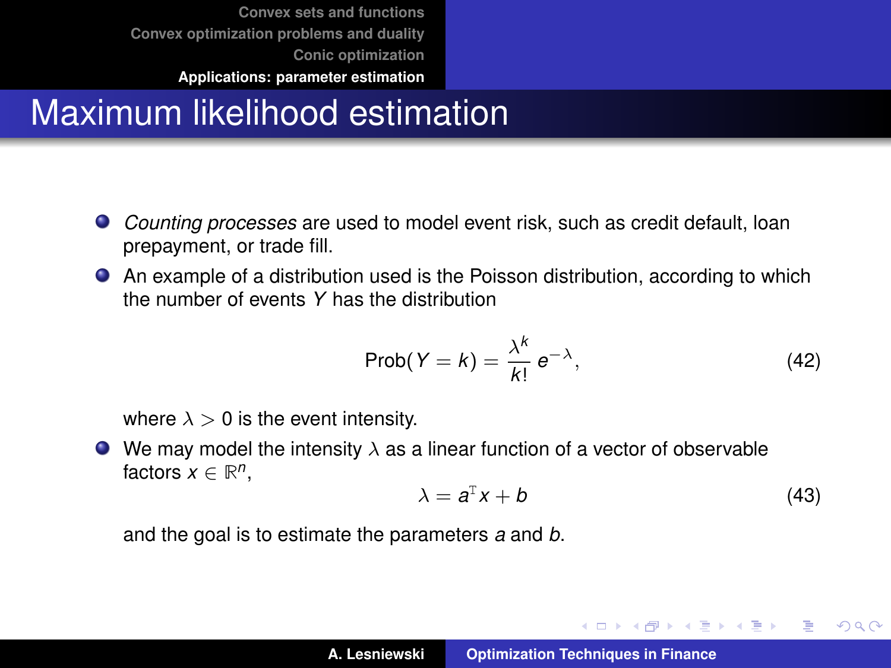# Maximum likelihood estimation

- *Counting processes* are used to model event risk, such as credit default, loan prepayment, or trade fill.
- An example of a distribution used is the Poisson distribution, according to which the number of events $Y$ has the distribution

$$\text{Prob}(Y = k) = \frac{\lambda^k}{k!} e^{-\lambda}, \tag{42}$$

  where $\lambda > 0$ is the event intensity.
- We may model the intensity $\lambda$ as a linear function of a vector of observable factors $x \in \mathbb{R}^n$,

$$\lambda = a^{\mathrm{T}} x + b \tag{43}$$

  and the goal is to estimate the parameters $a$ and $b$.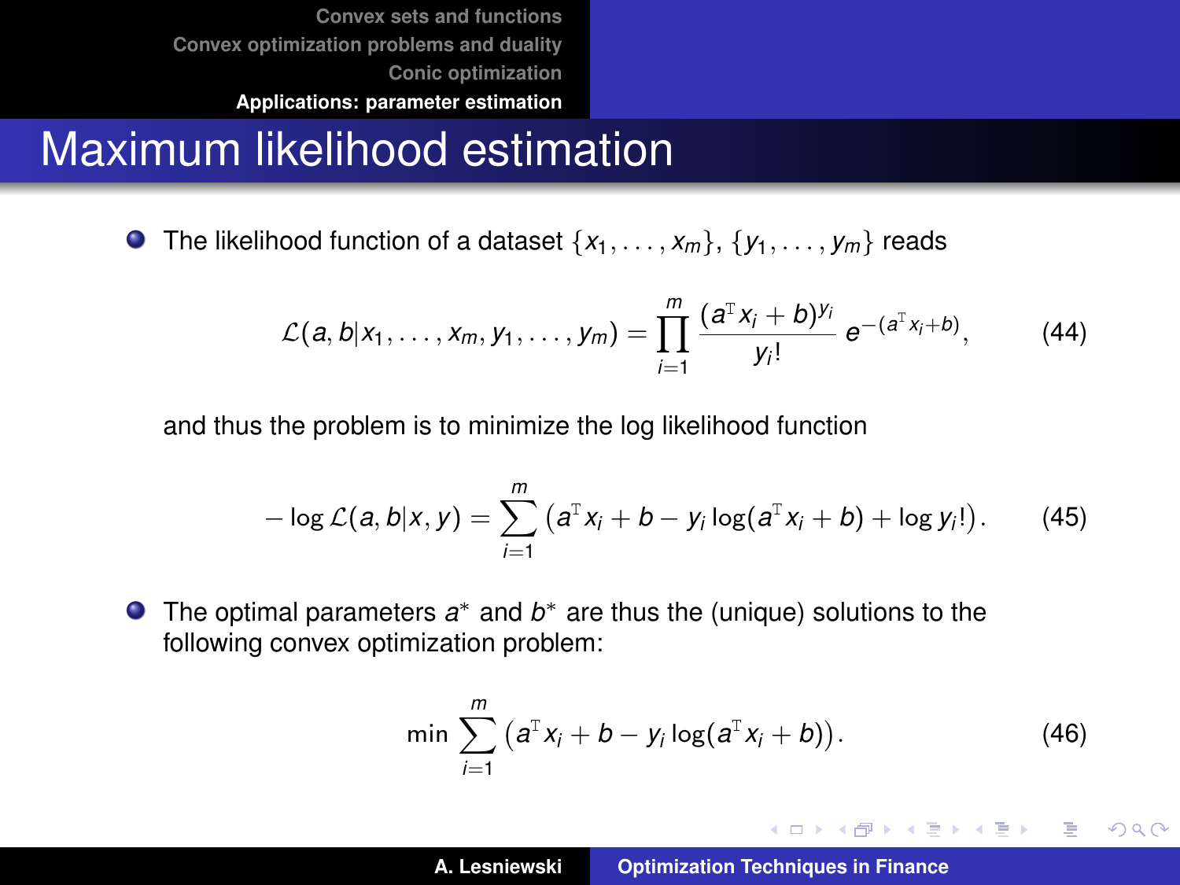# Maximum likelihood estimation

- The likelihood function of a dataset $\{x_1, \ldots, x_m\}$, $\{y_1, \ldots, y_m\}$ reads

$$\mathcal{L}(a, b | x_1, \ldots, x_m, y_1, \ldots, y_m) = \prod_{i=1}^{m} \frac{(a^{\mathrm{T}} x_i + b)^{y_i}}{y_i!} \, e^{-(a^{\mathrm{T}} x_i + b)}, \tag{44}$$

  and thus the problem is to minimize the log likelihood function

$$-\log \mathcal{L}(a, b | x, y) = \sum_{i=1}^{m} \big( a^{\mathrm{T}} x_i + b - y_i \log(a^{\mathrm{T}} x_i + b) + \log y_i! \big). \tag{45}$$

- The optimal parameters $a^*$ and $b^*$ are thus the (unique) solutions to the following convex optimization problem:

$$\min \sum_{i=1}^{m} \big( a^{\mathrm{T}} x_i + b - y_i \log(a^{\mathrm{T}} x_i + b) \big). \tag{46}$$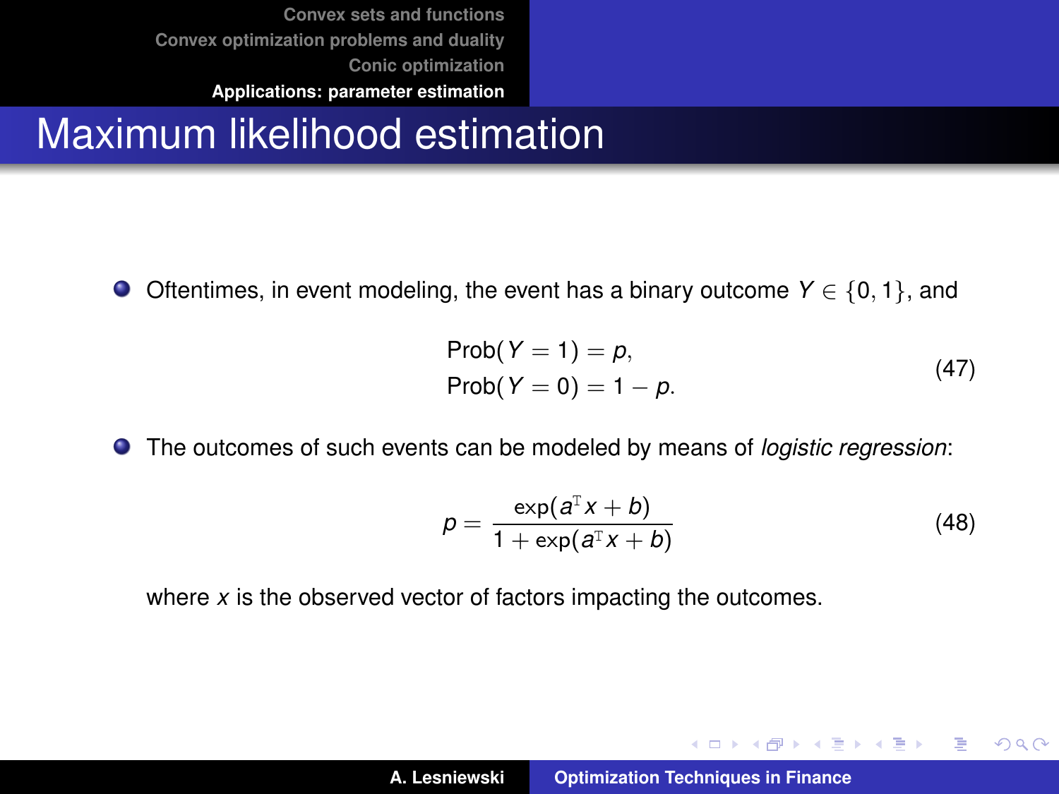# Maximum likelihood estimation

- Oftentimes, in event modeling, the event has a binary outcome $Y \in \{0, 1\}$, and

$$
\begin{aligned}
\operatorname{Prob}(Y = 1) &= p, \\
\operatorname{Prob}(Y = 0) &= 1 - p.
\end{aligned}
\tag{47}
$$

- The outcomes of such events can be modeled by means of *logistic regression*:

$$
p = \frac{\exp(a^{\mathrm{T}} x + b)}{1 + \exp(a^{\mathrm{T}} x + b)}
\tag{48}
$$

  where $x$ is the observed vector of factors impacting the outcomes.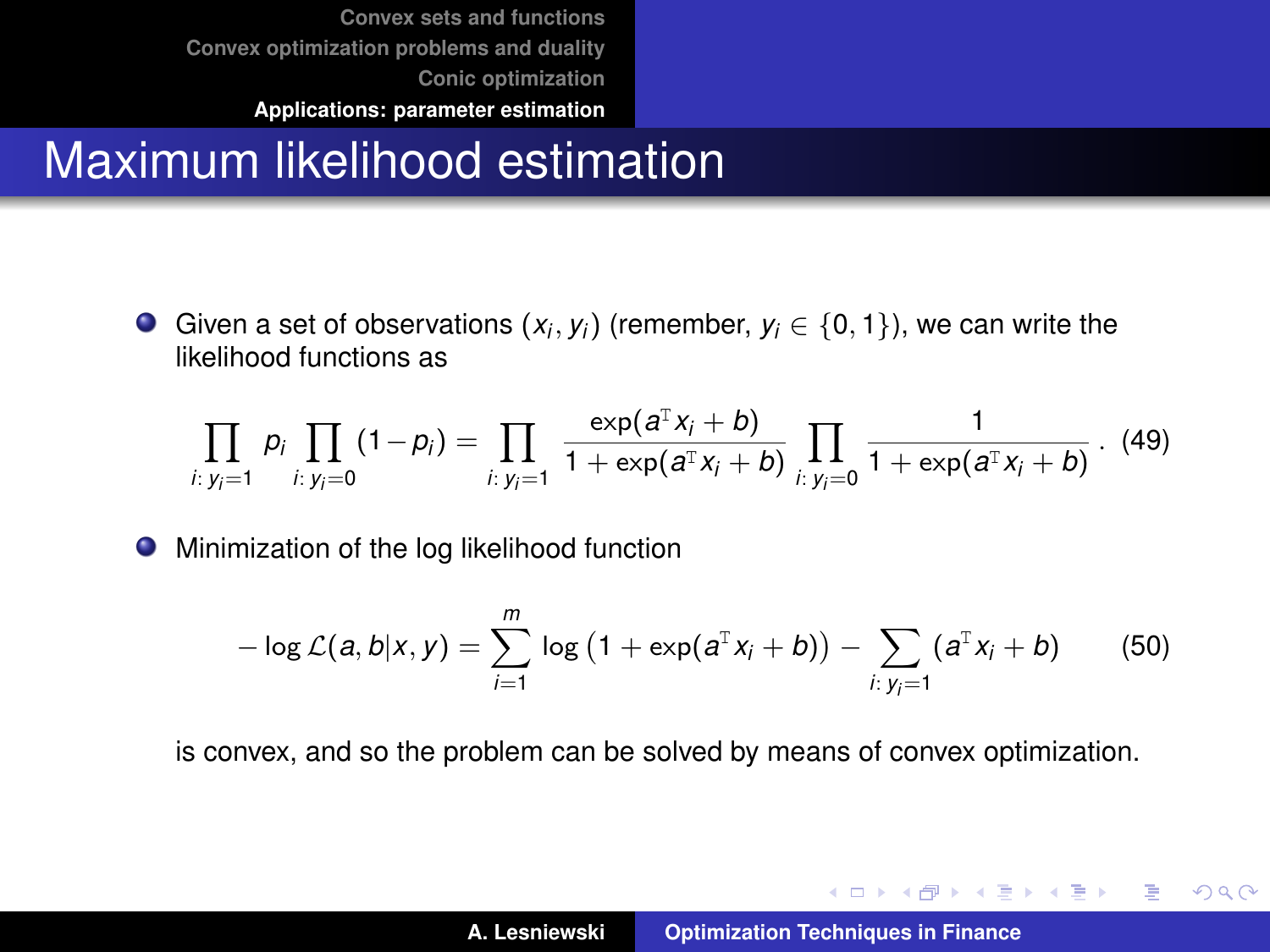# Maximum likelihood estimation

- Given a set of observations $(x_i, y_i)$ (remember, $y_i \in \{0, 1\}$), we can write the likelihood functions as

$$\prod_{i:\, y_i=1} p_i \prod_{i:\, y_i=0} (1 - p_i) = \prod_{i:\, y_i=1} \frac{\exp(a^{\mathrm{T}} x_i + b)}{1 + \exp(a^{\mathrm{T}} x_i + b)} \prod_{i:\, y_i=0} \frac{1}{1 + \exp(a^{\mathrm{T}} x_i + b)} \,. \tag{49}$$

- Minimization of the log likelihood function

$$-\log \mathcal{L}(a, b | x, y) = \sum_{i=1}^{m} \log \left(1 + \exp(a^{\mathrm{T}} x_i + b)\right) - \sum_{i:\, y_i=1} (a^{\mathrm{T}} x_i + b) \tag{50}$$

  is convex, and so the problem can be solved by means of convex optimization.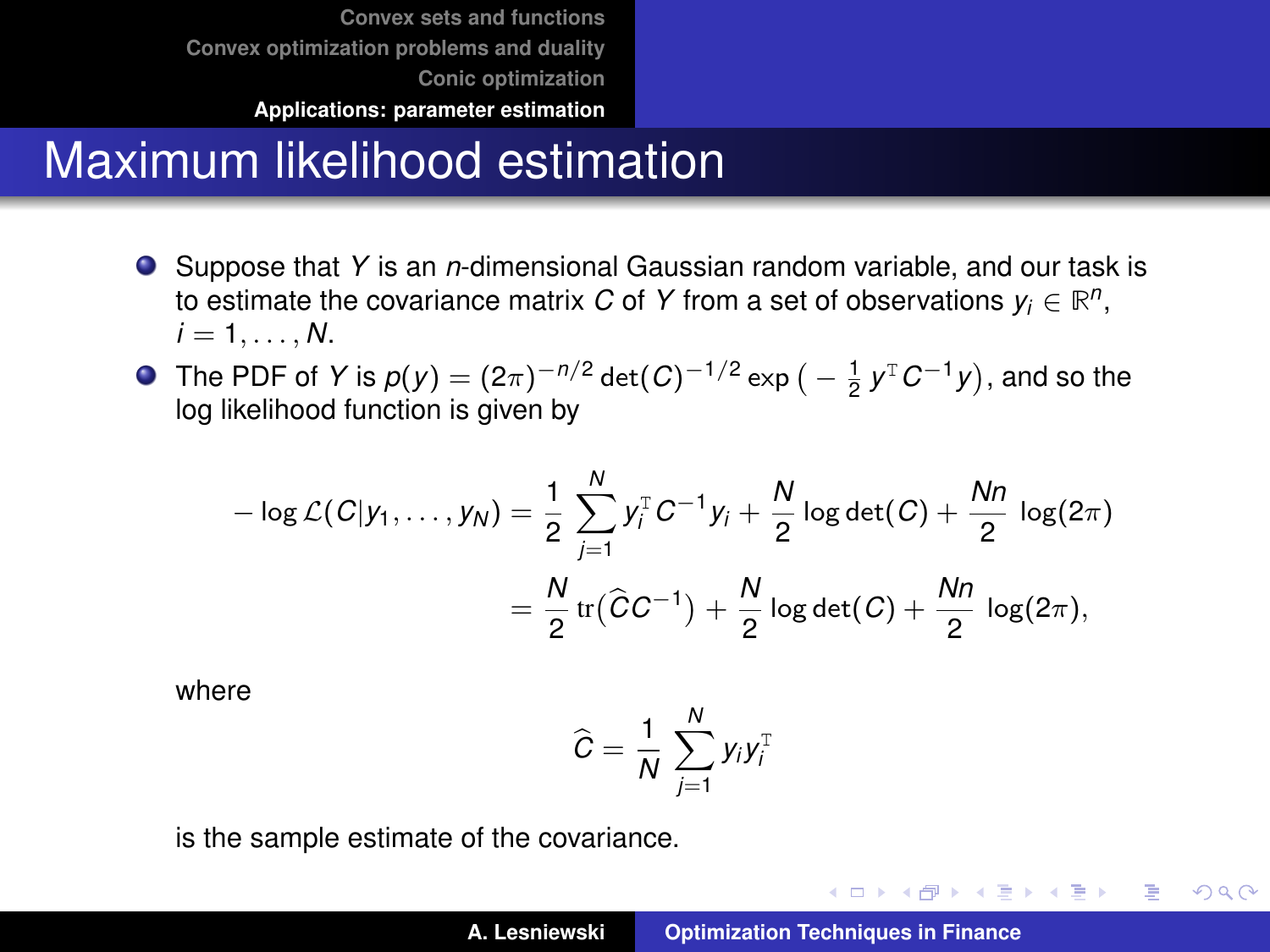# Maximum likelihood estimation

- Suppose that $Y$ is an $n$-dimensional Gaussian random variable, and our task is to estimate the covariance matrix $C$ of $Y$ from a set of observations $y_i \in \mathbb{R}^n$, $i = 1, \ldots, N$.
- The PDF of $Y$ is $p(y) = (2\pi)^{-n/2} \det(C)^{-1/2} \exp\big(-\frac{1}{2}\, y^{\mathrm{T}} C^{-1} y\big)$, and so the log likelihood function is given by

$$
\begin{aligned}
-\log \mathcal{L}(C|y_1, \ldots, y_N) &= \frac{1}{2} \sum_{j=1}^{N} y_i^{\mathrm{T}} C^{-1} y_i + \frac{N}{2} \log\det(C) + \frac{Nn}{2} \log(2\pi) \\
&= \frac{N}{2} \operatorname{tr}\big(\widehat{C} C^{-1}\big) + \frac{N}{2} \log\det(C) + \frac{Nn}{2} \log(2\pi),
\end{aligned}
$$

where

$$
\widehat{C} = \frac{1}{N} \sum_{j=1}^{N} y_i y_i^{\mathrm{T}}
$$

is the sample estimate of the covariance.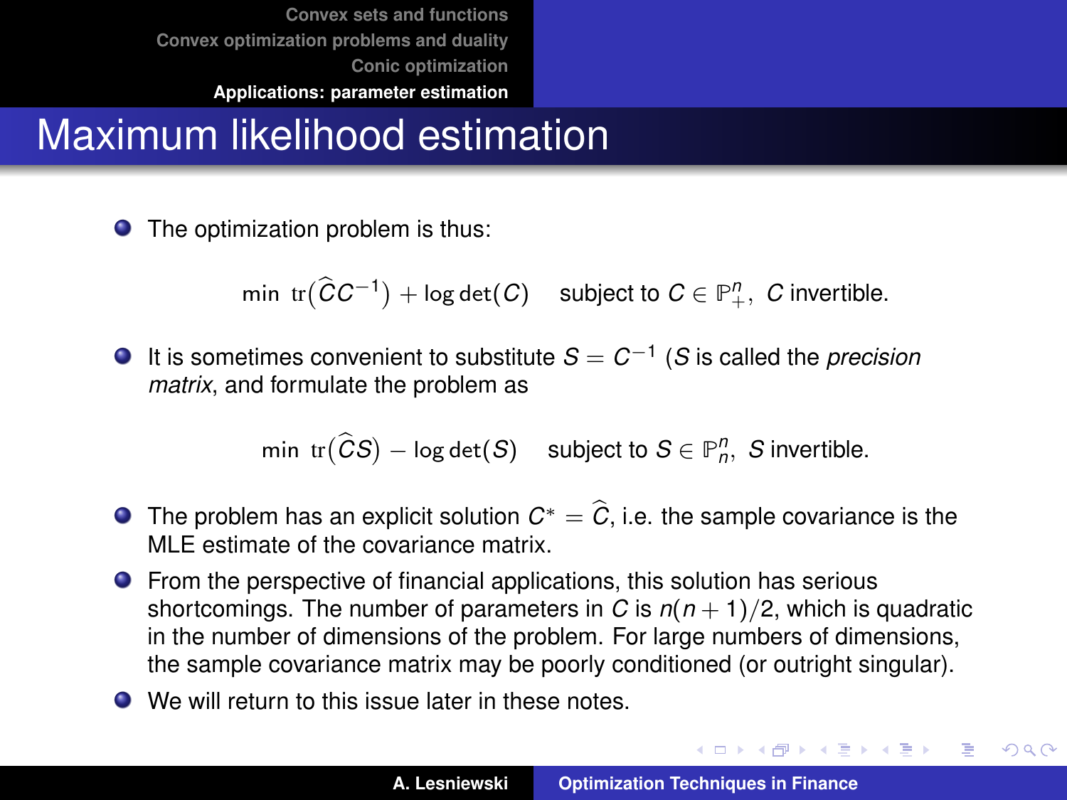# Maximum likelihood estimation

- The optimization problem is thus:

$$\min \ \operatorname{tr}\big(\widehat{C}C^{-1}\big) + \log\det(C) \quad \text{subject to } C \in \mathbb{P}^n_+,\ C \text{ invertible.}$$

- It is sometimes convenient to substitute $S = C^{-1}$ ($S$ is called the *precision matrix*, and formulate the problem as

$$\min \ \operatorname{tr}\big(\widehat{C}S\big) - \log\det(S) \quad \text{subject to } S \in \mathbb{P}^n_n,\ S \text{ invertible.}$$

- The problem has an explicit solution $C^* = \widehat{C}$, i.e. the sample covariance is the MLE estimate of the covariance matrix.
- From the perspective of financial applications, this solution has serious shortcomings. The number of parameters in $C$ is $n(n+1)/2$, which is quadratic in the number of dimensions of the problem. For large numbers of dimensions, the sample covariance matrix may be poorly conditioned (or outright singular).
- We will return to this issue later in these notes.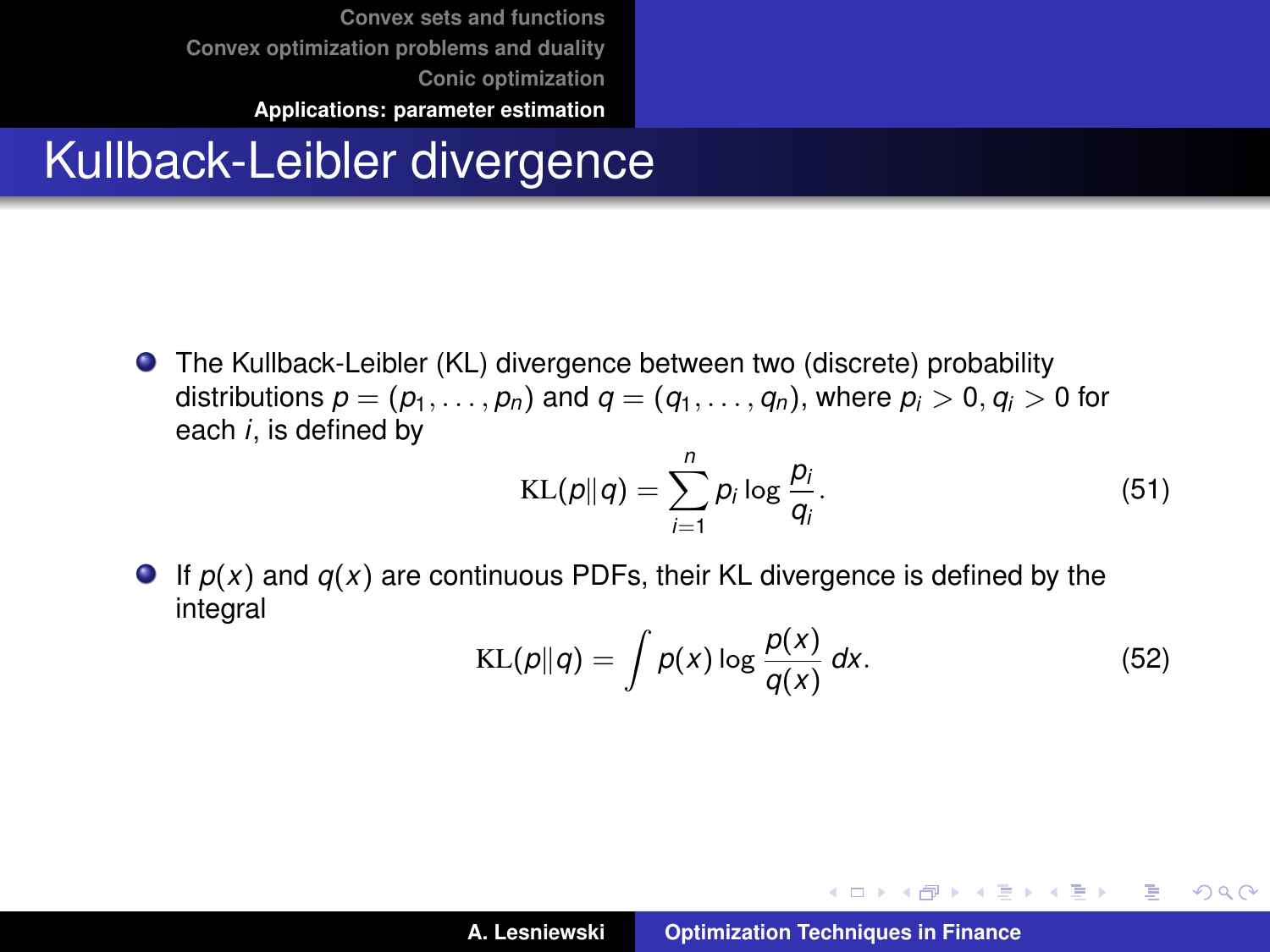# Kullback-Leibler divergence

- The Kullback-Leibler (KL) divergence between two (discrete) probability distributions $p = (p_1, \ldots, p_n)$ and $q = (q_1, \ldots, q_n)$, where $p_i > 0, q_i > 0$ for each $i$, is defined by

$$\mathrm{KL}(p\|q) = \sum_{i=1}^{n} p_i \log \frac{p_i}{q_i}. \tag{51}$$

- If $p(x)$ and $q(x)$ are continuous PDFs, their KL divergence is defined by the integral

$$\mathrm{KL}(p\|q) = \int p(x) \log \frac{p(x)}{q(x)}\, dx. \tag{52}$$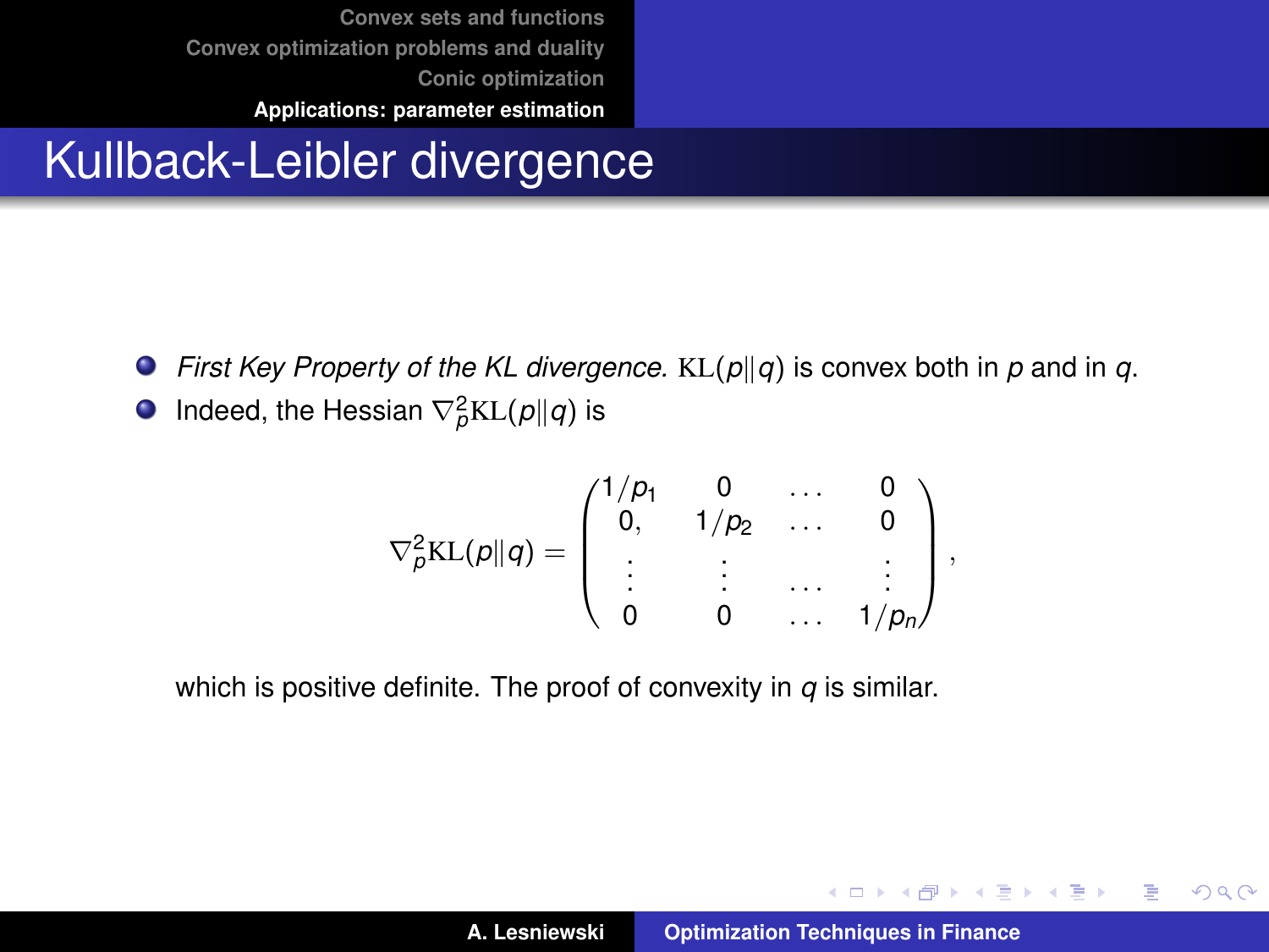# Kullback-Leibler divergence

- *First Key Property of the KL divergence.* $\mathrm{KL}(p\|q)$ is convex both in $p$ and in $q$.
- Indeed, the Hessian $\nabla_p^2 \mathrm{KL}(p\|q)$ is

$$\nabla_p^2 \mathrm{KL}(p\|q) = \begin{pmatrix} 1/p_1 & 0 & \dots & 0 \\ 0, & 1/p_2 & \dots & 0 \\ \vdots & \vdots & \dots & \vdots \\ 0 & 0 & \dots & 1/p_n \end{pmatrix},$$

which is positive definite. The proof of convexity in $q$ is similar.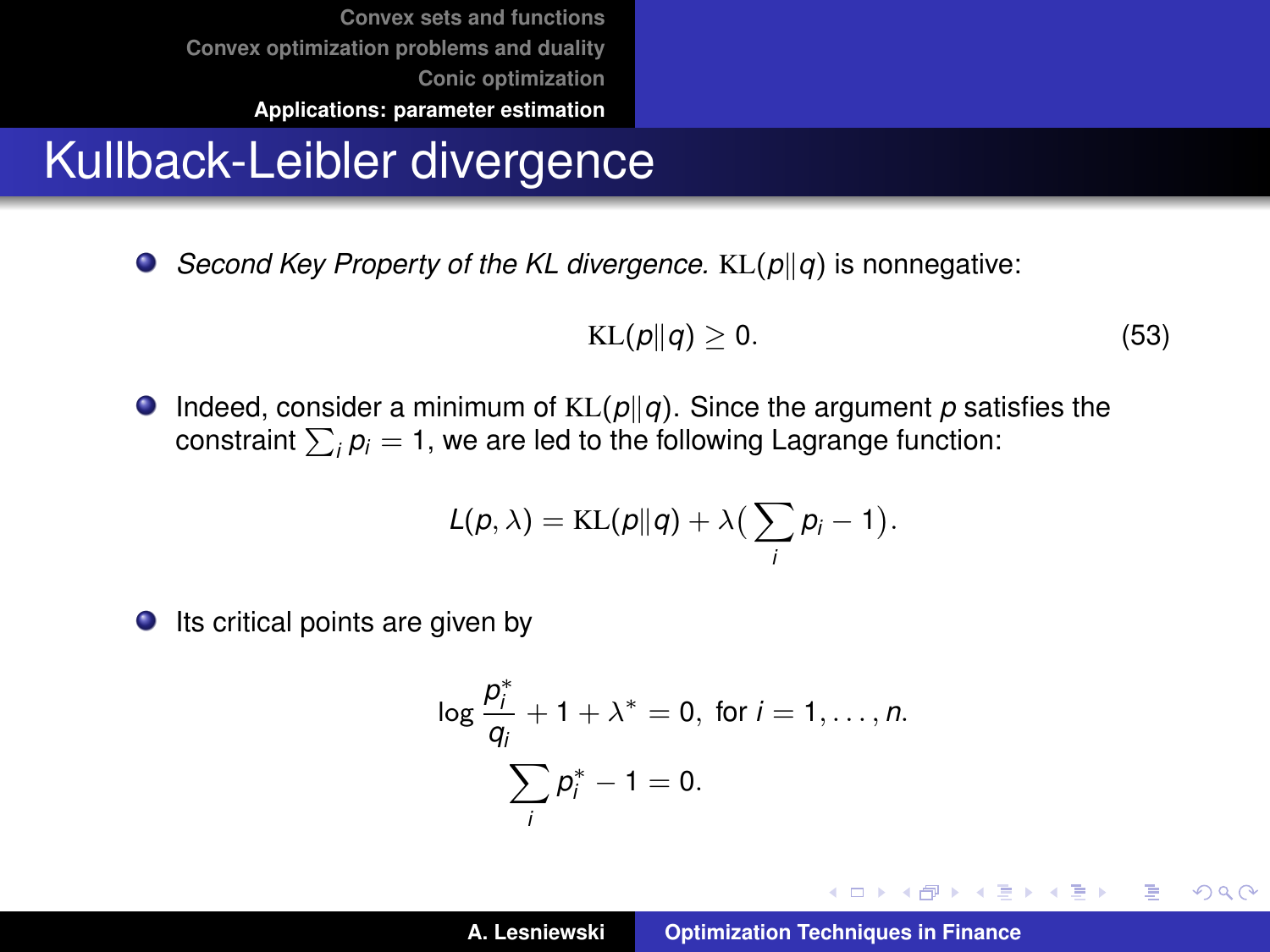# Kullback-Leibler divergence

- *Second Key Property of the KL divergence.* $\mathrm{KL}(p\|q)$ is nonnegative:

$$\mathrm{KL}(p\|q) \geq 0. \tag{53}$$

- Indeed, consider a minimum of $\mathrm{KL}(p\|q)$. Since the argument $p$ satisfies the constraint $\sum_i p_i = 1$, we are led to the following Lagrange function:

$$L(p, \lambda) = \mathrm{KL}(p\|q) + \lambda\Big(\sum_i p_i - 1\Big).$$

- Its critical points are given by

$$\log \frac{p_i^*}{q_i} + 1 + \lambda^* = 0, \text{ for } i = 1, \dots, n.$$
$$\sum_i p_i^* - 1 = 0.$$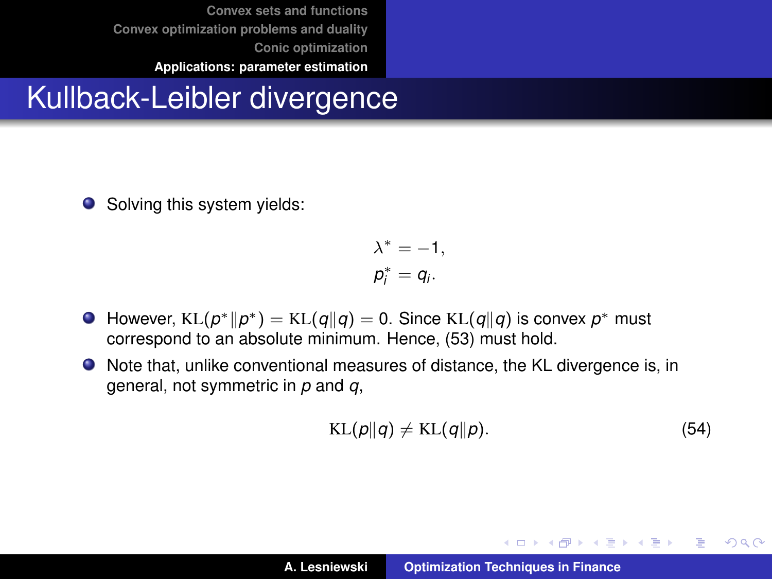# Kullback-Leibler divergence

- Solving this system yields:

$$\lambda^* = -1,$$
$$p_i^* = q_i.$$

- However, $\mathrm{KL}(p^* \| p^*) = \mathrm{KL}(q \| q) = 0$. Since $\mathrm{KL}(q \| q)$ is convex $p^*$ must correspond to an absolute minimum. Hence, (53) must hold.
- Note that, unlike conventional measures of distance, the KL divergence is, in general, not symmetric in $p$ and $q$,

$$\mathrm{KL}(p \| q) \neq \mathrm{KL}(q \| p). \tag{54}$$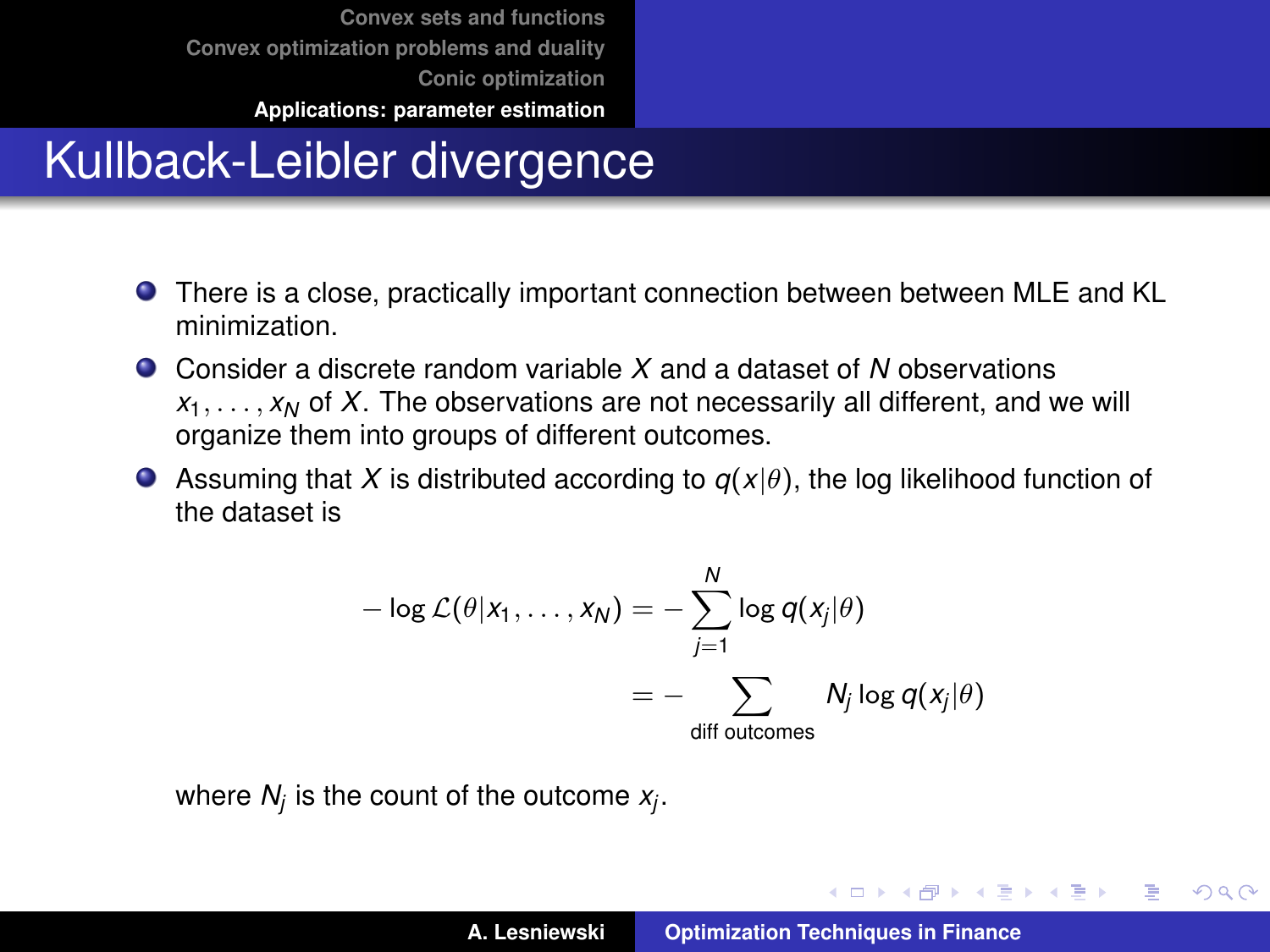# Kullback-Leibler divergence

- There is a close, practically important connection between between MLE and KL minimization.
- Consider a discrete random variable $X$ and a dataset of $N$ observations $x_1, \ldots, x_N$ of $X$. The observations are not necessarily all different, and we will organize them into groups of different outcomes.
- Assuming that $X$ is distributed according to $q(x|\theta)$, the log likelihood function of the dataset is

$$
\begin{aligned}
-\log \mathcal{L}(\theta|x_1, \ldots, x_N) &= -\sum_{j=1}^{N} \log q(x_j|\theta) \\
&= -\sum_{\text{diff outcomes}} N_j \log q(x_j|\theta)
\end{aligned}
$$

where $N_j$ is the count of the outcome $x_j$.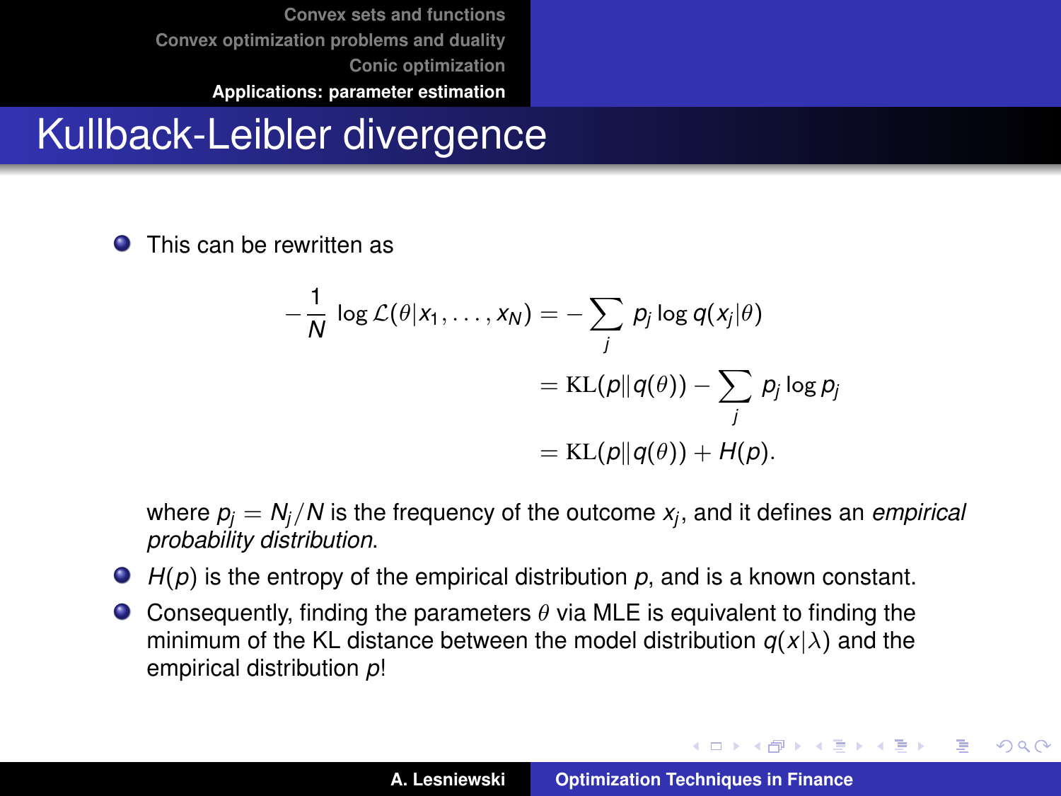# Kullback-Leibler divergence

- This can be rewritten as

$$
\begin{aligned}
-\frac{1}{N} \log \mathcal{L}(\theta | x_1, \ldots, x_N) &= -\sum_j p_j \log q(x_j|\theta) \\
&= \mathrm{KL}(p \| q(\theta)) - \sum_j p_j \log p_j \\
&= \mathrm{KL}(p \| q(\theta)) + H(p).
\end{aligned}
$$

  where $p_j = N_j / N$ is the frequency of the outcome $x_j$, and it defines an *empirical probability distribution*.

- $H(p)$ is the entropy of the empirical distribution $p$, and is a known constant.
- Consequently, finding the parameters $\theta$ via MLE is equivalent to finding the minimum of the KL distance between the model distribution $q(x|\lambda)$ and the empirical distribution $p$!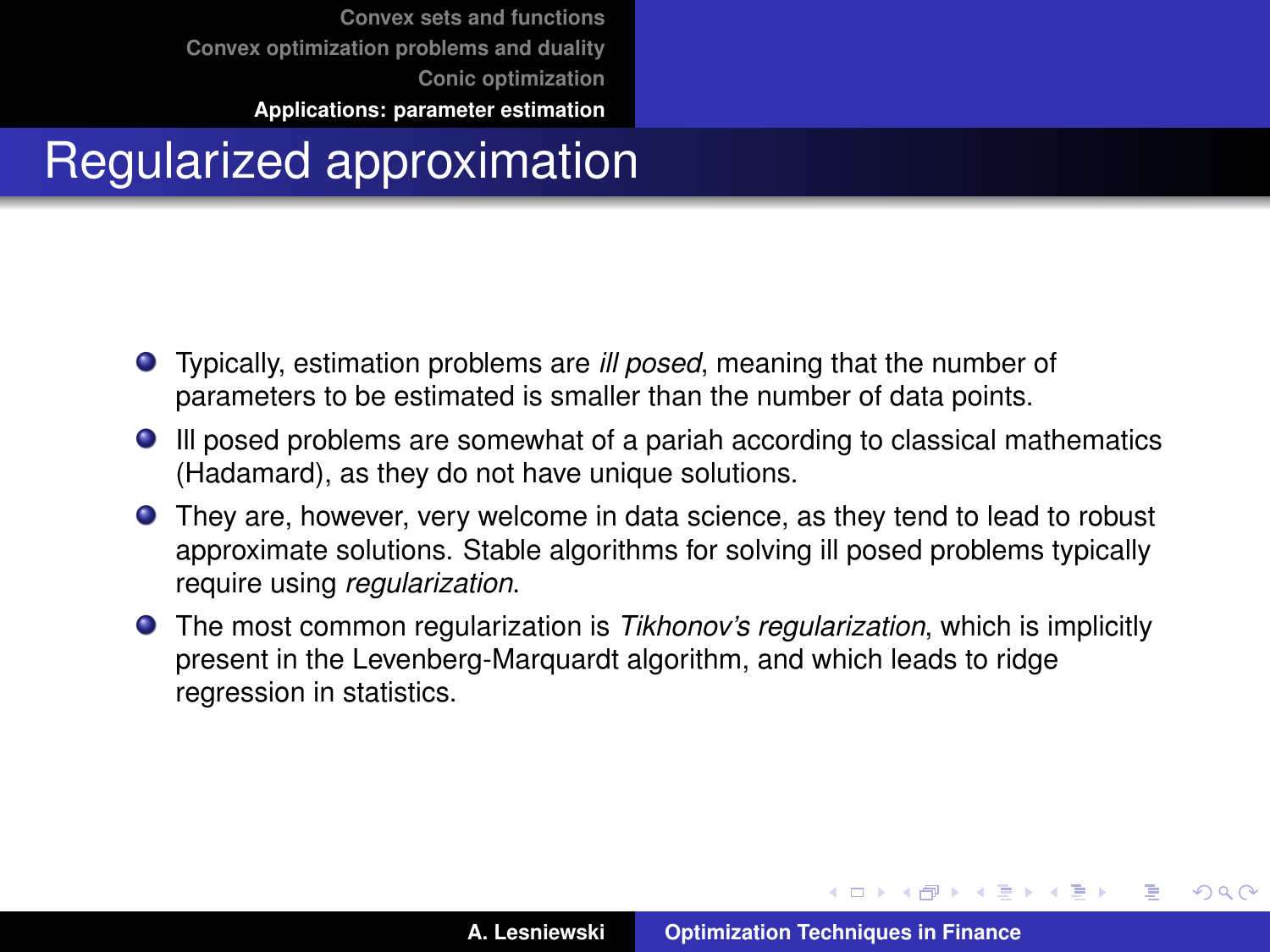# Regularized approximation

- Typically, estimation problems are *ill posed*, meaning that the number of parameters to be estimated is smaller than the number of data points.
- Ill posed problems are somewhat of a pariah according to classical mathematics (Hadamard), as they do not have unique solutions.
- They are, however, very welcome in data science, as they tend to lead to robust approximate solutions. Stable algorithms for solving ill posed problems typically require using *regularization*.
- The most common regularization is *Tikhonov's regularization*, which is implicitly present in the Levenberg-Marquardt algorithm, and which leads to ridge regression in statistics.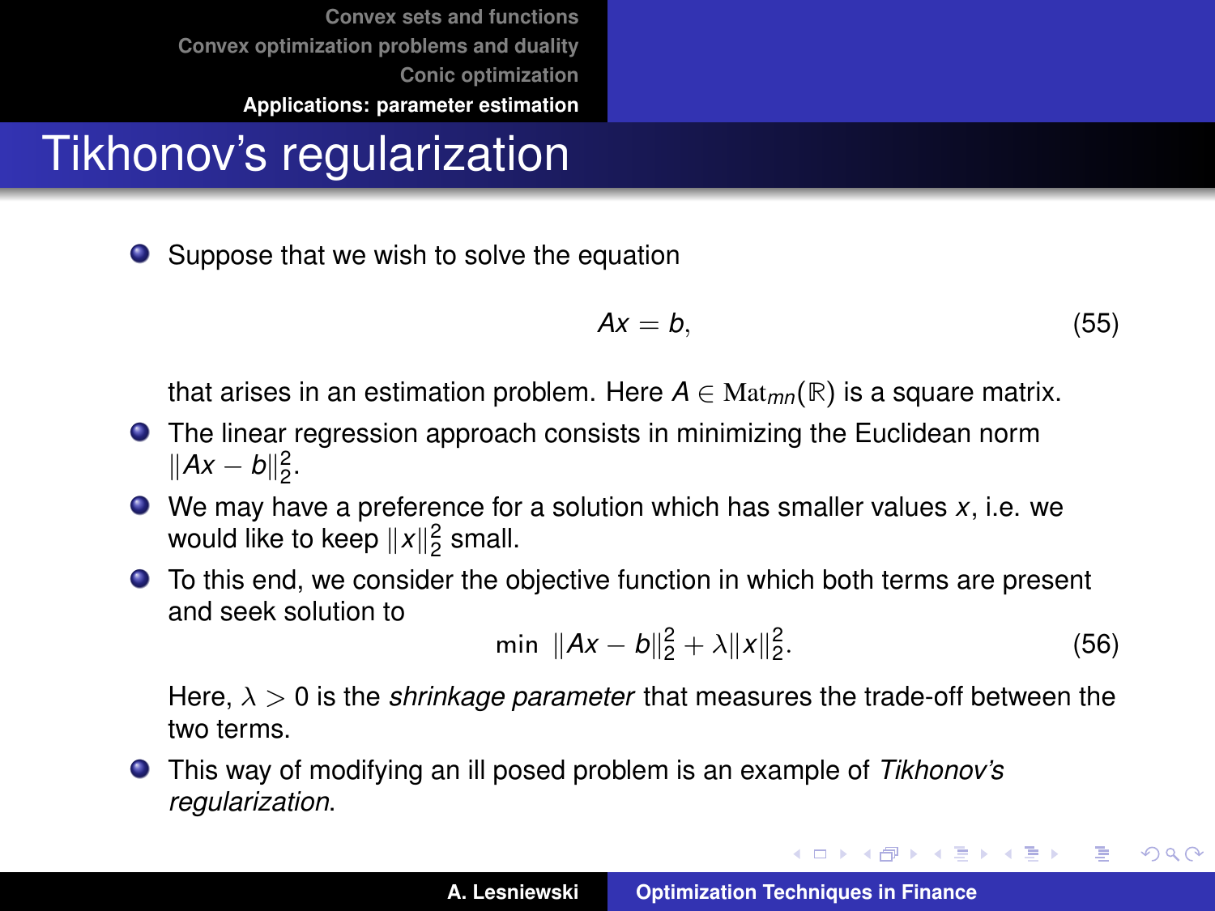# Tikhonov's regularization

- Suppose that we wish to solve the equation

$$Ax = b, \tag{55}$$

that arises in an estimation problem. Here $A \in \mathrm{Mat}_{mn}(\mathbb{R})$ is a square matrix.

- The linear regression approach consists in minimizing the Euclidean norm $\|Ax - b\|_2^2$.
- We may have a preference for a solution which has smaller values $x$, i.e. we would like to keep $\|x\|_2^2$ small.
- To this end, we consider the objective function in which both terms are present and seek solution to

$$\min \ \|Ax - b\|_2^2 + \lambda \|x\|_2^2. \tag{56}$$

Here, $\lambda > 0$ is the *shrinkage parameter* that measures the trade-off between the two terms.

- This way of modifying an ill posed problem is an example of *Tikhonov's regularization*.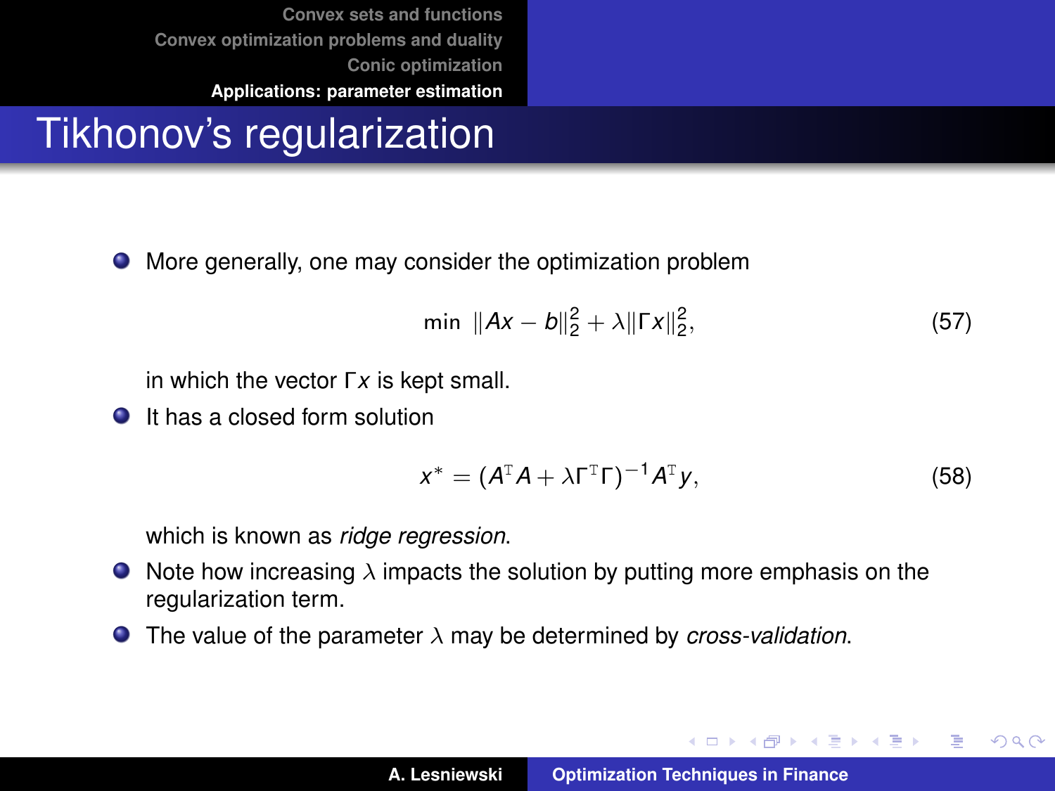# Tikhonov's regularization

- More generally, one may consider the optimization problem

$$\min \; \|Ax - b\|_2^2 + \lambda \|\Gamma x\|_2^2, \tag{57}$$

  in which the vector $\Gamma x$ is kept small.

- It has a closed form solution

$$x^* = (A^{\mathrm{T}} A + \lambda \Gamma^{\mathrm{T}} \Gamma)^{-1} A^{\mathrm{T}} y, \tag{58}$$

  which is known as *ridge regression*.

- Note how increasing $\lambda$ impacts the solution by putting more emphasis on the regularization term.
- The value of the parameter $\lambda$ may be determined by *cross-validation*.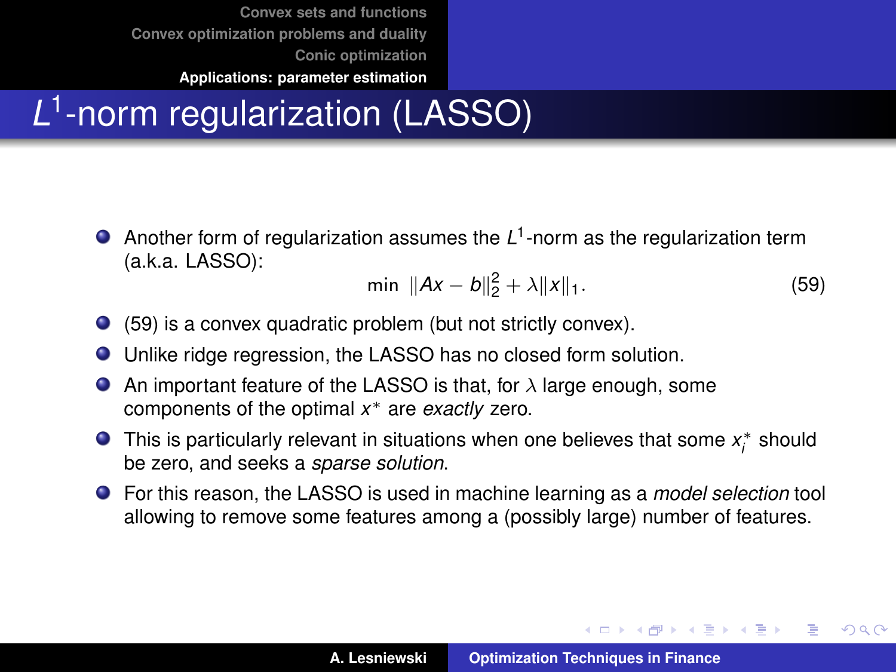# $L^1$-norm regularization (LASSO)

- Another form of regularization assumes the $L^1$-norm as the regularization term (a.k.a. LASSO):

$$\min \; \|Ax - b\|_2^2 + \lambda \|x\|_1 . \tag{59}$$

- (59) is a convex quadratic problem (but not strictly convex).
- Unlike ridge regression, the LASSO has no closed form solution.
- An important feature of the LASSO is that, for $\lambda$ large enough, some components of the optimal $x^*$ are *exactly* zero.
- This is particularly relevant in situations when one believes that some $x_i^*$ should be zero, and seeks a *sparse solution*.
- For this reason, the LASSO is used in machine learning as a *model selection* tool allowing to remove some features among a (possibly large) number of features.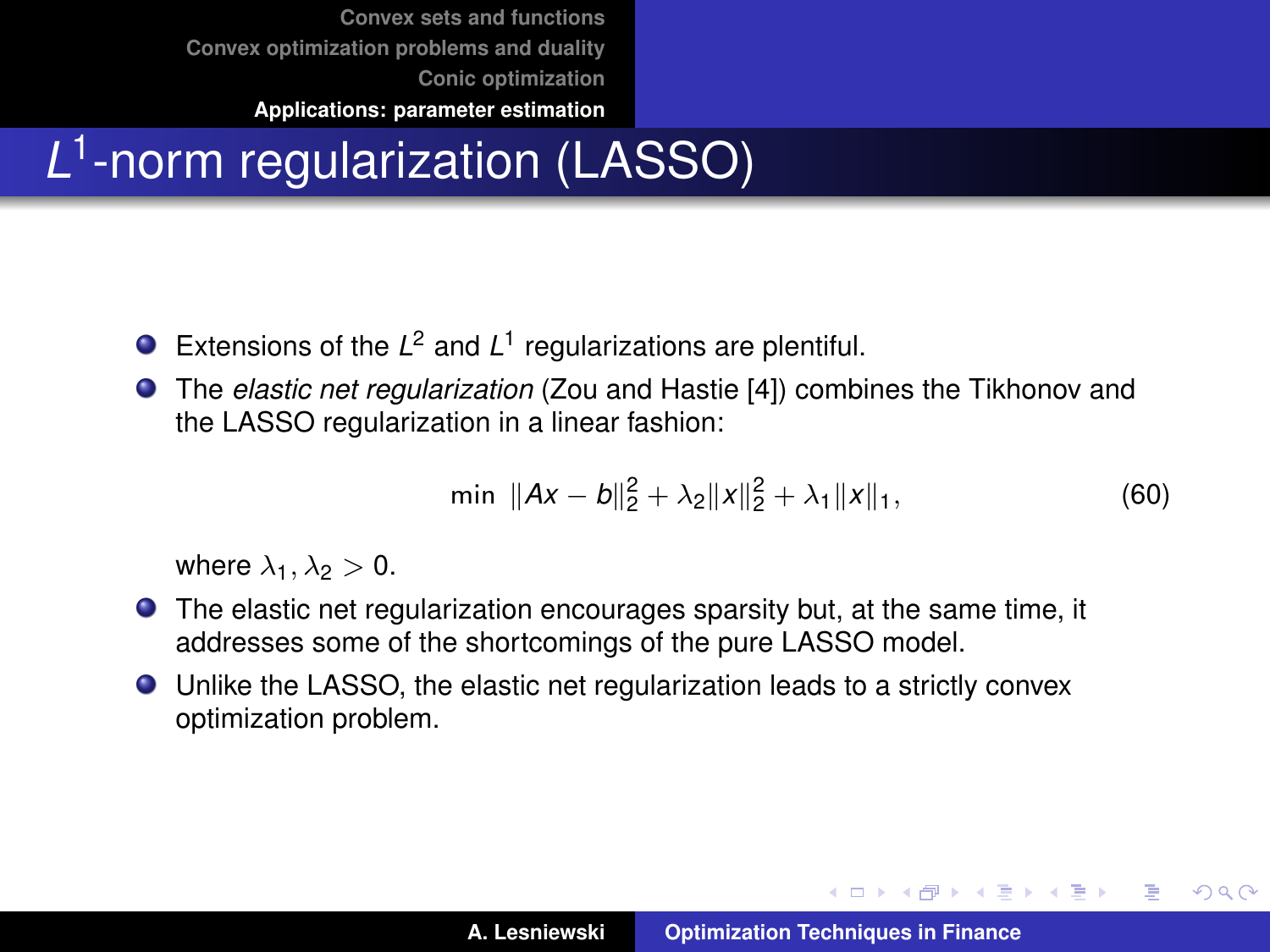# $L^1$-norm regularization (LASSO)

- Extensions of the $L^2$ and $L^1$ regularizations are plentiful.
- The *elastic net regularization* (Zou and Hastie [4]) combines the Tikhonov and the LASSO regularization in a linear fashion:

$$\min \; \|Ax - b\|_2^2 + \lambda_2 \|x\|_2^2 + \lambda_1 \|x\|_1 , \tag{60}$$

  where $\lambda_1, \lambda_2 > 0$.
- The elastic net regularization encourages sparsity but, at the same time, it addresses some of the shortcomings of the pure LASSO model.
- Unlike the LASSO, the elastic net regularization leads to a strictly convex optimization problem.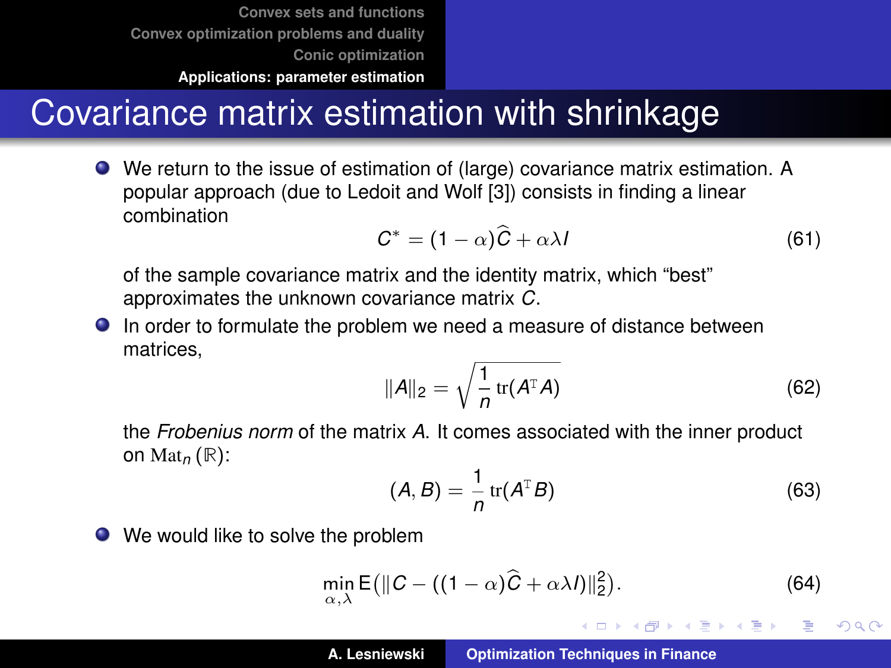# Covariance matrix estimation with shrinkage

- We return to the issue of estimation of (large) covariance matrix estimation. A popular approach (due to Ledoit and Wolf [3]) consists in finding a linear combination

$$C^* = (1 - \alpha)\widehat{C} + \alpha\lambda I \tag{61}$$

of the sample covariance matrix and the identity matrix, which "best" approximates the unknown covariance matrix $C$.

- In order to formulate the problem we need a measure of distance between matrices,

$$\|A\|_2 = \sqrt{\frac{1}{n}\,\mathrm{tr}(A^{\mathrm{T}} A)} \tag{62}$$

the *Frobenius norm* of the matrix $A$. It comes associated with the inner product on $\mathrm{Mat}_n(\mathbb{R})$:

$$(A, B) = \frac{1}{n}\,\mathrm{tr}(A^{\mathrm{T}} B) \tag{63}$$

- We would like to solve the problem

$$\min_{\alpha,\lambda} \mathsf{E}\big(\|C - ((1 - \alpha)\widehat{C} + \alpha\lambda I)\|_2^2\big). \tag{64}$$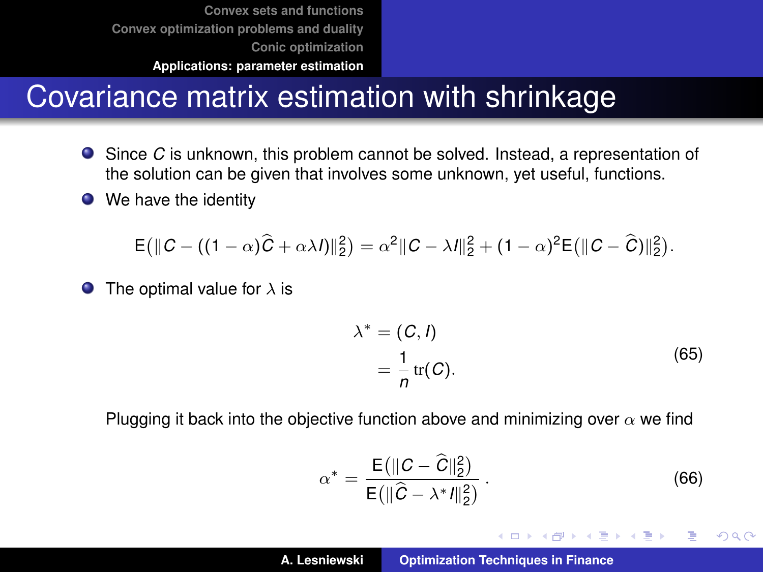# Covariance matrix estimation with shrinkage

- Since $C$ is unknown, this problem cannot be solved. Instead, a representation of the solution can be given that involves some unknown, yet useful, functions.
- We have the identity

$$\mathsf{E}\big(\|C - ((1-\alpha)\widehat{C} + \alpha\lambda I)\|_2^2\big) = \alpha^2\|C - \lambda I\|_2^2 + (1-\alpha)^2\mathsf{E}\big(\|C - \widehat{C})\|_2^2\big).$$

- The optimal value for $\lambda$ is

$$\begin{aligned}\lambda^* &= (C, I)\\ &= \frac{1}{n}\operatorname{tr}(C).\end{aligned} \tag{65}$$

  Plugging it back into the objective function above and minimizing over $\alpha$ we find

$$\alpha^* = \frac{\mathsf{E}\big(\|C - \widehat{C}\|_2^2\big)}{\mathsf{E}\big(\|\widehat{C} - \lambda^* I\|_2^2\big)}. \tag{66}$$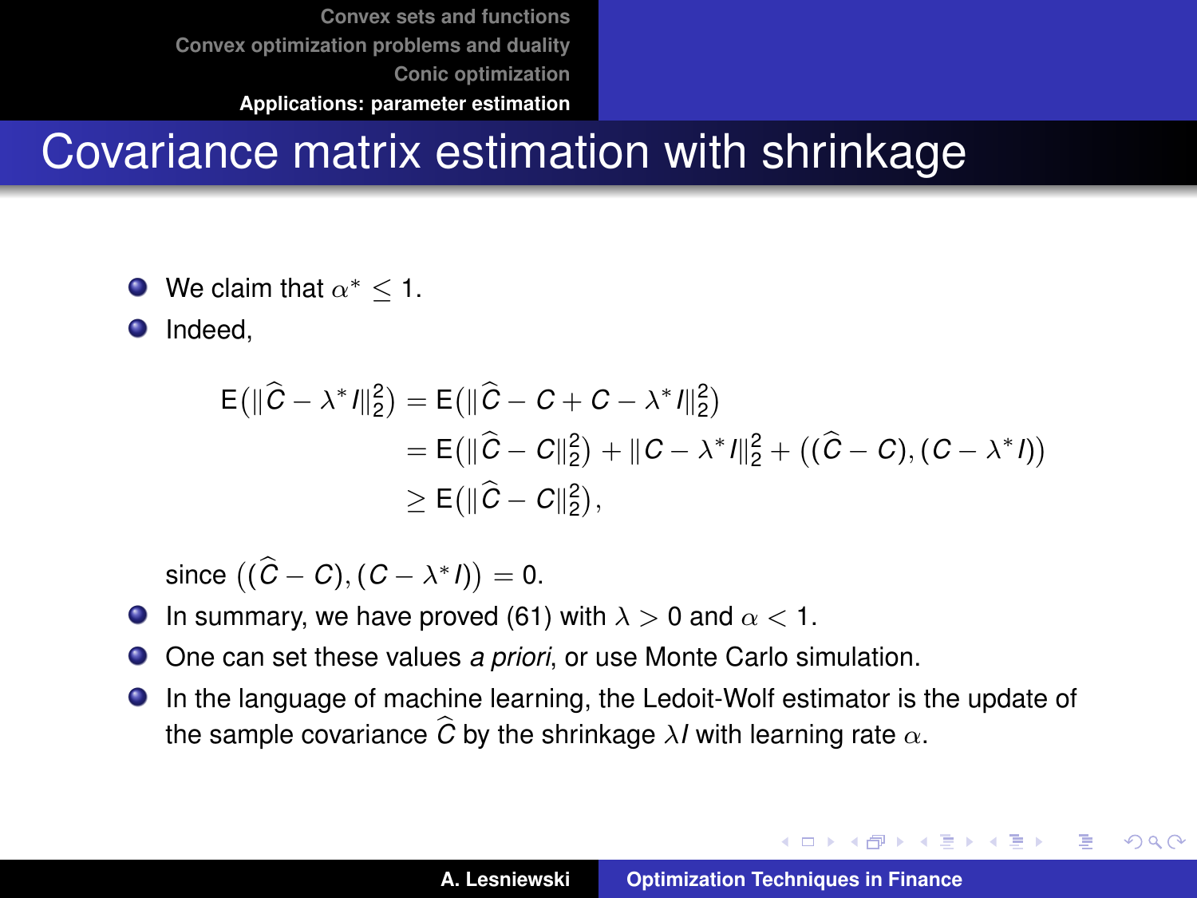# Covariance matrix estimation with shrinkage

- We claim that $\alpha^* \leq 1$.
- Indeed,

$$
\begin{aligned}
\mathrm{E}\big(\|\widehat{C} - \lambda^* I\|_2^2\big) &= \mathrm{E}\big(\|\widehat{C} - C + C - \lambda^* I\|_2^2\big) \\
&= \mathrm{E}\big(\|\widehat{C} - C\|_2^2\big) + \|C - \lambda^* I\|_2^2 + \big((\widehat{C} - C), (C - \lambda^* I)\big) \\
&\geq \mathrm{E}\big(\|\widehat{C} - C\|_2^2\big),
\end{aligned}
$$

  since $\big((\widehat{C} - C), (C - \lambda^* I)\big) = 0$.
- In summary, we have proved (61) with $\lambda > 0$ and $\alpha < 1$.
- One can set these values *a priori*, or use Monte Carlo simulation.
- In the language of machine learning, the Ledoit-Wolf estimator is the update of the sample covariance $\widehat{C}$ by the shrinkage $\lambda I$ with learning rate $\alpha$.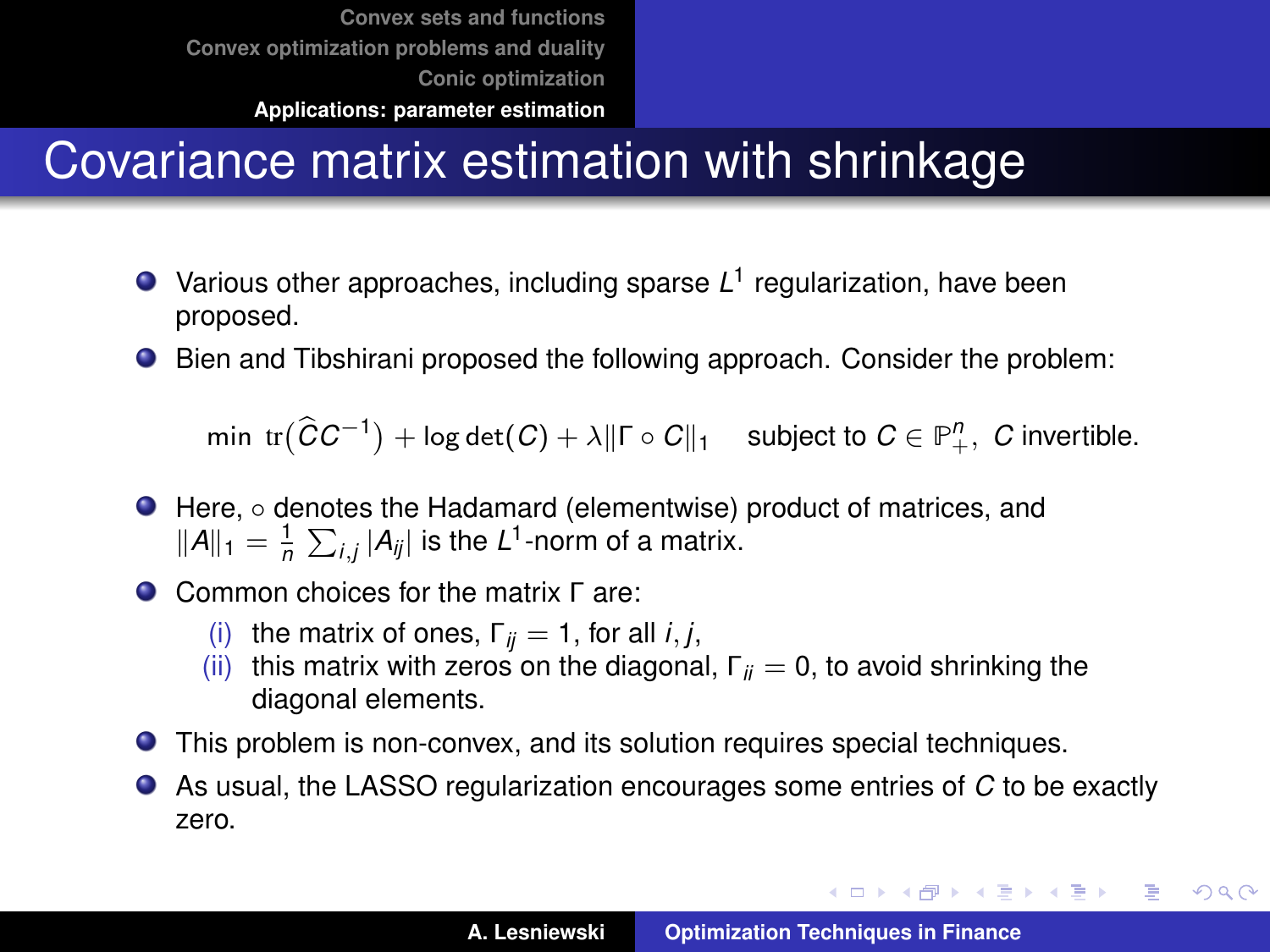# Covariance matrix estimation with shrinkage

- Various other approaches, including sparse $L^1$ regularization, have been proposed.
- Bien and Tibshirani proposed the following approach. Consider the problem:

$$\min \ \operatorname{tr}\big(\widehat{C}C^{-1}\big) + \log \det(C) + \lambda \|\Gamma \circ C\|_1 \quad \text{subject to } C \in \mathbb{P}_+^n, \ C \text{ invertible.}$$

- Here, $\circ$ denotes the Hadamard (elementwise) product of matrices, and $\|A\|_1 = \frac{1}{n} \sum_{i,j} |A_{ij}|$ is the $L^1$-norm of a matrix.
- Common choices for the matrix $\Gamma$ are:
  - (i) the matrix of ones, $\Gamma_{ij} = 1$, for all $i, j$,
  - (ii) this matrix with zeros on the diagonal, $\Gamma_{ii} = 0$, to avoid shrinking the diagonal elements.
- This problem is non-convex, and its solution requires special techniques.
- As usual, the LASSO regularization encourages some entries of $C$ to be exactly zero.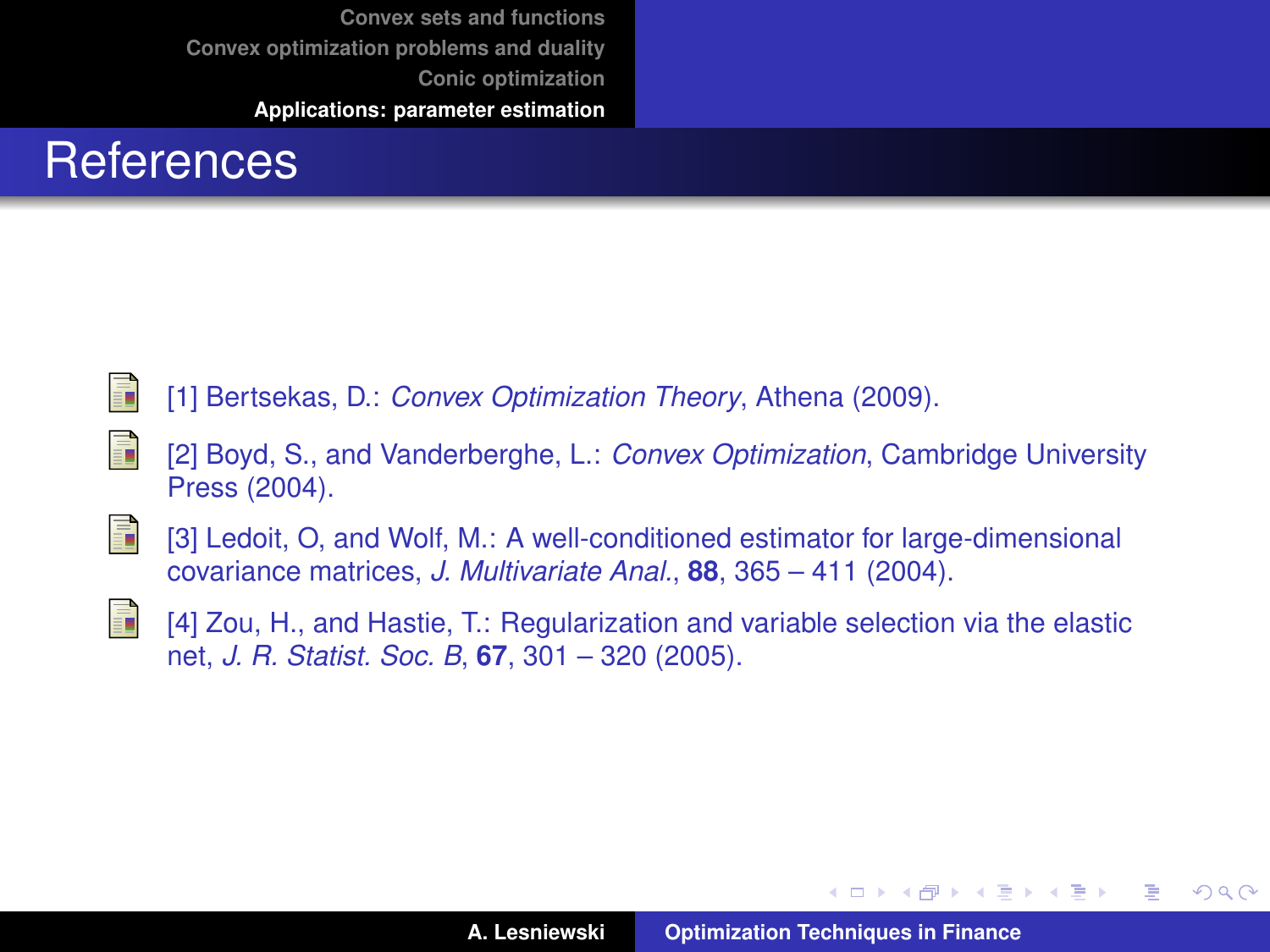# References

- [1] Bertsekas, D.: *Convex Optimization Theory*, Athena (2009).
- [2] Boyd, S., and Vanderberghe, L.: *Convex Optimization*, Cambridge University Press (2004).
- [3] Ledoit, O, and Wolf, M.: A well-conditioned estimator for large-dimensional covariance matrices, *J. Multivariate Anal.*, **88**, 365 – 411 (2004).
- [4] Zou, H., and Hastie, T.: Regularization and variable selection via the elastic net, *J. R. Statist. Soc. B*, **67**, 301 – 320 (2005).